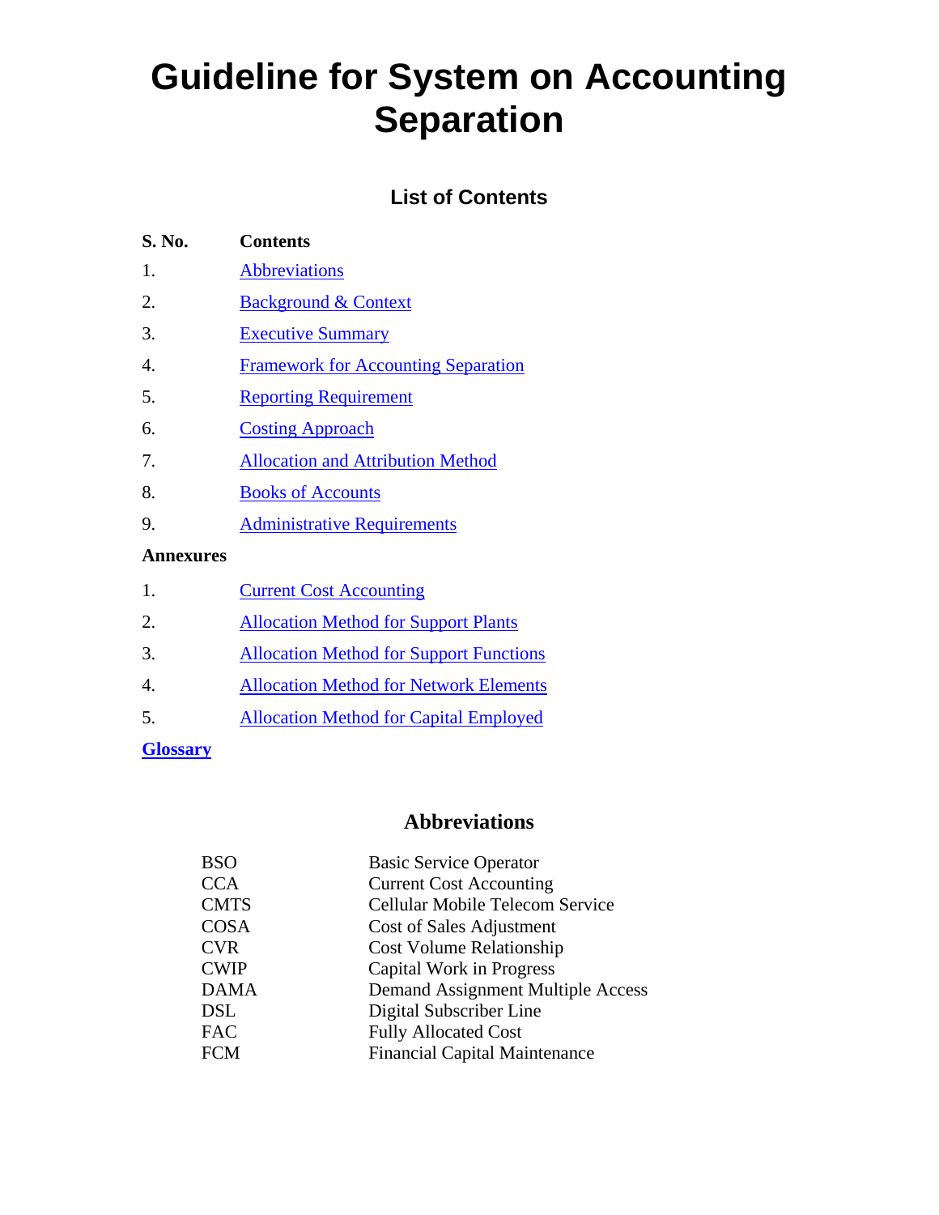# Guideline for System on Accounting Separation

## List of Contents

| S. No. | Contents |
|---|---|
| 1. | Abbreviations |
| 2. | Background & Context |
| 3. | Executive Summary |
| 4. | Framework for Accounting Separation |
| 5. | Reporting Requirement |
| 6. | Costing Approach |
| 7. | Allocation and Attribution Method |
| 8. | Books of Accounts |
| 9. | Administrative Requirements |

**Annexures**

| | |
|---|---|
| 1. | Current Cost Accounting |
| 2. | Allocation Method for Support Plants |
| 3. | Allocation Method for Support Functions |
| 4. | Allocation Method for Network Elements |
| 5. | Allocation Method for Capital Employed |

**Glossary**

## Abbreviations

| | |
|---|---|
| BSO | Basic Service Operator |
| CCA | Current Cost Accounting |
| CMTS | Cellular Mobile Telecom Service |
| COSA | Cost of Sales Adjustment |
| CVR | Cost Volume Relationship |
| CWIP | Capital Work in Progress |
| DAMA | Demand Assignment Multiple Access |
| DSL | Digital Subscriber Line |
| FAC | Fully Allocated Cost |
| FCM | Financial Capital Maintenance |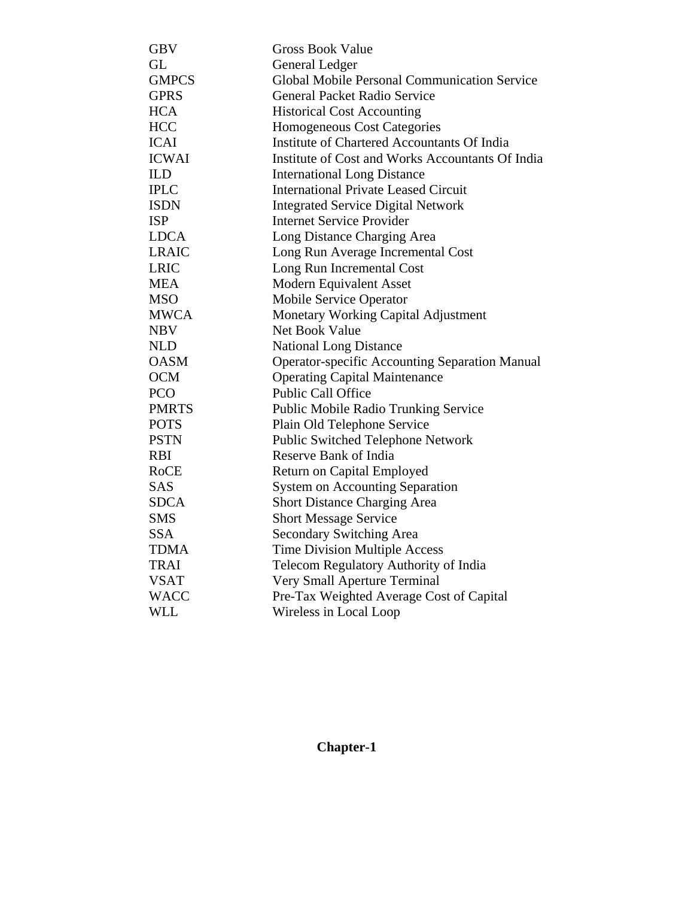| | |
|---|---|
| GBV | Gross Book Value |
| GL | General Ledger |
| GMPCS | Global Mobile Personal Communication Service |
| GPRS | General Packet Radio Service |
| HCA | Historical Cost Accounting |
| HCC | Homogeneous Cost Categories |
| ICAI | Institute of Chartered Accountants Of India |
| ICWAI | Institute of Cost and Works Accountants Of India |
| ILD | International Long Distance |
| IPLC | International Private Leased Circuit |
| ISDN | Integrated Service Digital Network |
| ISP | Internet Service Provider |
| LDCA | Long Distance Charging Area |
| LRAIC | Long Run Average Incremental Cost |
| LRIC | Long Run Incremental Cost |
| MEA | Modern Equivalent Asset |
| MSO | Mobile Service Operator |
| MWCA | Monetary Working Capital Adjustment |
| NBV | Net Book Value |
| NLD | National Long Distance |
| OASM | Operator-specific Accounting Separation Manual |
| OCM | Operating Capital Maintenance |
| PCO | Public Call Office |
| PMRTS | Public Mobile Radio Trunking Service |
| POTS | Plain Old Telephone Service |
| PSTN | Public Switched Telephone Network |
| RBI | Reserve Bank of India |
| RoCE | Return on Capital Employed |
| SAS | System on Accounting Separation |
| SDCA | Short Distance Charging Area |
| SMS | Short Message Service |
| SSA | Secondary Switching Area |
| TDMA | Time Division Multiple Access |
| TRAI | Telecom Regulatory Authority of India |
| VSAT | Very Small Aperture Terminal |
| WACC | Pre-Tax Weighted Average Cost of Capital |
| WLL | Wireless in Local Loop |

# Chapter-1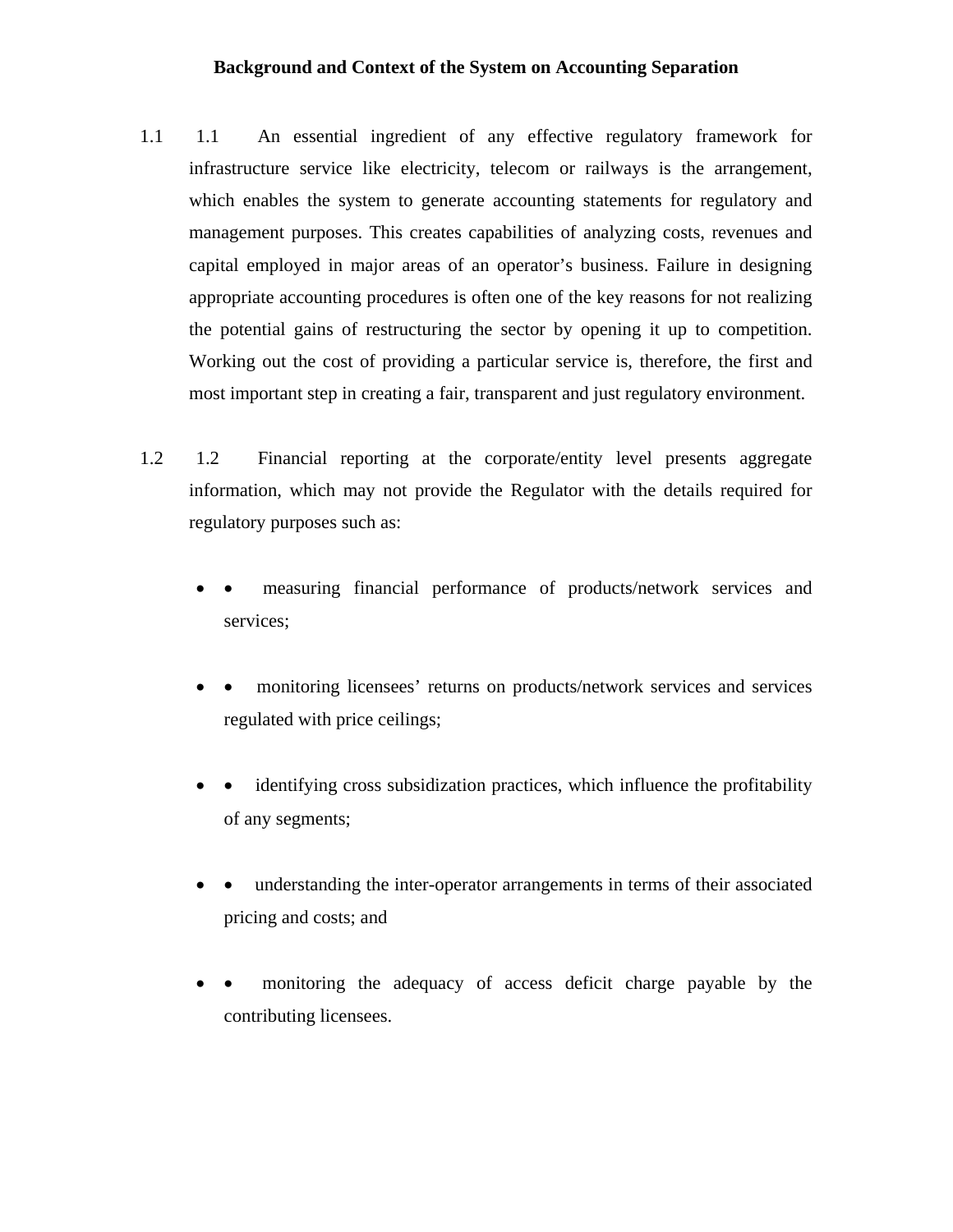# Background and Context of the System on Accounting Separation

1.1 1.1 An essential ingredient of any effective regulatory framework for infrastructure service like electricity, telecom or railways is the arrangement, which enables the system to generate accounting statements for regulatory and management purposes. This creates capabilities of analyzing costs, revenues and capital employed in major areas of an operator's business. Failure in designing appropriate accounting procedures is often one of the key reasons for not realizing the potential gains of restructuring the sector by opening it up to competition. Working out the cost of providing a particular service is, therefore, the first and most important step in creating a fair, transparent and just regulatory environment.

1.2 1.2 Financial reporting at the corporate/entity level presents aggregate information, which may not provide the Regulator with the details required for regulatory purposes such as:

- • measuring financial performance of products/network services and services;
- • monitoring licensees' returns on products/network services and services regulated with price ceilings;
- • identifying cross subsidization practices, which influence the profitability of any segments;
- • understanding the inter-operator arrangements in terms of their associated pricing and costs; and
- • monitoring the adequacy of access deficit charge payable by the contributing licensees.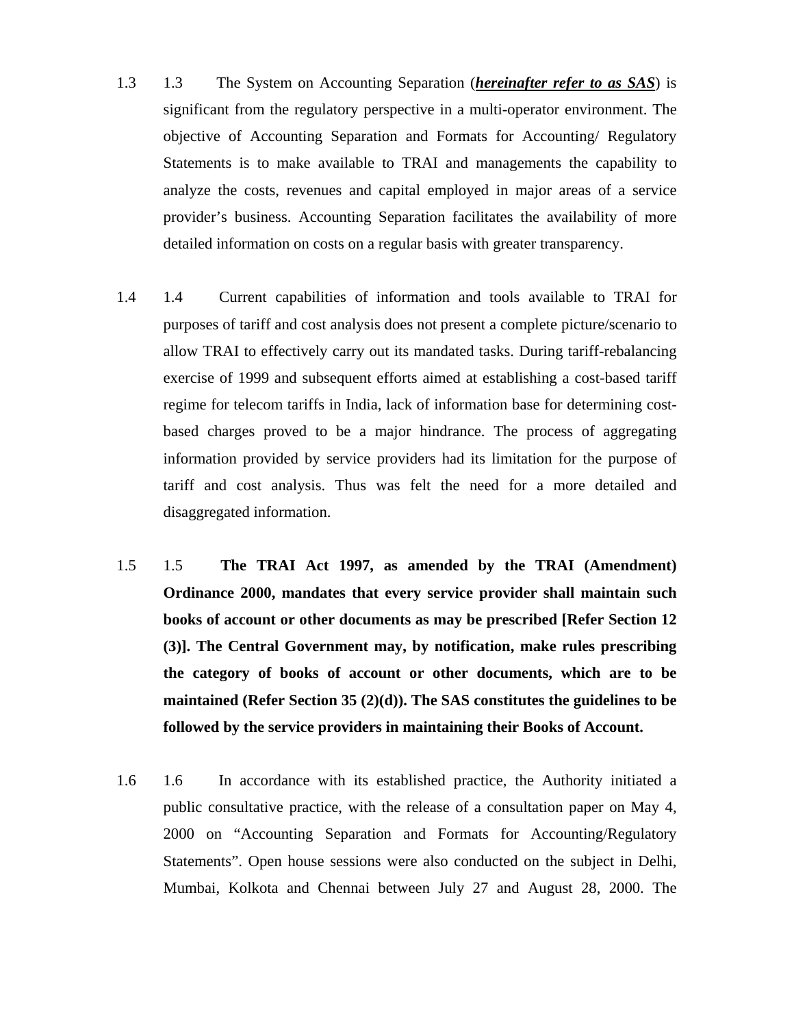1.3 1.3 The System on Accounting Separation (***hereinafter refer to as SAS***) is significant from the regulatory perspective in a multi-operator environment. The objective of Accounting Separation and Formats for Accounting/ Regulatory Statements is to make available to TRAI and managements the capability to analyze the costs, revenues and capital employed in major areas of a service provider's business. Accounting Separation facilitates the availability of more detailed information on costs on a regular basis with greater transparency.

1.4 1.4 Current capabilities of information and tools available to TRAI for purposes of tariff and cost analysis does not present a complete picture/scenario to allow TRAI to effectively carry out its mandated tasks. During tariff-rebalancing exercise of 1999 and subsequent efforts aimed at establishing a cost-based tariff regime for telecom tariffs in India, lack of information base for determining cost-based charges proved to be a major hindrance. The process of aggregating information provided by service providers had its limitation for the purpose of tariff and cost analysis. Thus was felt the need for a more detailed and disaggregated information.

1.5 1.5 **The TRAI Act 1997, as amended by the TRAI (Amendment) Ordinance 2000, mandates that every service provider shall maintain such books of account or other documents as may be prescribed [Refer Section 12 (3)]. The Central Government may, by notification, make rules prescribing the category of books of account or other documents, which are to be maintained (Refer Section 35 (2)(d)). The SAS constitutes the guidelines to be followed by the service providers in maintaining their Books of Account.**

1.6 1.6 In accordance with its established practice, the Authority initiated a public consultative practice, with the release of a consultation paper on May 4, 2000 on "Accounting Separation and Formats for Accounting/Regulatory Statements". Open house sessions were also conducted on the subject in Delhi, Mumbai, Kolkota and Chennai between July 27 and August 28, 2000. The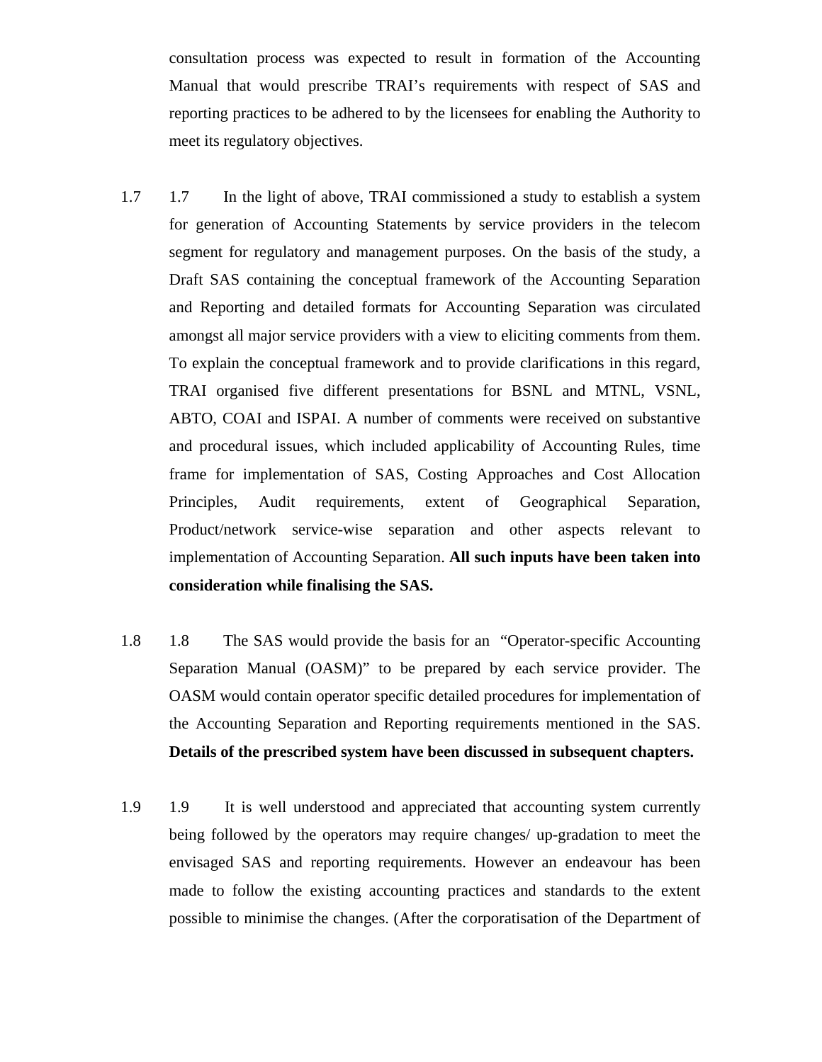consultation process was expected to result in formation of the Accounting Manual that would prescribe TRAI's requirements with respect of SAS and reporting practices to be adhered to by the licensees for enabling the Authority to meet its regulatory objectives.

1.7 In the light of above, TRAI commissioned a study to establish a system for generation of Accounting Statements by service providers in the telecom segment for regulatory and management purposes. On the basis of the study, a Draft SAS containing the conceptual framework of the Accounting Separation and Reporting and detailed formats for Accounting Separation was circulated amongst all major service providers with a view to eliciting comments from them. To explain the conceptual framework and to provide clarifications in this regard, TRAI organised five different presentations for BSNL and MTNL, VSNL, ABTO, COAI and ISPAI. A number of comments were received on substantive and procedural issues, which included applicability of Accounting Rules, time frame for implementation of SAS, Costing Approaches and Cost Allocation Principles, Audit requirements, extent of Geographical Separation, Product/network service-wise separation and other aspects relevant to implementation of Accounting Separation. **All such inputs have been taken into consideration while finalising the SAS.**

1.8 The SAS would provide the basis for an "Operator-specific Accounting Separation Manual (OASM)" to be prepared by each service provider. The OASM would contain operator specific detailed procedures for implementation of the Accounting Separation and Reporting requirements mentioned in the SAS. **Details of the prescribed system have been discussed in subsequent chapters.**

1.9 It is well understood and appreciated that accounting system currently being followed by the operators may require changes/ up-gradation to meet the envisaged SAS and reporting requirements. However an endeavour has been made to follow the existing accounting practices and standards to the extent possible to minimise the changes. (After the corporatisation of the Department of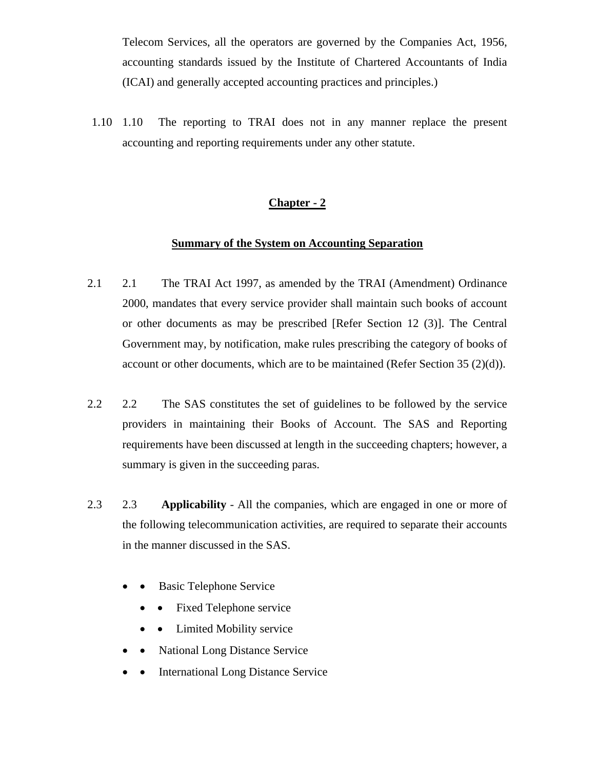Telecom Services, all the operators are governed by the Companies Act, 1956, accounting standards issued by the Institute of Chartered Accountants of India (ICAI) and generally accepted accounting practices and principles.)

1.10 The reporting to TRAI does not in any manner replace the present accounting and reporting requirements under any other statute.

## Chapter - 2

### Summary of the System on Accounting Separation

2.1 The TRAI Act 1997, as amended by the TRAI (Amendment) Ordinance 2000, mandates that every service provider shall maintain such books of account or other documents as may be prescribed [Refer Section 12 (3)]. The Central Government may, by notification, make rules prescribing the category of books of account or other documents, which are to be maintained (Refer Section 35 (2)(d)).

2.2 The SAS constitutes the set of guidelines to be followed by the service providers in maintaining their Books of Account. The SAS and Reporting requirements have been discussed at length in the succeeding chapters; however, a summary is given in the succeeding paras.

2.3 **Applicability** - All the companies, which are engaged in one or more of the following telecommunication activities, are required to separate their accounts in the manner discussed in the SAS.

- Basic Telephone Service
  - Fixed Telephone service
  - Limited Mobility service
- National Long Distance Service
- International Long Distance Service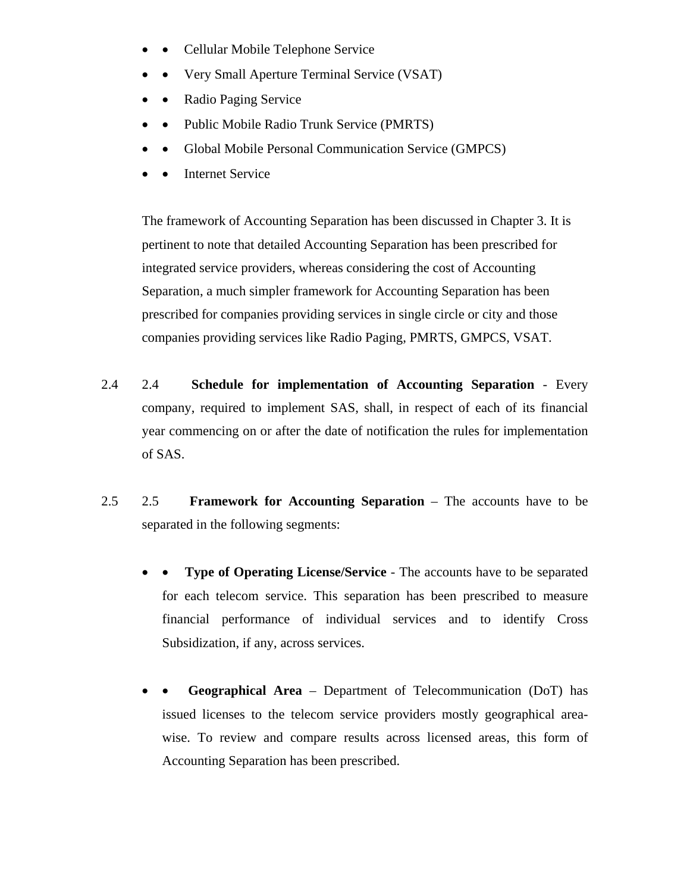- Cellular Mobile Telephone Service
- Very Small Aperture Terminal Service (VSAT)
- Radio Paging Service
- Public Mobile Radio Trunk Service (PMRTS)
- Global Mobile Personal Communication Service (GMPCS)
- Internet Service

The framework of Accounting Separation has been discussed in Chapter 3. It is pertinent to note that detailed Accounting Separation has been prescribed for integrated service providers, whereas considering the cost of Accounting Separation, a much simpler framework for Accounting Separation has been prescribed for companies providing services in single circle or city and those companies providing services like Radio Paging, PMRTS, GMPCS, VSAT.

2.4 **Schedule for implementation of Accounting Separation** - Every company, required to implement SAS, shall, in respect of each of its financial year commencing on or after the date of notification the rules for implementation of SAS.

2.5 **Framework for Accounting Separation** – The accounts have to be separated in the following segments:

- **Type of Operating License/Service** - The accounts have to be separated for each telecom service. This separation has been prescribed to measure financial performance of individual services and to identify Cross Subsidization, if any, across services.

- **Geographical Area** – Department of Telecommunication (DoT) has issued licenses to the telecom service providers mostly geographical area-wise. To review and compare results across licensed areas, this form of Accounting Separation has been prescribed.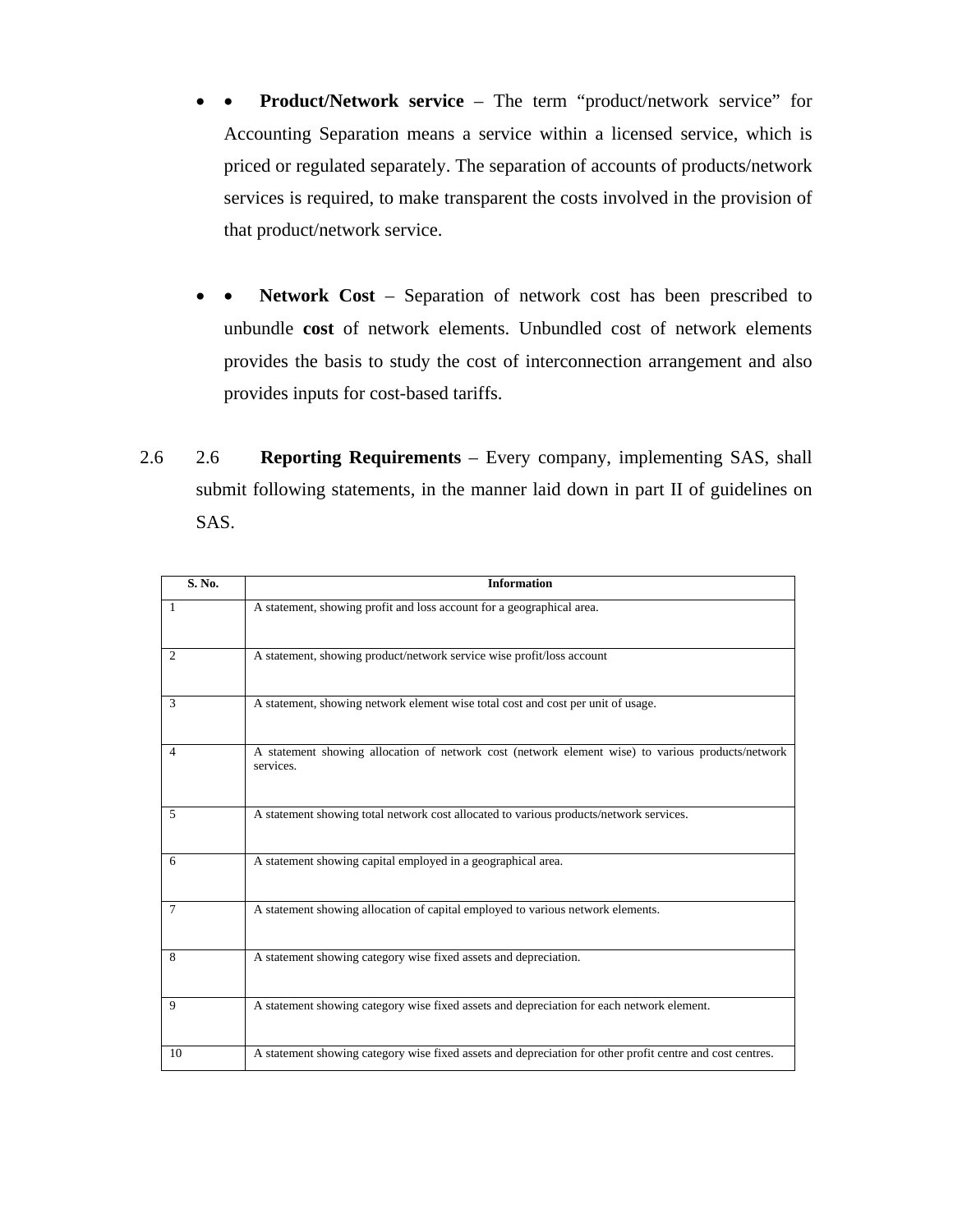- **Product/Network service** – The term "product/network service" for Accounting Separation means a service within a licensed service, which is priced or regulated separately. The separation of accounts of products/network services is required, to make transparent the costs involved in the provision of that product/network service.

- **Network Cost** – Separation of network cost has been prescribed to unbundle **cost** of network elements. Unbundled cost of network elements provides the basis to study the cost of interconnection arrangement and also provides inputs for cost-based tariffs.

2.6 **Reporting Requirements** – Every company, implementing SAS, shall submit following statements, in the manner laid down in part II of guidelines on SAS.

| S. No. | Information |
|---|---|
| 1 | A statement, showing profit and loss account for a geographical area. |
| 2 | A statement, showing product/network service wise profit/loss account |
| 3 | A statement, showing network element wise total cost and cost per unit of usage. |
| 4 | A statement showing allocation of network cost (network element wise) to various products/network services. |
| 5 | A statement showing total network cost allocated to various products/network services. |
| 6 | A statement showing capital employed in a geographical area. |
| 7 | A statement showing allocation of capital employed to various network elements. |
| 8 | A statement showing category wise fixed assets and depreciation. |
| 9 | A statement showing category wise fixed assets and depreciation for each network element. |
| 10 | A statement showing category wise fixed assets and depreciation for other profit centre and cost centres. |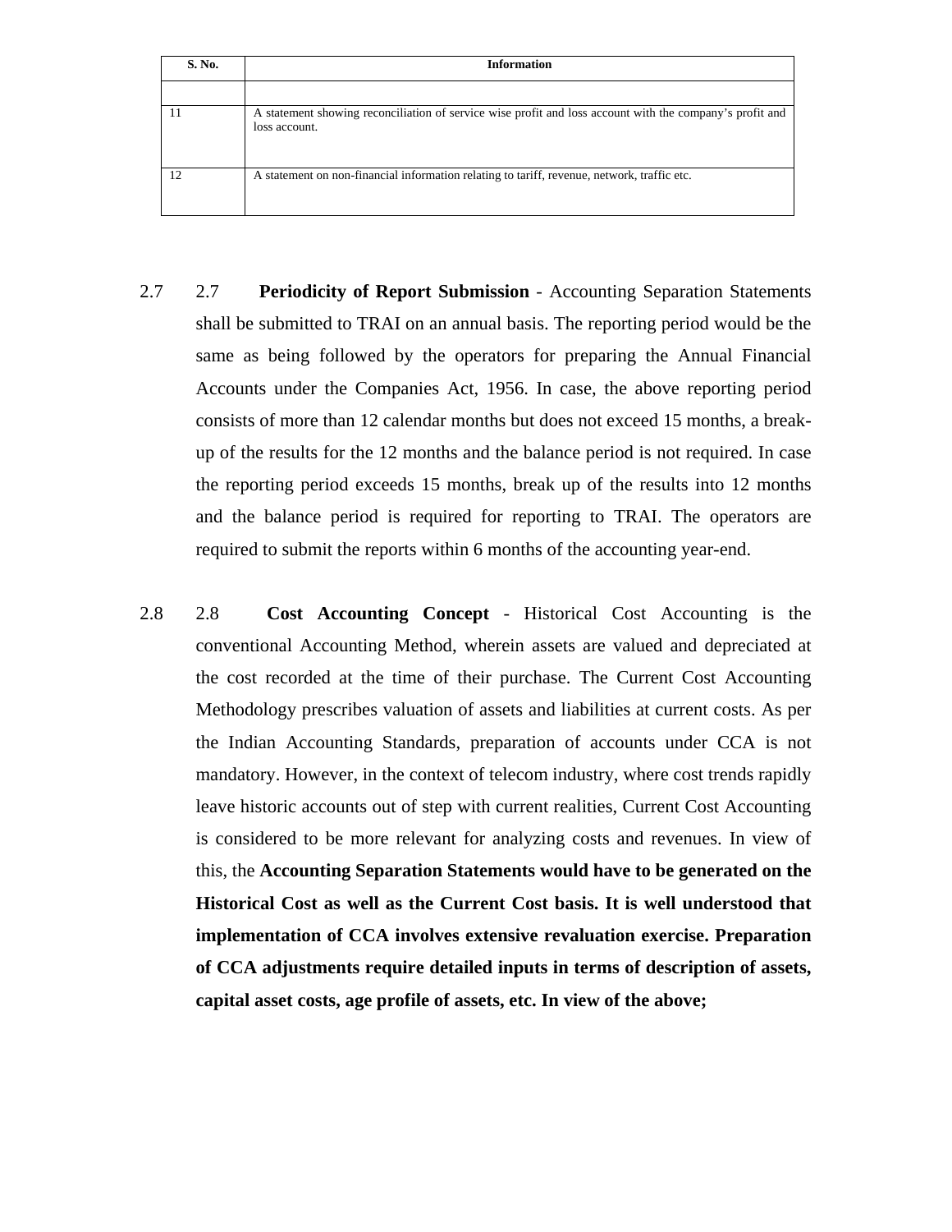| S. No. | Information |
|---|---|
| | |
| 11 | A statement showing reconciliation of service wise profit and loss account with the company's profit and loss account. |
| 12 | A statement on non-financial information relating to tariff, revenue, network, traffic etc. |

2.7 2.7 **Periodicity of Report Submission** - Accounting Separation Statements shall be submitted to TRAI on an annual basis. The reporting period would be the same as being followed by the operators for preparing the Annual Financial Accounts under the Companies Act, 1956. In case, the above reporting period consists of more than 12 calendar months but does not exceed 15 months, a break-up of the results for the 12 months and the balance period is not required. In case the reporting period exceeds 15 months, break up of the results into 12 months and the balance period is required for reporting to TRAI. The operators are required to submit the reports within 6 months of the accounting year-end.

2.8 2.8 **Cost Accounting Concept** - Historical Cost Accounting is the conventional Accounting Method, wherein assets are valued and depreciated at the cost recorded at the time of their purchase. The Current Cost Accounting Methodology prescribes valuation of assets and liabilities at current costs. As per the Indian Accounting Standards, preparation of accounts under CCA is not mandatory. However, in the context of telecom industry, where cost trends rapidly leave historic accounts out of step with current realities, Current Cost Accounting is considered to be more relevant for analyzing costs and revenues. In view of this, the **Accounting Separation Statements would have to be generated on the Historical Cost as well as the Current Cost basis. It is well understood that implementation of CCA involves extensive revaluation exercise. Preparation of CCA adjustments require detailed inputs in terms of description of assets, capital asset costs, age profile of assets, etc. In view of the above;**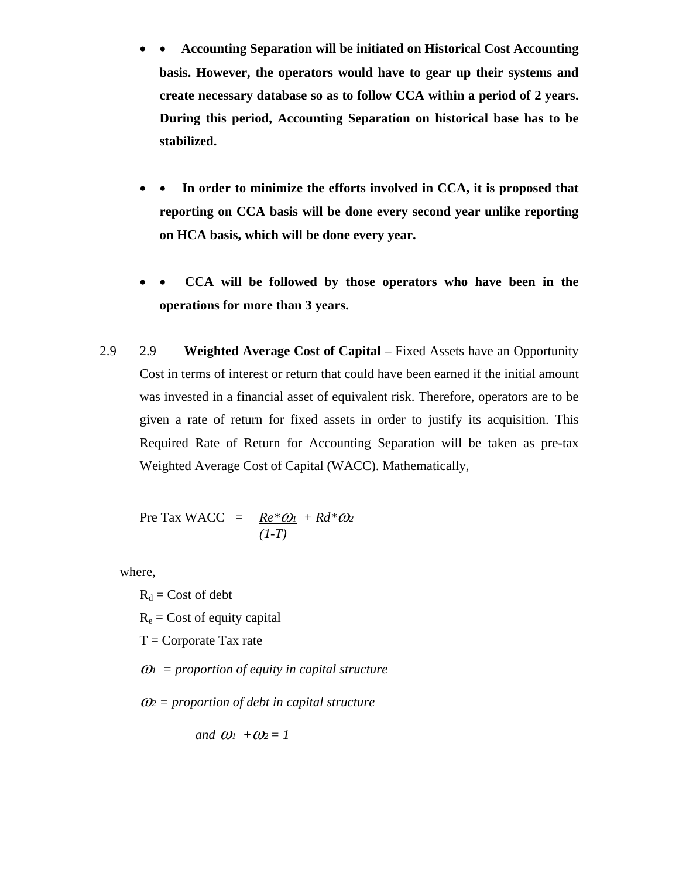- **Accounting Separation will be initiated on Historical Cost Accounting basis. However, the operators would have to gear up their systems and create necessary database so as to follow CCA within a period of 2 years. During this period, Accounting Separation on historical base has to be stabilized.**

- **In order to minimize the efforts involved in CCA, it is proposed that reporting on CCA basis will be done every second year unlike reporting on HCA basis, which will be done every year.**

- **CCA will be followed by those operators who have been in the operations for more than 3 years.**

2.9 **Weighted Average Cost of Capital** – Fixed Assets have an Opportunity Cost in terms of interest or return that could have been earned if the initial amount was invested in a financial asset of equivalent risk. Therefore, operators are to be given a rate of return for fixed assets in order to justify its acquisition. This Required Rate of Return for Accounting Separation will be taken as pre-tax Weighted Average Cost of Capital (WACC). Mathematically,

$$\text{Pre Tax WACC} = \frac{R_e * \omega_1}{(1-T)} + R_d * \omega_2$$

where,

$R_d$ = Cost of debt

$R_e$ = Cost of equity capital

T = Corporate Tax rate

$\omega_1$ = *proportion of equity in capital structure*

$\omega_2$ = *proportion of debt in capital structure*

*and* $\omega_1 + \omega_2 = 1$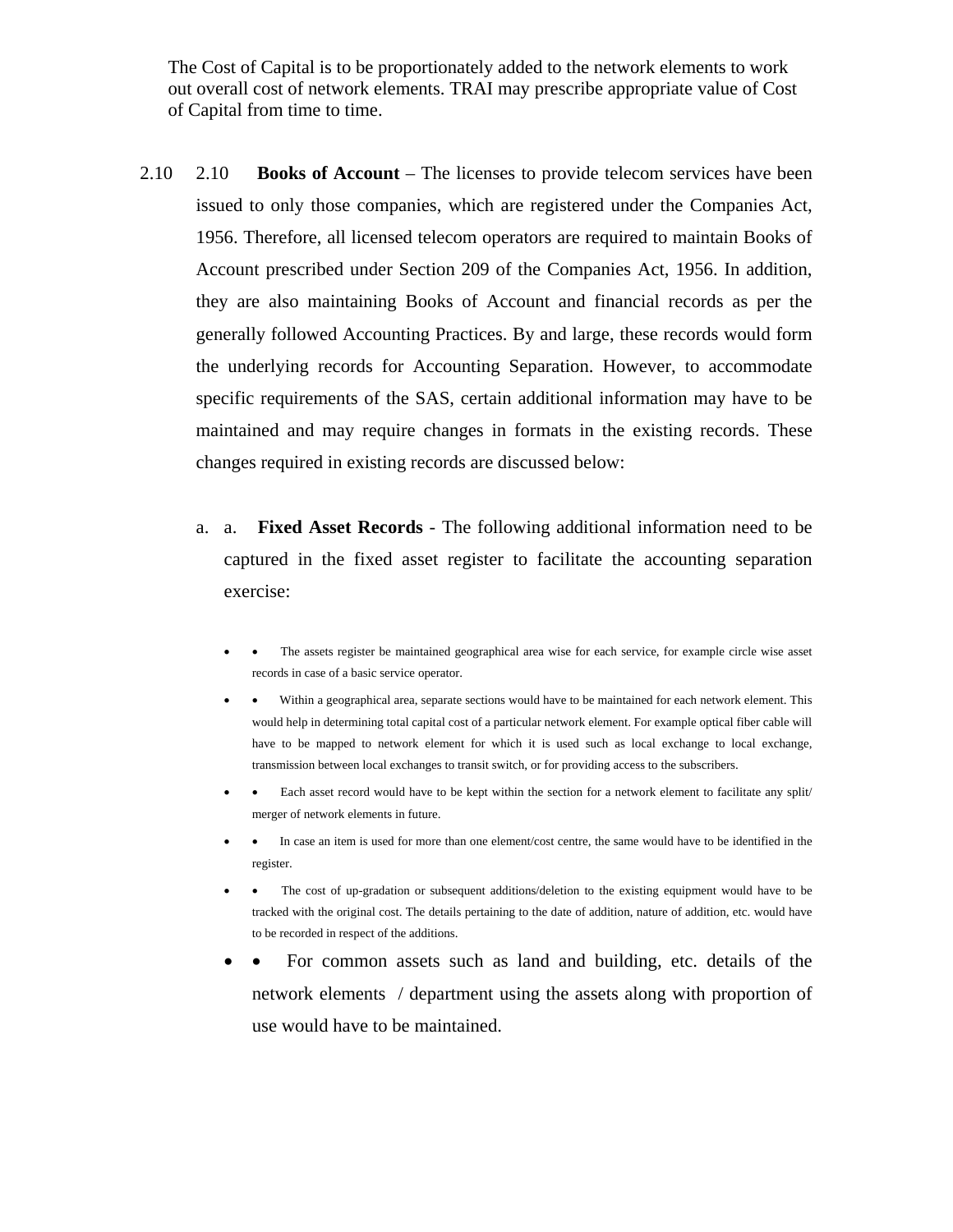The Cost of Capital is to be proportionately added to the network elements to work out overall cost of network elements. TRAI may prescribe appropriate value of Cost of Capital from time to time.

2.10 **Books of Account** – The licenses to provide telecom services have been issued to only those companies, which are registered under the Companies Act, 1956. Therefore, all licensed telecom operators are required to maintain Books of Account prescribed under Section 209 of the Companies Act, 1956. In addition, they are also maintaining Books of Account and financial records as per the generally followed Accounting Practices. By and large, these records would form the underlying records for Accounting Separation. However, to accommodate specific requirements of the SAS, certain additional information may have to be maintained and may require changes in formats in the existing records. These changes required in existing records are discussed below:

a. **Fixed Asset Records** - The following additional information need to be captured in the fixed asset register to facilitate the accounting separation exercise:

- The assets register be maintained geographical area wise for each service, for example circle wise asset records in case of a basic service operator.
- Within a geographical area, separate sections would have to be maintained for each network element. This would help in determining total capital cost of a particular network element. For example optical fiber cable will have to be mapped to network element for which it is used such as local exchange to local exchange, transmission between local exchanges to transit switch, or for providing access to the subscribers.
- Each asset record would have to be kept within the section for a network element to facilitate any split/ merger of network elements in future.
- In case an item is used for more than one element/cost centre, the same would have to be identified in the register.
- The cost of up-gradation or subsequent additions/deletion to the existing equipment would have to be tracked with the original cost. The details pertaining to the date of addition, nature of addition, etc. would have to be recorded in respect of the additions.
- For common assets such as land and building, etc. details of the network elements / department using the assets along with proportion of use would have to be maintained.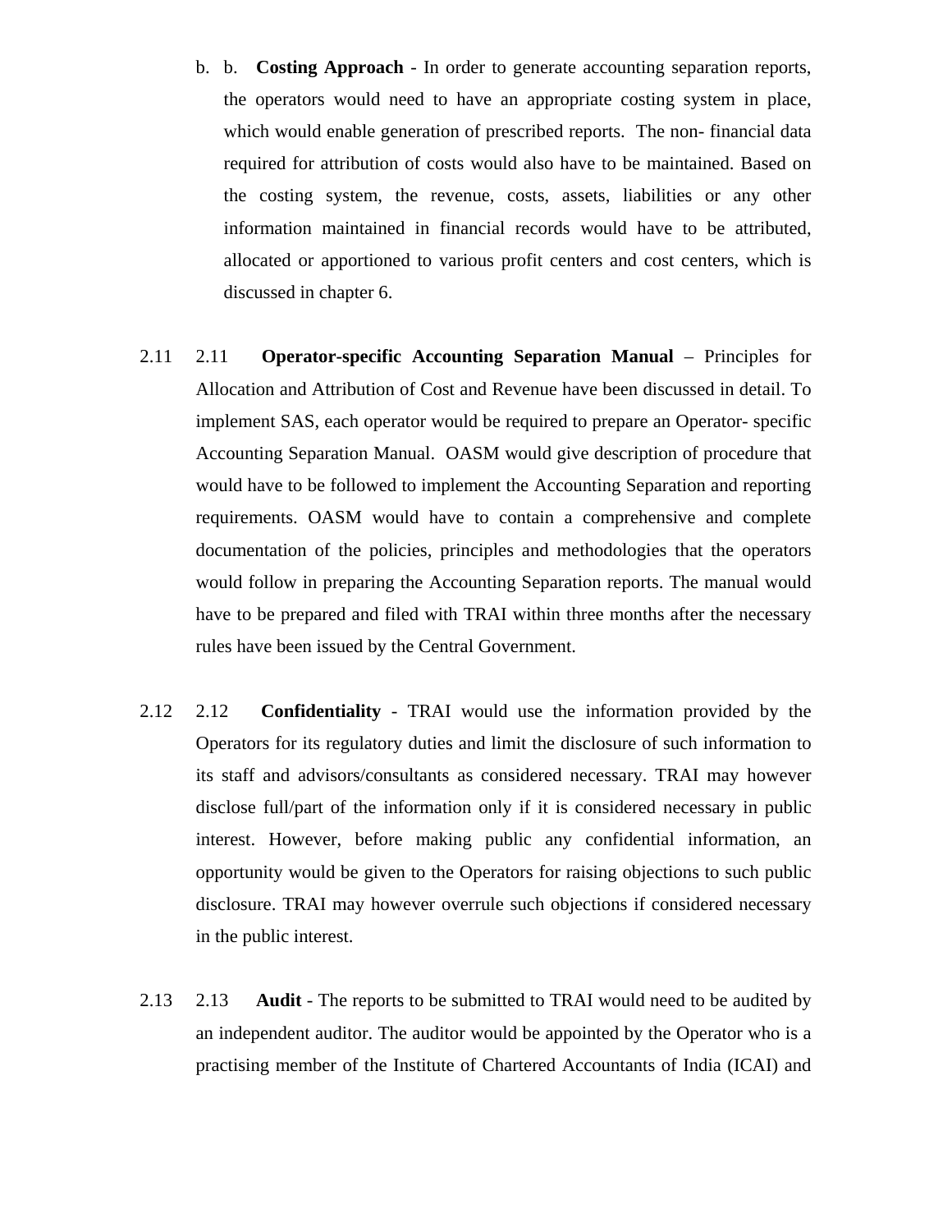b. b. **Costing Approach** - In order to generate accounting separation reports, the operators would need to have an appropriate costing system in place, which would enable generation of prescribed reports. The non- financial data required for attribution of costs would also have to be maintained. Based on the costing system, the revenue, costs, assets, liabilities or any other information maintained in financial records would have to be attributed, allocated or apportioned to various profit centers and cost centers, which is discussed in chapter 6.

2.11 2.11 **Operator-specific Accounting Separation Manual** – Principles for Allocation and Attribution of Cost and Revenue have been discussed in detail. To implement SAS, each operator would be required to prepare an Operator- specific Accounting Separation Manual. OASM would give description of procedure that would have to be followed to implement the Accounting Separation and reporting requirements. OASM would have to contain a comprehensive and complete documentation of the policies, principles and methodologies that the operators would follow in preparing the Accounting Separation reports. The manual would have to be prepared and filed with TRAI within three months after the necessary rules have been issued by the Central Government.

2.12 2.12 **Confidentiality** - TRAI would use the information provided by the Operators for its regulatory duties and limit the disclosure of such information to its staff and advisors/consultants as considered necessary. TRAI may however disclose full/part of the information only if it is considered necessary in public interest. However, before making public any confidential information, an opportunity would be given to the Operators for raising objections to such public disclosure. TRAI may however overrule such objections if considered necessary in the public interest.

2.13 2.13 **Audit** - The reports to be submitted to TRAI would need to be audited by an independent auditor. The auditor would be appointed by the Operator who is a practising member of the Institute of Chartered Accountants of India (ICAI) and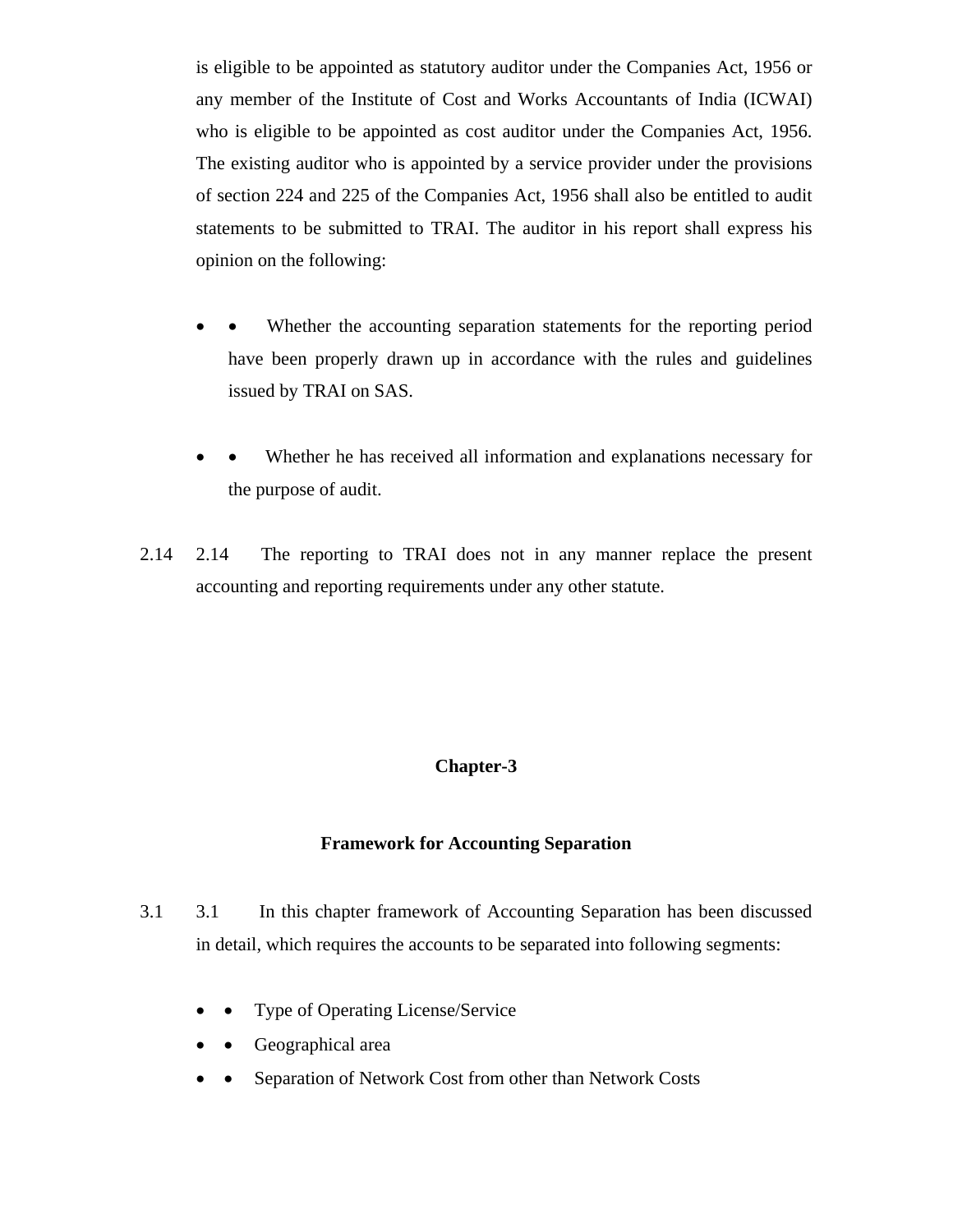is eligible to be appointed as statutory auditor under the Companies Act, 1956 or any member of the Institute of Cost and Works Accountants of India (ICWAI) who is eligible to be appointed as cost auditor under the Companies Act, 1956. The existing auditor who is appointed by a service provider under the provisions of section 224 and 225 of the Companies Act, 1956 shall also be entitled to audit statements to be submitted to TRAI. The auditor in his report shall express his opinion on the following:

- Whether the accounting separation statements for the reporting period have been properly drawn up in accordance with the rules and guidelines issued by TRAI on SAS.

- Whether he has received all information and explanations necessary for the purpose of audit.

2.14 The reporting to TRAI does not in any manner replace the present accounting and reporting requirements under any other statute.

## Chapter-3

## Framework for Accounting Separation

3.1 In this chapter framework of Accounting Separation has been discussed in detail, which requires the accounts to be separated into following segments:

- Type of Operating License/Service
- Geographical area
- Separation of Network Cost from other than Network Costs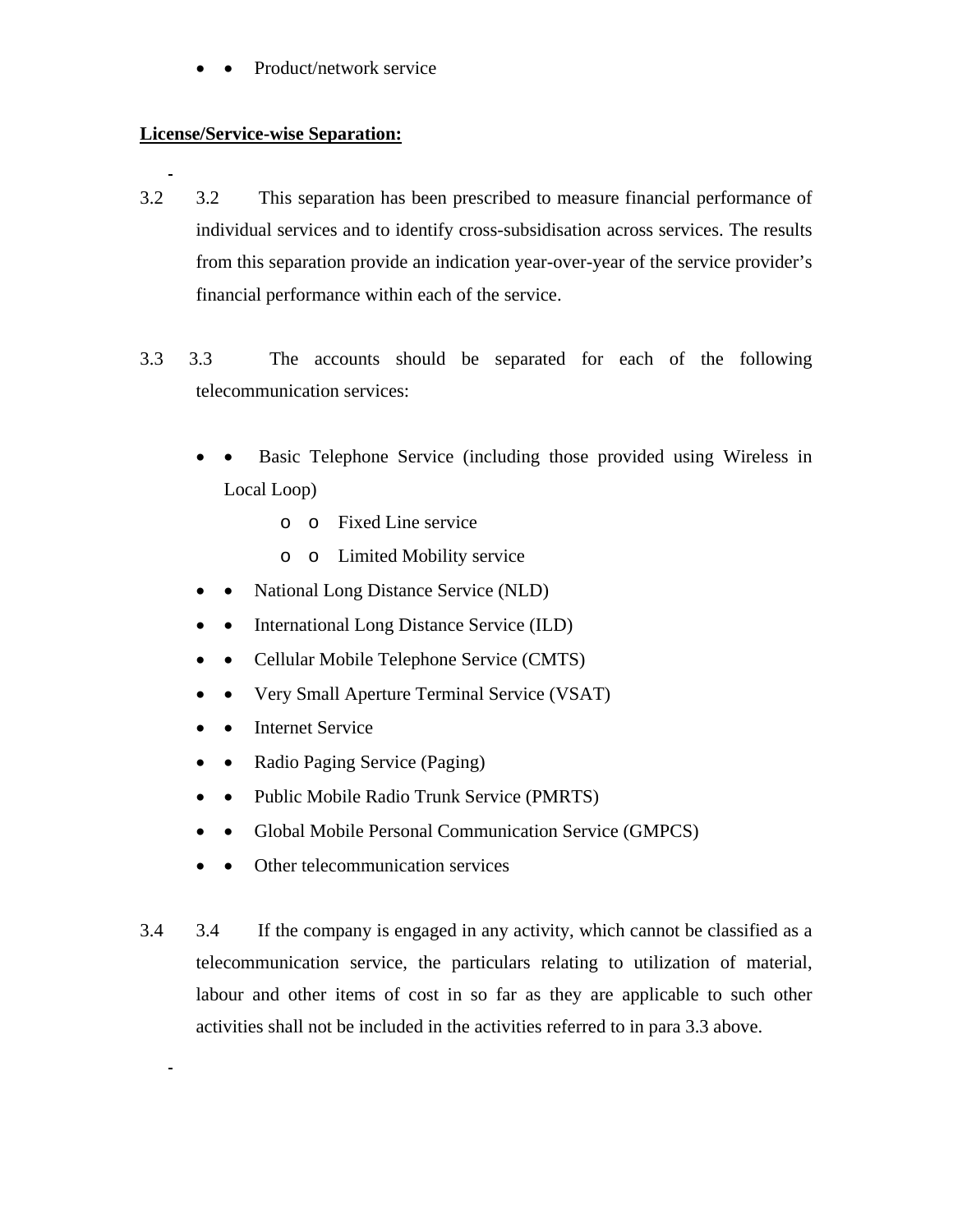- Product/network service

**License/Service-wise Separation:**

3.2 This separation has been prescribed to measure financial performance of individual services and to identify cross-subsidisation across services. The results from this separation provide an indication year-over-year of the service provider's financial performance within each of the service.

3.3 The accounts should be separated for each of the following telecommunication services:

- Basic Telephone Service (including those provided using Wireless in Local Loop)
  - Fixed Line service
  - Limited Mobility service
- National Long Distance Service (NLD)
- International Long Distance Service (ILD)
- Cellular Mobile Telephone Service (CMTS)
- Very Small Aperture Terminal Service (VSAT)
- Internet Service
- Radio Paging Service (Paging)
- Public Mobile Radio Trunk Service (PMRTS)
- Global Mobile Personal Communication Service (GMPCS)
- Other telecommunication services

3.4 If the company is engaged in any activity, which cannot be classified as a telecommunication service, the particulars relating to utilization of material, labour and other items of cost in so far as they are applicable to such other activities shall not be included in the activities referred to in para 3.3 above.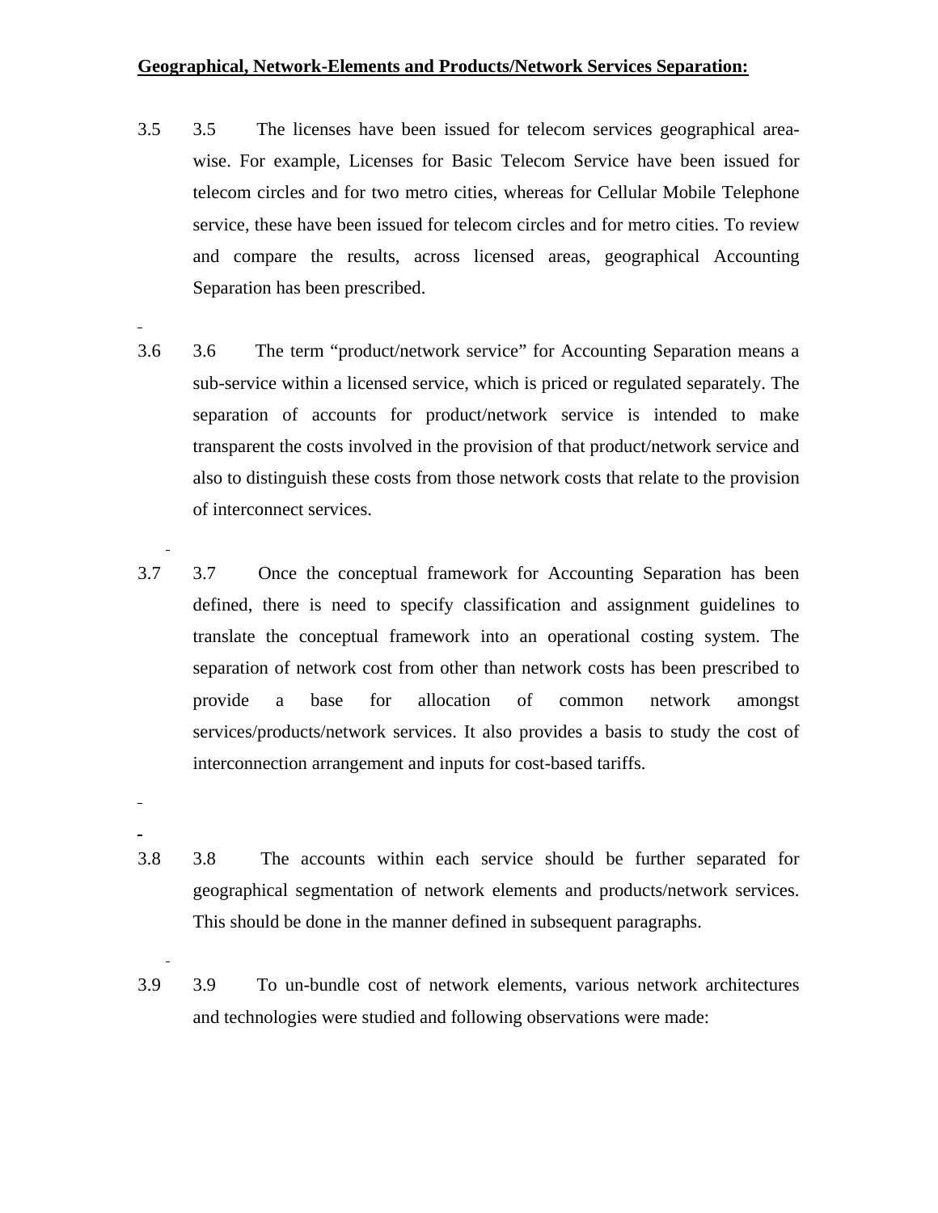**<u>Geographical, Network-Elements and Products/Network Services Separation:</u>**

3.5 The licenses have been issued for telecom services geographical area-wise. For example, Licenses for Basic Telecom Service have been issued for telecom circles and for two metro cities, whereas for Cellular Mobile Telephone service, these have been issued for telecom circles and for metro cities. To review and compare the results, across licensed areas, geographical Accounting Separation has been prescribed.

3.6 The term "product/network service" for Accounting Separation means a sub-service within a licensed service, which is priced or regulated separately. The separation of accounts for product/network service is intended to make transparent the costs involved in the provision of that product/network service and also to distinguish these costs from those network costs that relate to the provision of interconnect services.

3.7 Once the conceptual framework for Accounting Separation has been defined, there is need to specify classification and assignment guidelines to translate the conceptual framework into an operational costing system. The separation of network cost from other than network costs has been prescribed to provide a base for allocation of common network amongst services/products/network services. It also provides a basis to study the cost of interconnection arrangement and inputs for cost-based tariffs.

3.8 The accounts within each service should be further separated for geographical segmentation of network elements and products/network services. This should be done in the manner defined in subsequent paragraphs.

3.9 To un-bundle cost of network elements, various network architectures and technologies were studied and following observations were made: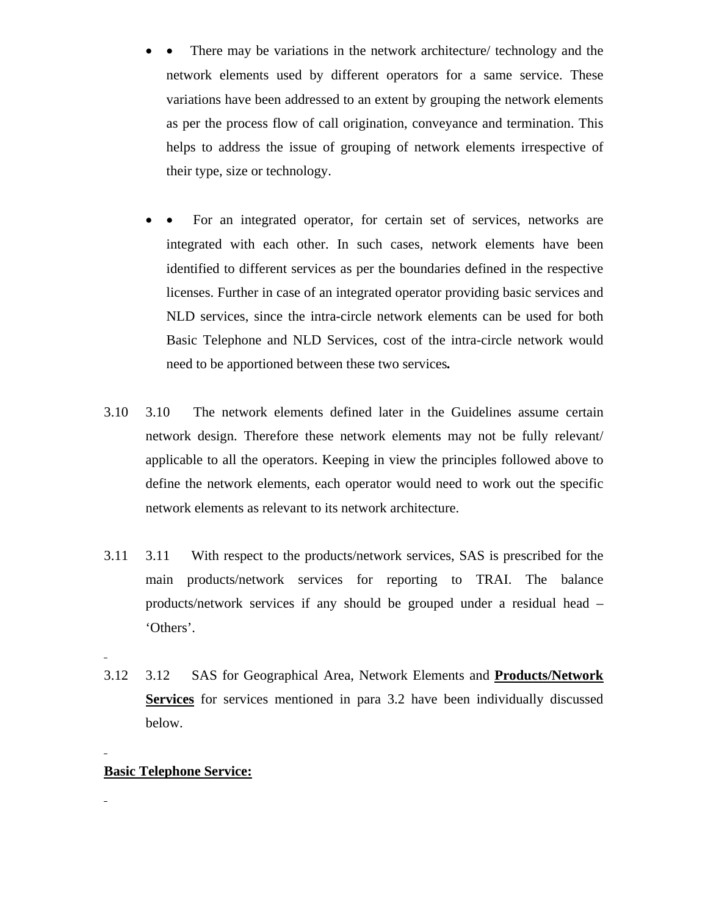- There may be variations in the network architecture/ technology and the network elements used by different operators for a same service. These variations have been addressed to an extent by grouping the network elements as per the process flow of call origination, conveyance and termination. This helps to address the issue of grouping of network elements irrespective of their type, size or technology.

- For an integrated operator, for certain set of services, networks are integrated with each other. In such cases, network elements have been identified to different services as per the boundaries defined in the respective licenses. Further in case of an integrated operator providing basic services and NLD services, since the intra-circle network elements can be used for both Basic Telephone and NLD Services, cost of the intra-circle network would need to be apportioned between these two services**.**

3.10 The network elements defined later in the Guidelines assume certain network design. Therefore these network elements may not be fully relevant/ applicable to all the operators. Keeping in view the principles followed above to define the network elements, each operator would need to work out the specific network elements as relevant to its network architecture.

3.11 With respect to the products/network services, SAS is prescribed for the main products/network services for reporting to TRAI. The balance products/network services if any should be grouped under a residual head – 'Others'.

3.12 SAS for Geographical Area, Network Elements and **Products/Network Services** for services mentioned in para 3.2 have been individually discussed below.

**Basic Telephone Service:**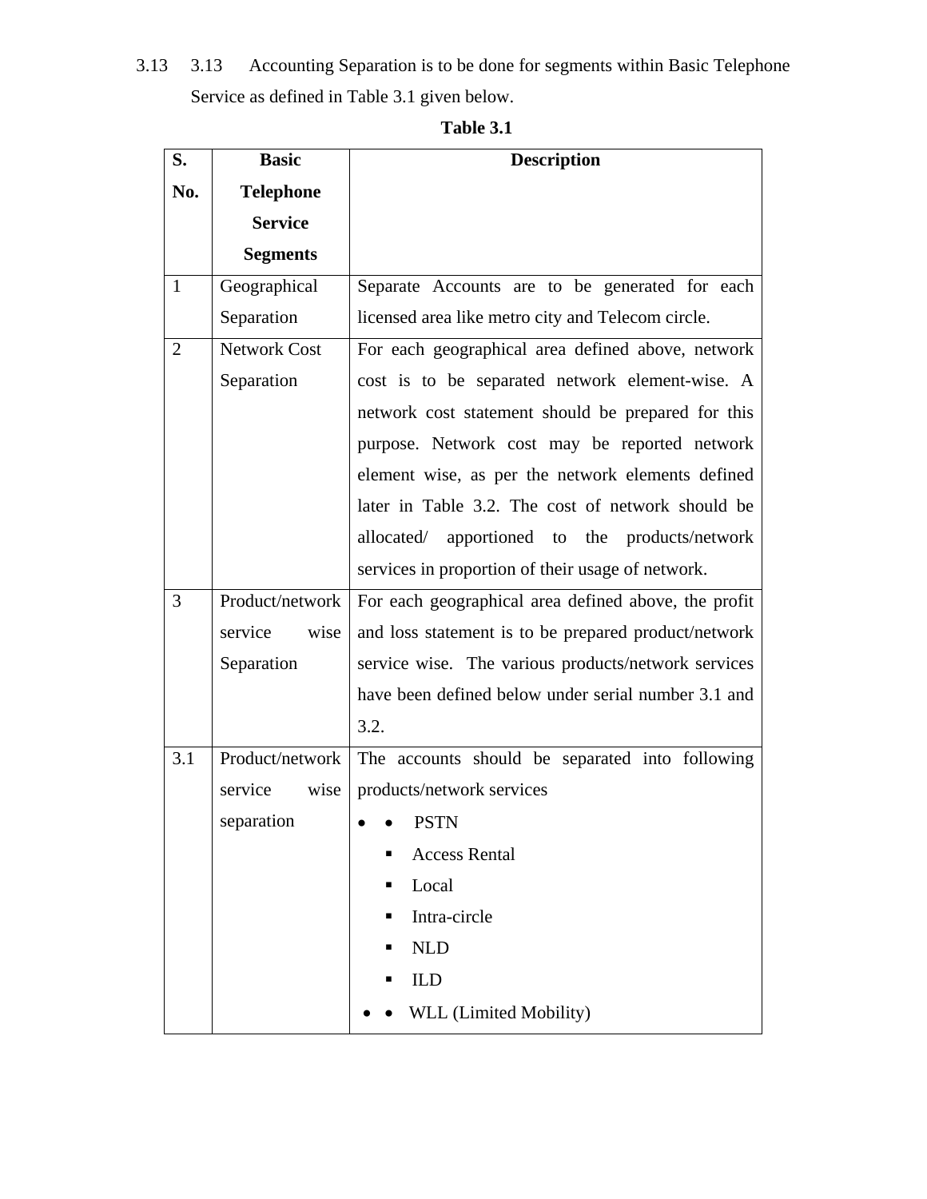3.13 3.13 Accounting Separation is to be done for segments within Basic Telephone Service as defined in Table 3.1 given below.

**Table 3.1**

| S. No. | Basic Telephone Service Segments | Description |
|---|---|---|
| 1 | Geographical Separation | Separate Accounts are to be generated for each licensed area like metro city and Telecom circle. |
| 2 | Network Cost Separation | For each geographical area defined above, network cost is to be separated network element-wise. A network cost statement should be prepared for this purpose. Network cost may be reported network element wise, as per the network elements defined later in Table 3.2. The cost of network should be allocated/ apportioned to the products/network services in proportion of their usage of network. |
| 3 | Product/network service wise Separation | For each geographical area defined above, the profit and loss statement is to be prepared product/network service wise. The various products/network services have been defined below under serial number 3.1 and 3.2. |
| 3.1 | Product/network service wise separation | The accounts should be separated into following products/network services<br>• • PSTN<br>▪ Access Rental<br>▪ Local<br>▪ Intra-circle<br>▪ NLD<br>▪ ILD<br>• • WLL (Limited Mobility) |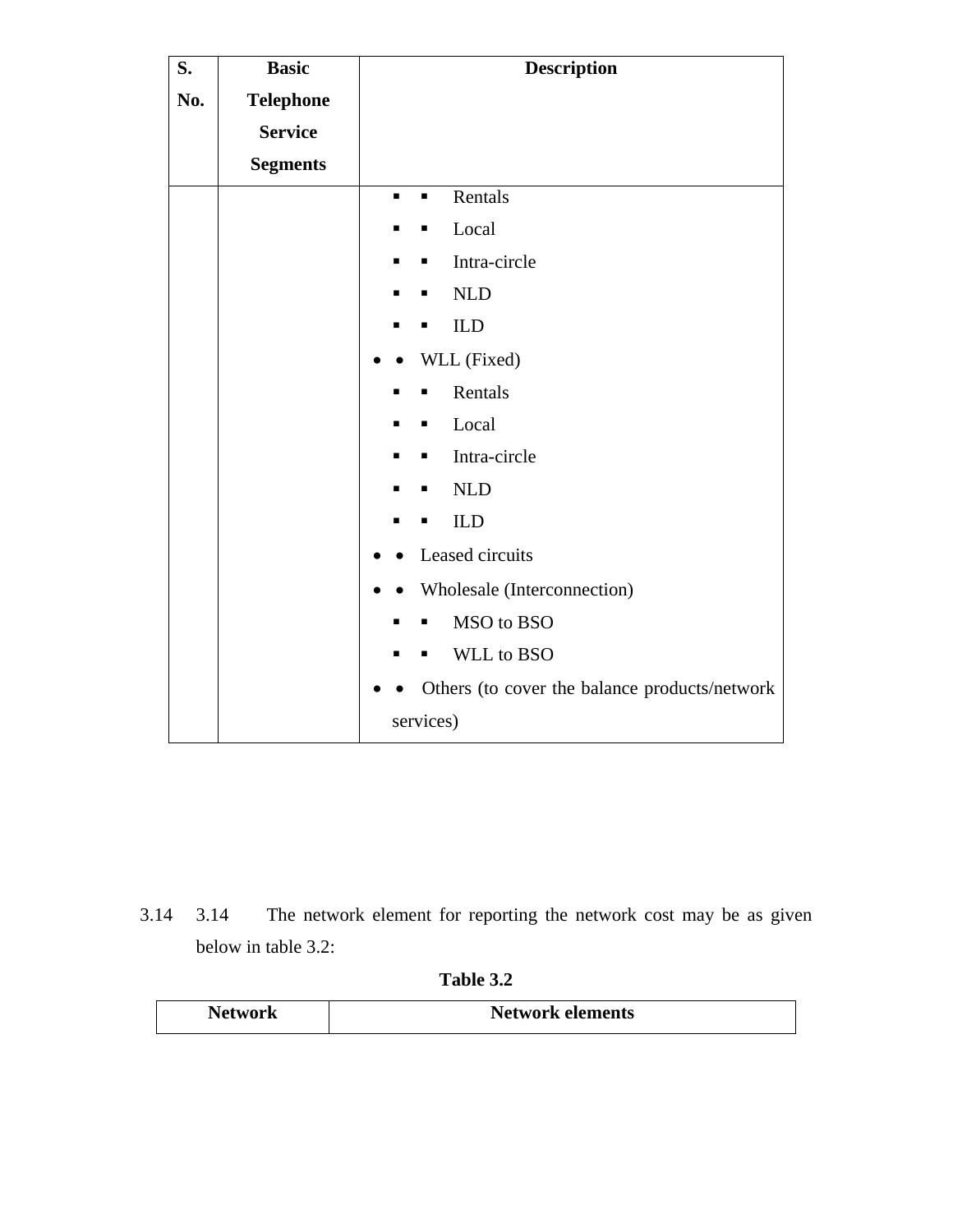| S. No. | Basic Telephone Service Segments | Description |
|---|---|---|
| | | ▪ Rentals<br>▪ Local<br>▪ Intra-circle<br>▪ NLD<br>▪ ILD<br>• WLL (Fixed)<br>▪ Rentals<br>▪ Local<br>▪ Intra-circle<br>▪ NLD<br>▪ ILD<br>• Leased circuits<br>• Wholesale (Interconnection)<br>▪ MSO to BSO<br>▪ WLL to BSO<br>• Others (to cover the balance products/network services) |

3.14 The network element for reporting the network cost may be as given below in table 3.2:

**Table 3.2**

| Network | Network elements |
|---|---|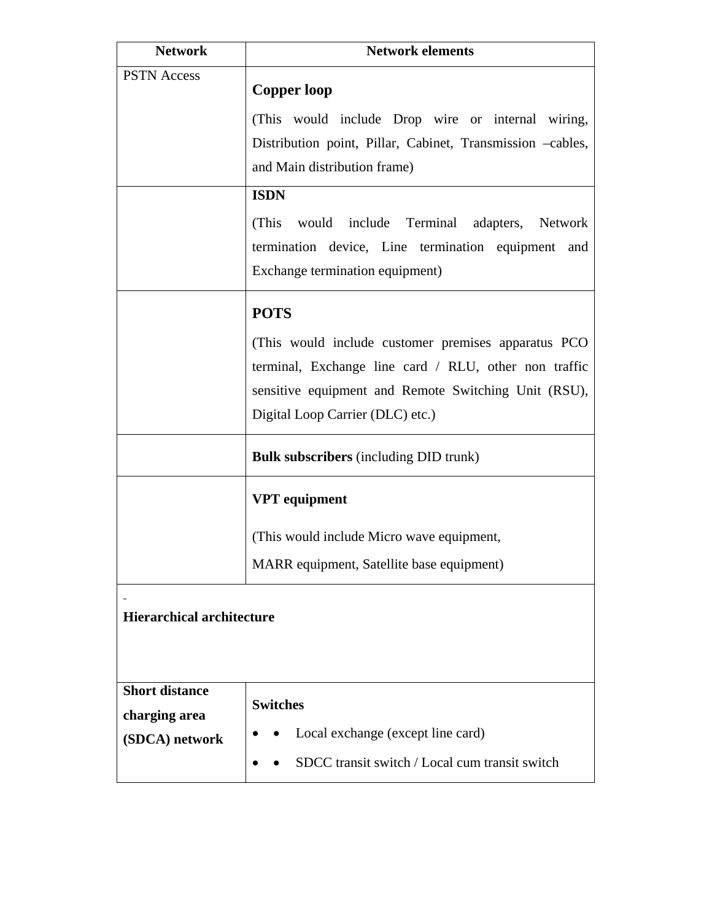| Network | Network elements |
|---|---|
| PSTN Access | **Copper loop**<br>(This would include Drop wire or internal wiring, Distribution point, Pillar, Cabinet, Transmission –cables, and Main distribution frame) |
| | **ISDN**<br>(This would include Terminal adapters, Network termination device, Line termination equipment and Exchange termination equipment) |
| | **POTS**<br>(This would include customer premises apparatus PCO terminal, Exchange line card / RLU, other non traffic sensitive equipment and Remote Switching Unit (RSU), Digital Loop Carrier (DLC) etc.) |
| | **Bulk subscribers** (including DID trunk) |
| | **VPT equipment**<br>(This would include Micro wave equipment,<br>MARR equipment, Satellite base equipment) |
| **Hierarchical architecture** | |
| **Short distance charging area (SDCA) network** | **Switches**<br>• Local exchange (except line card)<br>• SDCC transit switch / Local cum transit switch |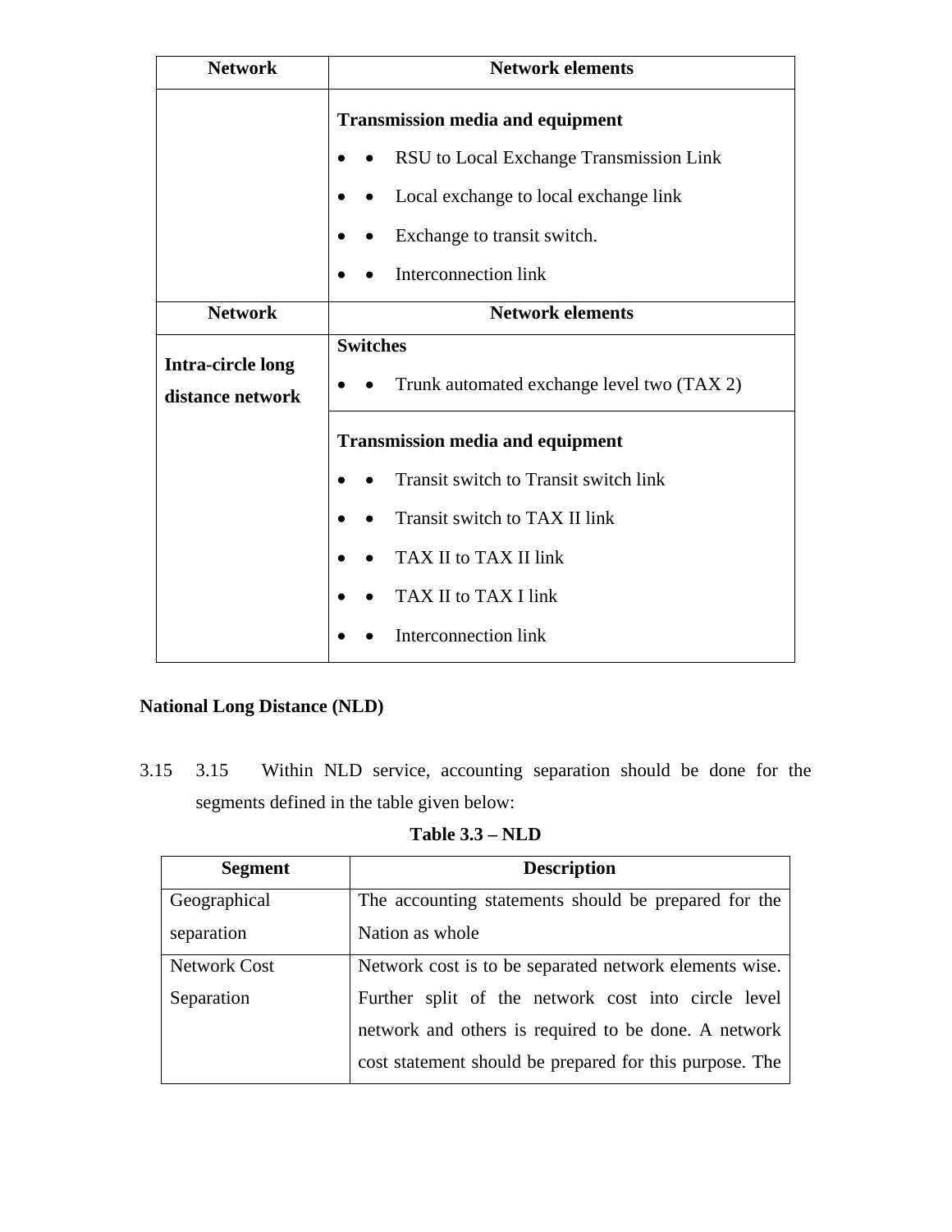| Network | Network elements |
|---|---|
| | **Transmission media and equipment**<br>• RSU to Local Exchange Transmission Link<br>• Local exchange to local exchange link<br>• Exchange to transit switch.<br>• Interconnection link |

| Network | Network elements |
|---|---|
| **Intra-circle long distance network** | **Switches**<br>• Trunk automated exchange level two (TAX 2) |
| | **Transmission media and equipment**<br>• Transit switch to Transit switch link<br>• Transit switch to TAX II link<br>• TAX II to TAX II link<br>• TAX II to TAX I link<br>• Interconnection link |

**National Long Distance (NLD)**

3.15 Within NLD service, accounting separation should be done for the segments defined in the table given below:

**Table 3.3 – NLD**

| Segment | Description |
|---|---|
| Geographical separation | The accounting statements should be prepared for the Nation as whole |
| Network Cost Separation | Network cost is to be separated network elements wise. Further split of the network cost into circle level network and others is required to be done. A network cost statement should be prepared for this purpose. The |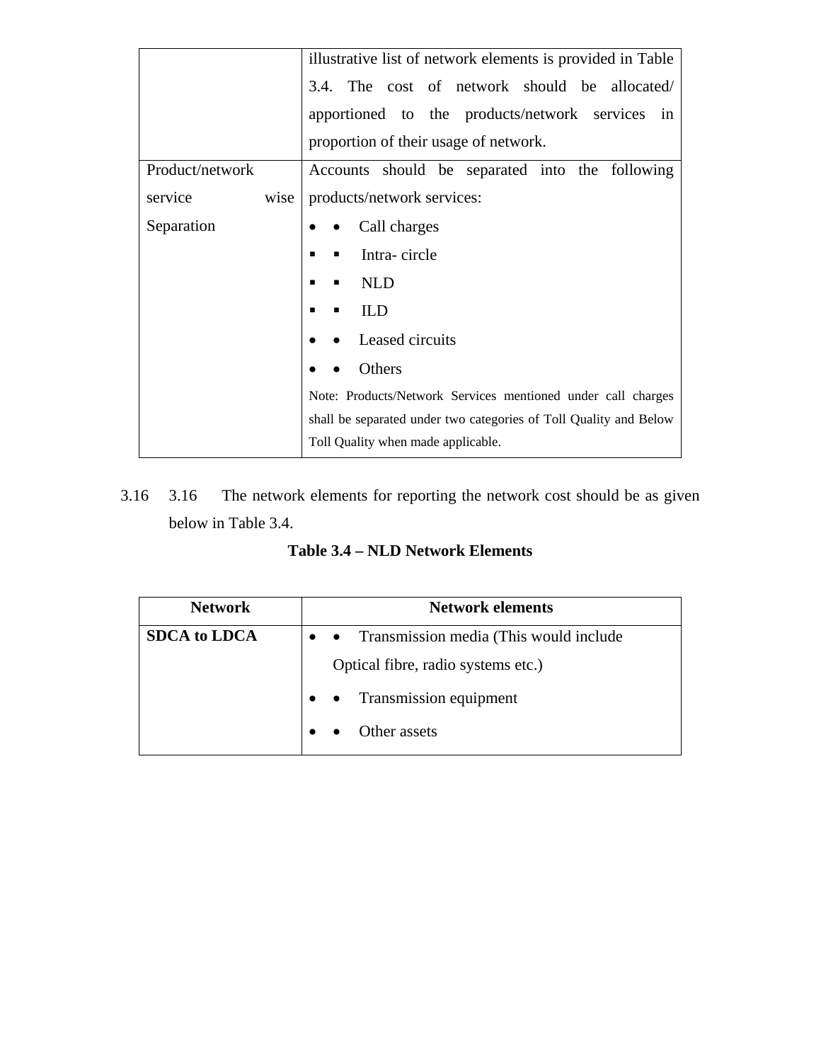| | |
|---|---|
| | illustrative list of network elements is provided in Table 3.4. The cost of network should be allocated/ apportioned to the products/network services in proportion of their usage of network. |
| Product/network service wise Separation | Accounts should be separated into the following products/network services:<br>• Call charges<br>▪ Intra- circle<br>▪ NLD<br>▪ ILD<br>• Leased circuits<br>• Others<br>Note: Products/Network Services mentioned under call charges shall be separated under two categories of Toll Quality and Below Toll Quality when made applicable. |

3.16 The network elements for reporting the network cost should be as given below in Table 3.4.

**Table 3.4 – NLD Network Elements**

| Network | Network elements |
|---|---|
| **SDCA to LDCA** | • Transmission media (This would include Optical fibre, radio systems etc.)<br>• Transmission equipment<br>• Other assets |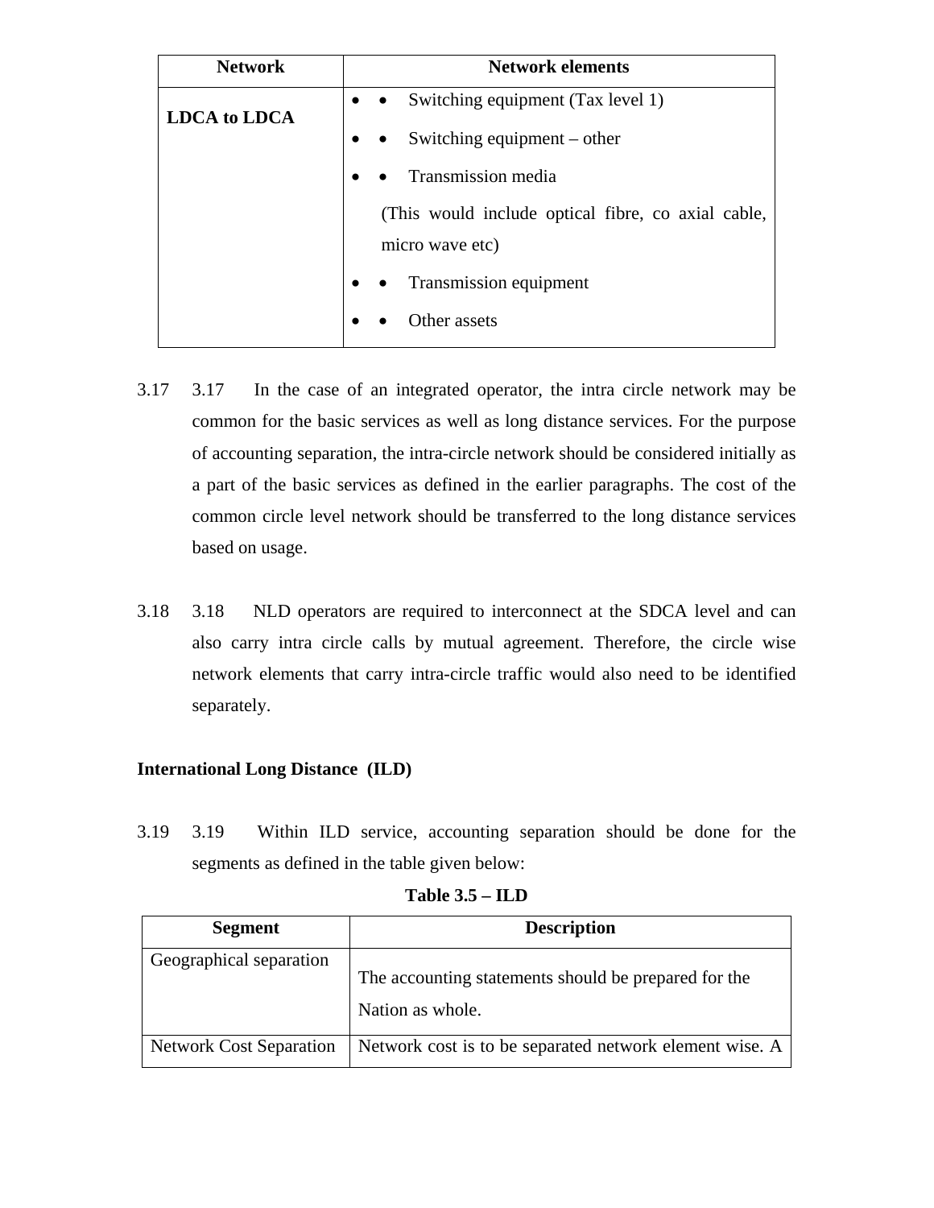| Network | Network elements |
| --- | --- |
| **LDCA to LDCA** | • Switching equipment (Tax level 1)<br>• Switching equipment – other<br>• Transmission media<br>(This would include optical fibre, co axial cable, micro wave etc)<br>• Transmission equipment<br>• Other assets |

3.17 In the case of an integrated operator, the intra circle network may be common for the basic services as well as long distance services. For the purpose of accounting separation, the intra-circle network should be considered initially as a part of the basic services as defined in the earlier paragraphs. The cost of the common circle level network should be transferred to the long distance services based on usage.

3.18 NLD operators are required to interconnect at the SDCA level and can also carry intra circle calls by mutual agreement. Therefore, the circle wise network elements that carry intra-circle traffic would also need to be identified separately.

**International Long Distance (ILD)**

3.19 Within ILD service, accounting separation should be done for the segments as defined in the table given below:

**Table 3.5 – ILD**

| Segment | Description |
| --- | --- |
| Geographical separation | The accounting statements should be prepared for the Nation as whole. |
| Network Cost Separation | Network cost is to be separated network element wise. A |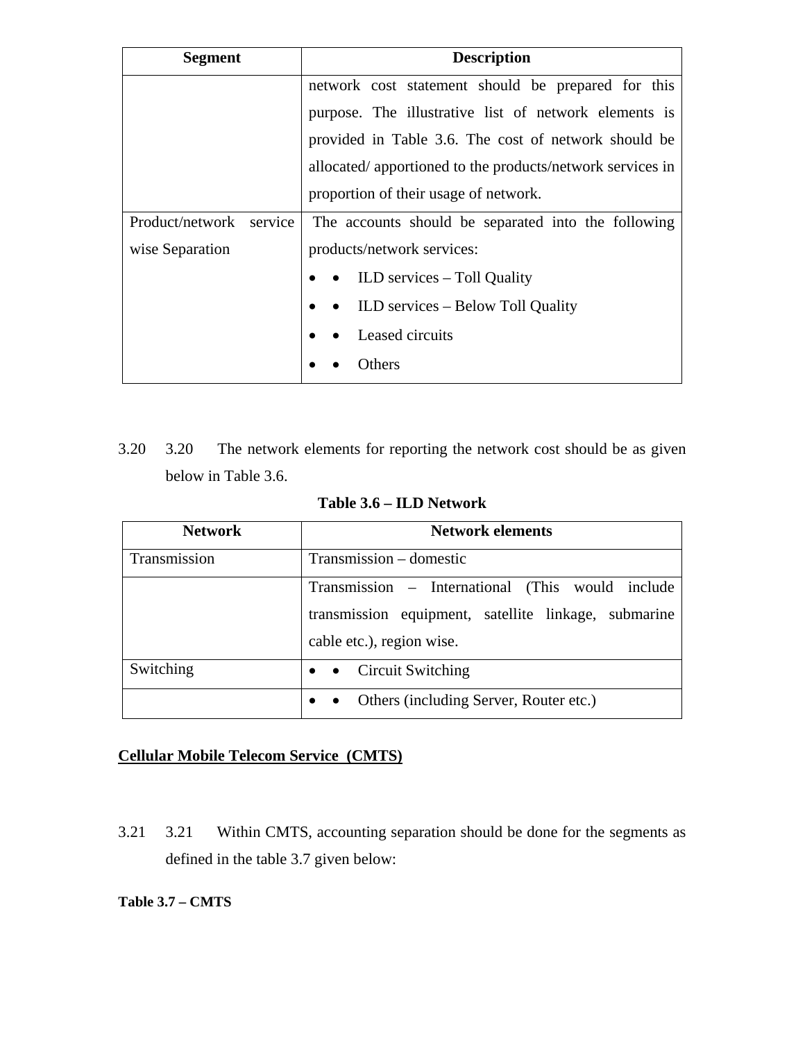| Segment | Description |
|---|---|
| | network cost statement should be prepared for this purpose. The illustrative list of network elements is provided in Table 3.6. The cost of network should be allocated/ apportioned to the products/network services in proportion of their usage of network. |
| Product/network service wise Separation | The accounts should be separated into the following products/network services:<br>• ILD services – Toll Quality<br>• ILD services – Below Toll Quality<br>• Leased circuits<br>• Others |

3.20 The network elements for reporting the network cost should be as given below in Table 3.6.

**Table 3.6 – ILD Network**

| Network | Network elements |
|---|---|
| Transmission | Transmission – domestic |
| | Transmission – International (This would include transmission equipment, satellite linkage, submarine cable etc.), region wise. |
| Switching | • Circuit Switching |
| | • Others (including Server, Router etc.) |

**Cellular Mobile Telecom Service (CMTS)**

3.21 Within CMTS, accounting separation should be done for the segments as defined in the table 3.7 given below:

**Table 3.7 – CMTS**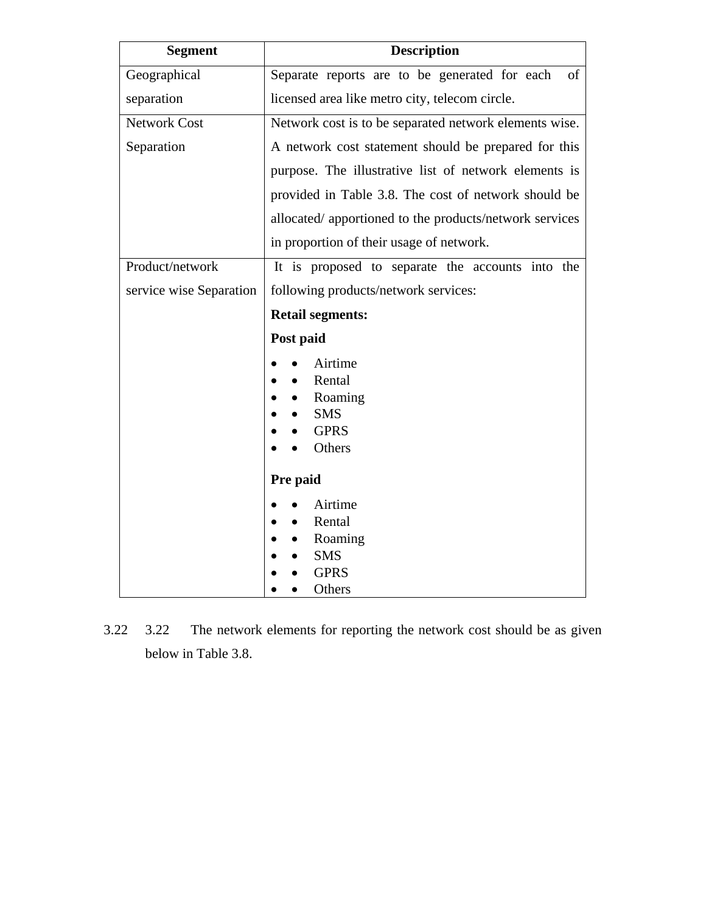| Segment | Description |
|---|---|
| Geographical separation | Separate reports are to be generated for each of licensed area like metro city, telecom circle. |
| Network Cost Separation | Network cost is to be separated network elements wise. A network cost statement should be prepared for this purpose. The illustrative list of network elements is provided in Table 3.8. The cost of network should be allocated/ apportioned to the products/network services in proportion of their usage of network. |
| Product/network service wise Separation | It is proposed to separate the accounts into the following products/network services:<br>**Retail segments:**<br>**Post paid**<br>• Airtime<br>• Rental<br>• Roaming<br>• SMS<br>• GPRS<br>• Others<br>**Pre paid**<br>• Airtime<br>• Rental<br>• Roaming<br>• SMS<br>• GPRS<br>• Others |

3.22 The network elements for reporting the network cost should be as given below in Table 3.8.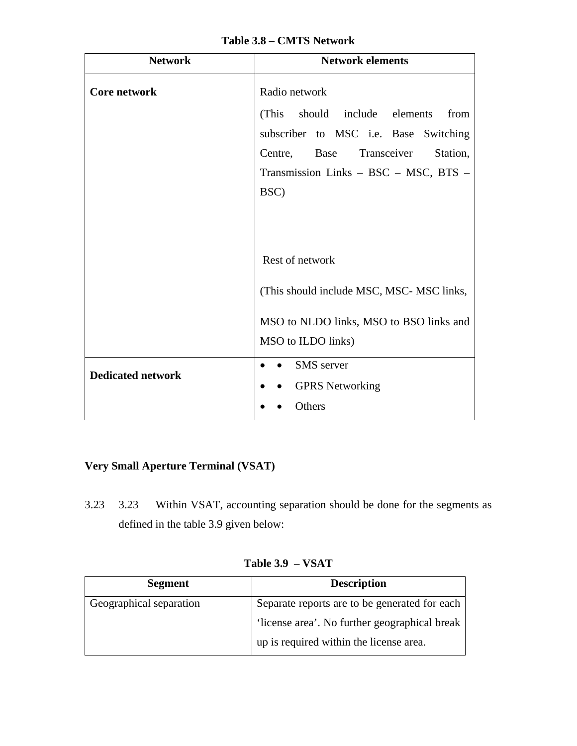**Table 3.8 – CMTS Network**

| Network | Network elements |
|---|---|
| **Core network** | Radio network<br>(This should include elements from subscriber to MSC i.e. Base Switching Centre, Base Transceiver Station, Transmission Links – BSC – MSC, BTS – BSC)<br><br>Rest of network<br>(This should include MSC, MSC- MSC links, MSO to NLDO links, MSO to BSO links and MSO to ILDO links) |
| **Dedicated network** | • SMS server<br>• GPRS Networking<br>• Others |

**Very Small Aperture Terminal (VSAT)**

3.23 Within VSAT, accounting separation should be done for the segments as defined in the table 3.9 given below:

**Table 3.9 – VSAT**

| Segment | Description |
|---|---|
| Geographical separation | Separate reports are to be generated for each 'license area'. No further geographical break up is required within the license area. |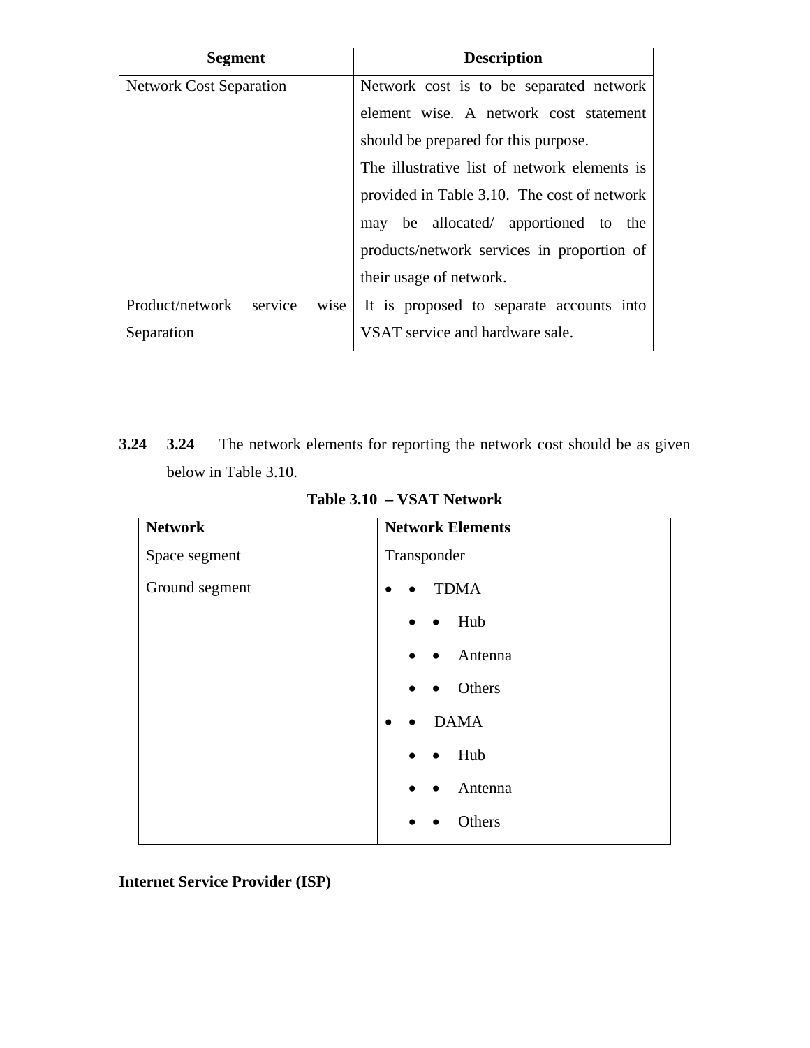| Segment | Description |
| --- | --- |
| Network Cost Separation | Network cost is to be separated network element wise. A network cost statement should be prepared for this purpose.<br>The illustrative list of network elements is provided in Table 3.10. The cost of network may be allocated/ apportioned to the products/network services in proportion of their usage of network. |
| Product/network service wise Separation | It is proposed to separate accounts into VSAT service and hardware sale. |

3.24 **3.24** The network elements for reporting the network cost should be as given below in Table 3.10.

**Table 3.10 – VSAT Network**

| Network | Network Elements |
| --- | --- |
| Space segment | Transponder |
| Ground segment | • TDMA<br>• Hub<br>• Antenna<br>• Others |
| | • DAMA<br>• Hub<br>• Antenna<br>• Others |

**Internet Service Provider (ISP)**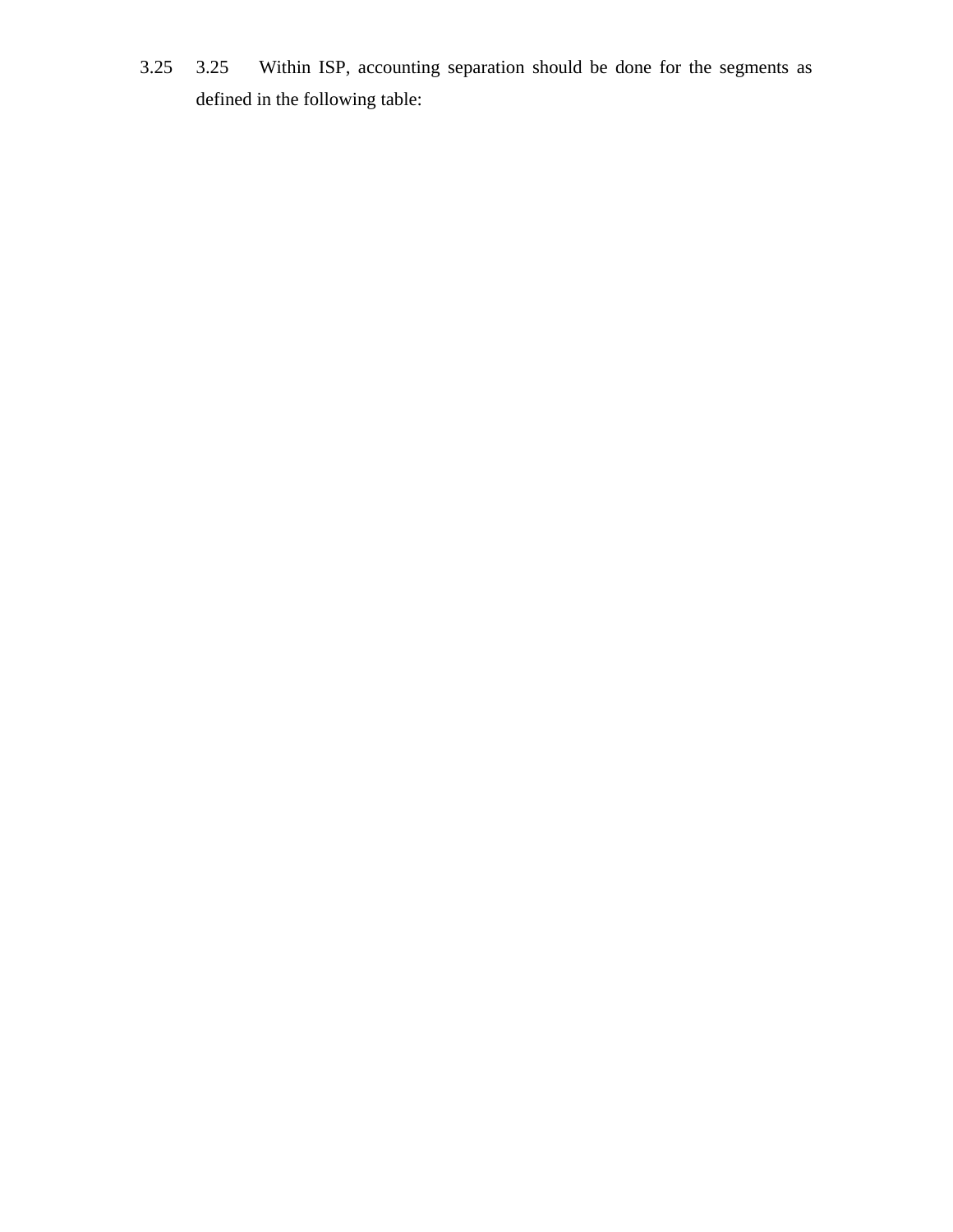3.25 3.25 Within ISP, accounting separation should be done for the segments as defined in the following table: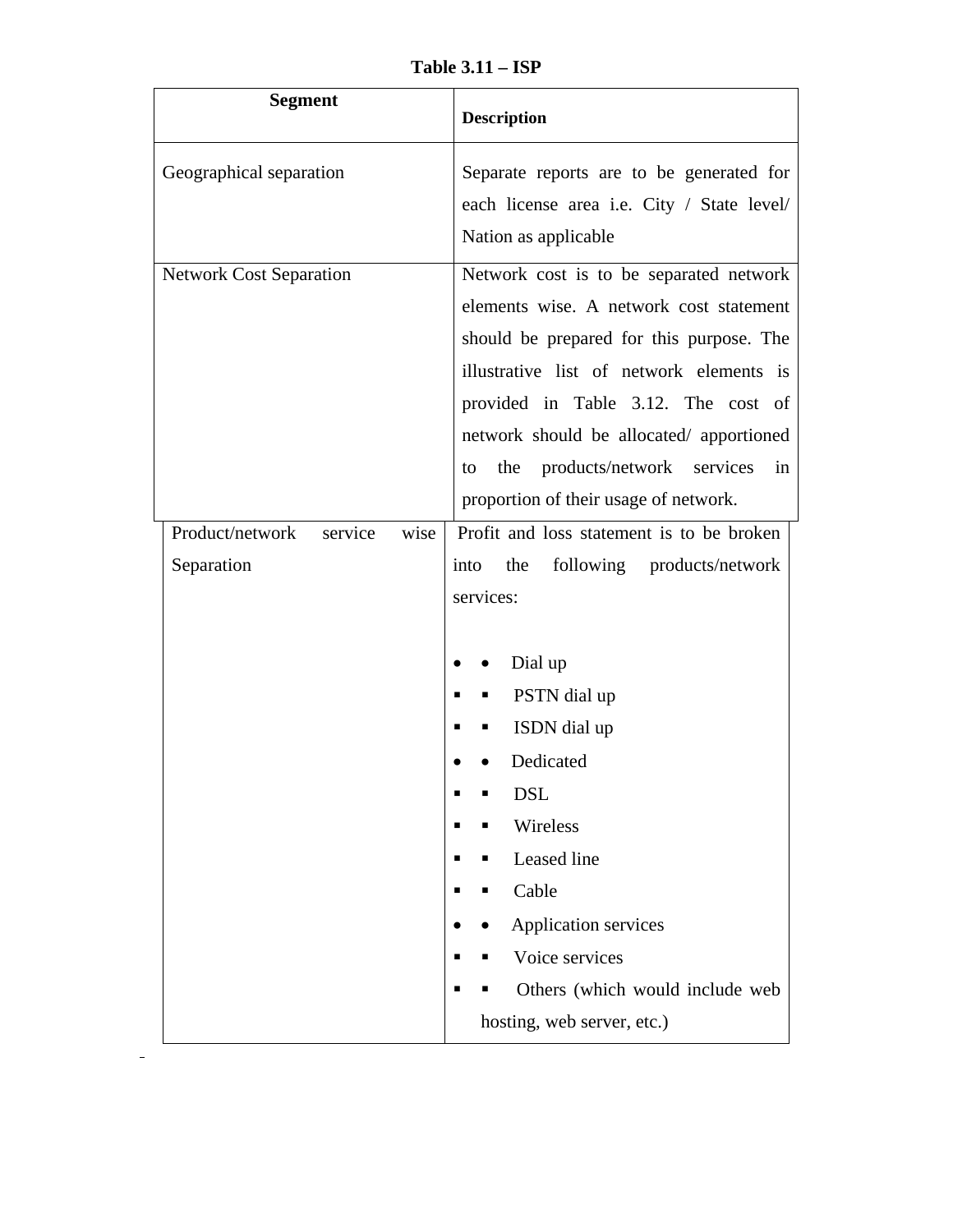**Table 3.11 – ISP**

| Segment | Description |
|---|---|
| Geographical separation | Separate reports are to be generated for each license area i.e. City / State level/ Nation as applicable |
| Network Cost Separation | Network cost is to be separated network elements wise. A network cost statement should be prepared for this purpose. The illustrative list of network elements is provided in Table 3.12. The cost of network should be allocated/ apportioned to the products/network services in proportion of their usage of network. |
| Product/network service wise Separation | Profit and loss statement is to be broken into the following products/network services:<br><br>• Dial up<br>▪ PSTN dial up<br>▪ ISDN dial up<br>• Dedicated<br>▪ DSL<br>▪ Wireless<br>▪ Leased line<br>▪ Cable<br>• Application services<br>▪ Voice services<br>▪ Others (which would include web hosting, web server, etc.) |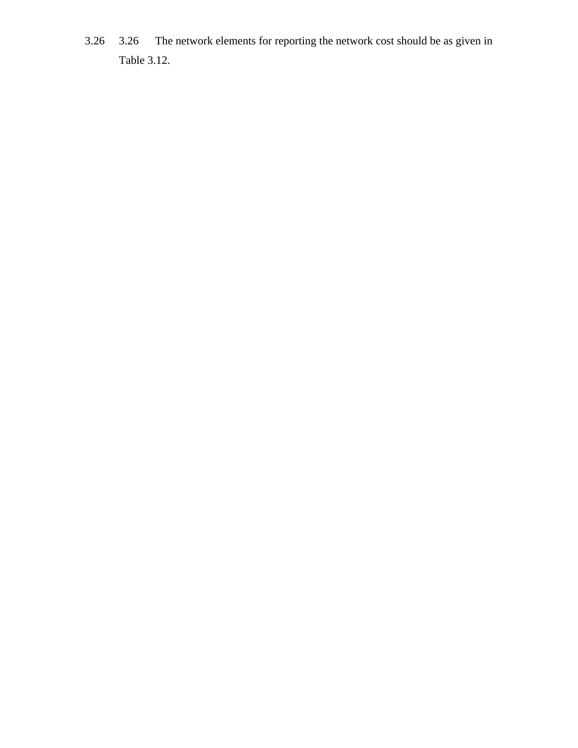3.26 3.26 The network elements for reporting the network cost should be as given in Table 3.12.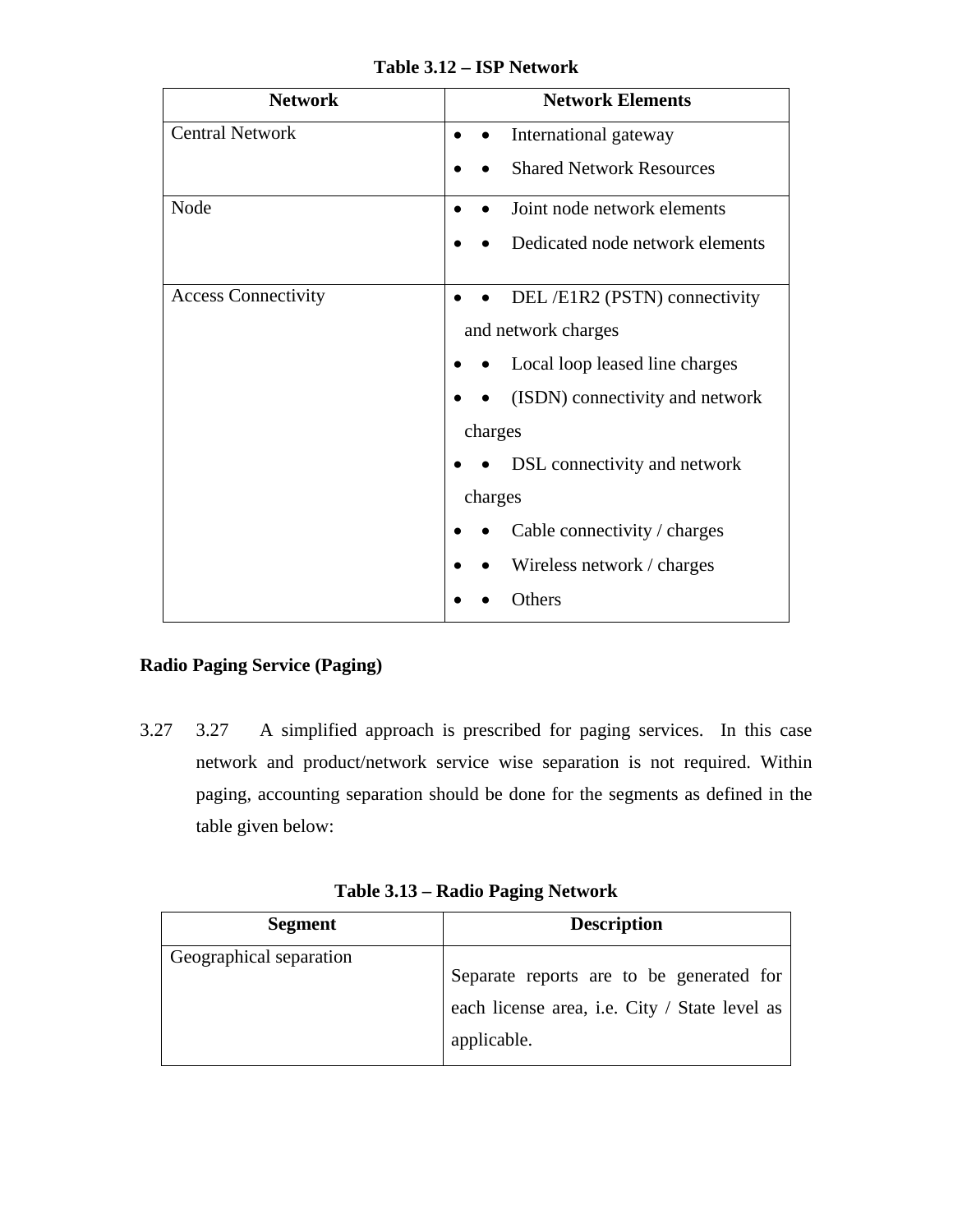**Table 3.12 – ISP Network**

| Network | Network Elements |
|---|---|
| Central Network | • International gateway<br>• Shared Network Resources |
| Node | • Joint node network elements<br>• Dedicated node network elements |
| Access Connectivity | • DEL /E1R2 (PSTN) connectivity and network charges<br>• Local loop leased line charges<br>• (ISDN) connectivity and network charges<br>• DSL connectivity and network charges<br>• Cable connectivity / charges<br>• Wireless network / charges<br>• Others |

**Radio Paging Service (Paging)**

3.27 A simplified approach is prescribed for paging services. In this case network and product/network service wise separation is not required. Within paging, accounting separation should be done for the segments as defined in the table given below:

**Table 3.13 – Radio Paging Network**

| Segment | Description |
|---|---|
| Geographical separation | Separate reports are to be generated for each license area, i.e. City / State level as applicable. |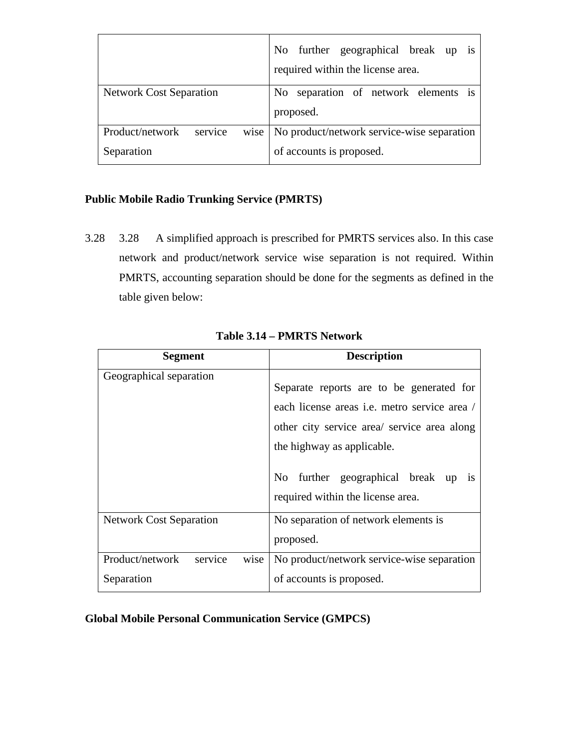| | |
|---|---|
| | No further geographical break up is required within the license area. |
| Network Cost Separation | No separation of network elements is proposed. |
| Product/network service wise Separation | No product/network service-wise separation of accounts is proposed. |

**Public Mobile Radio Trunking Service (PMRTS)**

3.28 3.28 A simplified approach is prescribed for PMRTS services also. In this case network and product/network service wise separation is not required. Within PMRTS, accounting separation should be done for the segments as defined in the table given below:

**Table 3.14 – PMRTS Network**

| Segment | Description |
|---|---|
| Geographical separation | Separate reports are to be generated for each license areas i.e. metro service area / other city service area/ service area along the highway as applicable.<br><br>No further geographical break up is required within the license area. |
| Network Cost Separation | No separation of network elements is proposed. |
| Product/network service wise Separation | No product/network service-wise separation of accounts is proposed. |

**Global Mobile Personal Communication Service (GMPCS)**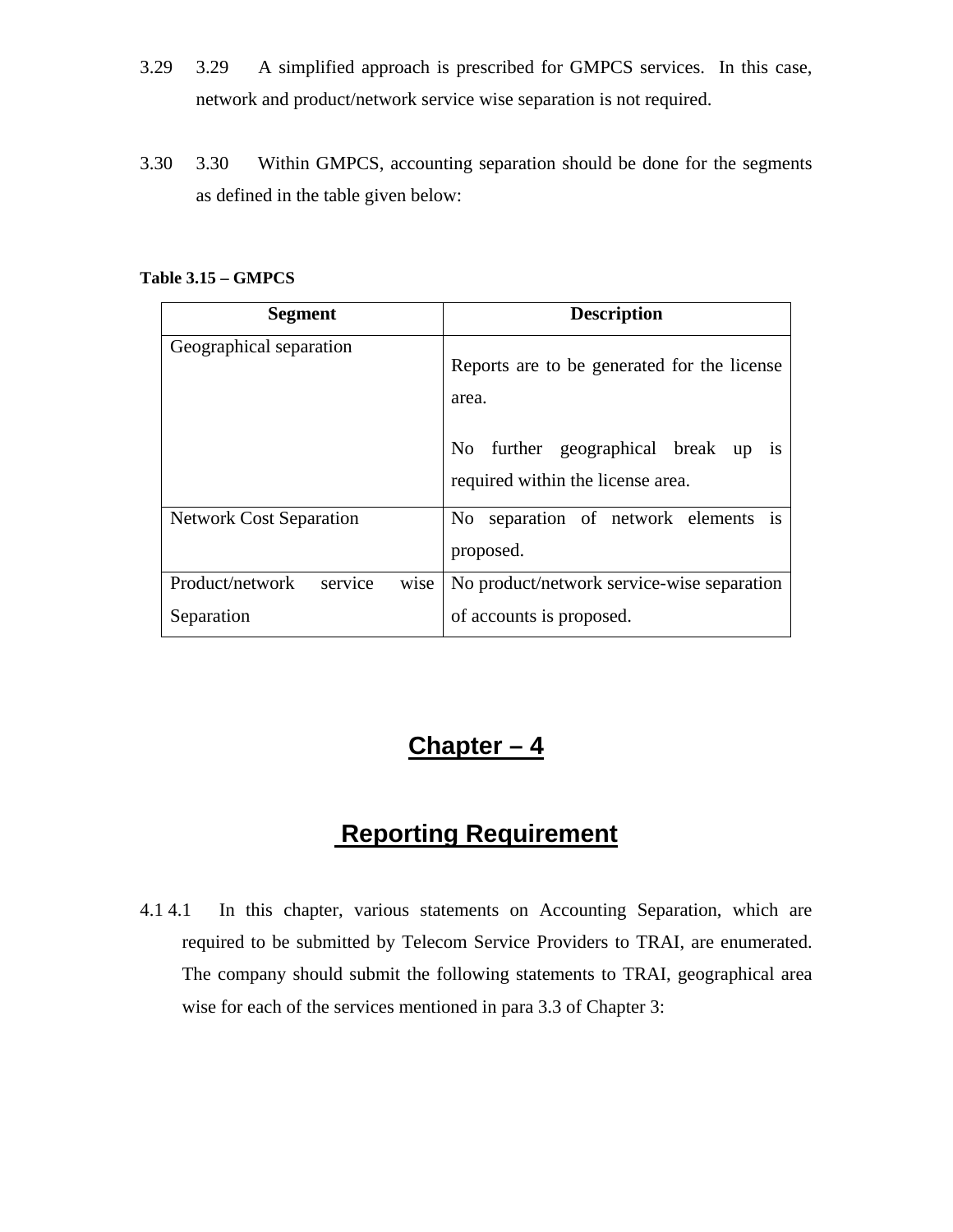3.29 3.29 A simplified approach is prescribed for GMPCS services. In this case, network and product/network service wise separation is not required.

3.30 3.30 Within GMPCS, accounting separation should be done for the segments as defined in the table given below:

**Table 3.15 – GMPCS**

| Segment | Description |
|---|---|
| Geographical separation | Reports are to be generated for the license area. No further geographical break up is required within the license area. |
| Network Cost Separation | No separation of network elements is proposed. |
| Product/network service wise Separation | No product/network service-wise separation of accounts is proposed. |

# Chapter – 4

# Reporting Requirement

4.1 4.1 In this chapter, various statements on Accounting Separation, which are required to be submitted by Telecom Service Providers to TRAI, are enumerated. The company should submit the following statements to TRAI, geographical area wise for each of the services mentioned in para 3.3 of Chapter 3: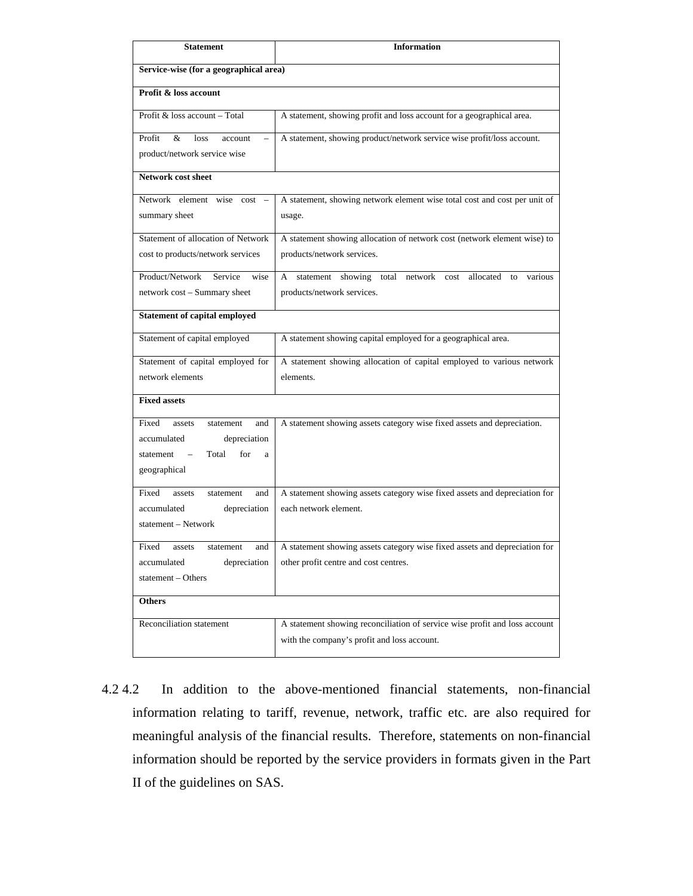| Statement | Information |
|---|---|
| **Service-wise (for a geographical area)** | |
| **Profit & loss account** | |
| Profit & loss account – Total | A statement, showing profit and loss account for a geographical area. |
| Profit & loss account – product/network service wise | A statement, showing product/network service wise profit/loss account. |
| **Network cost sheet** | |
| Network element wise cost – summary sheet | A statement, showing network element wise total cost and cost per unit of usage. |
| Statement of allocation of Network cost to products/network services | A statement showing allocation of network cost (network element wise) to products/network services. |
| Product/Network Service wise network cost – Summary sheet | A statement showing total network cost allocated to various products/network services. |
| **Statement of capital employed** | |
| Statement of capital employed | A statement showing capital employed for a geographical area. |
| Statement of capital employed for network elements | A statement showing allocation of capital employed to various network elements. |
| **Fixed assets** | |
| Fixed assets statement and accumulated depreciation statement – Total for a geographical | A statement showing assets category wise fixed assets and depreciation. |
| Fixed assets statement and accumulated depreciation statement – Network | A statement showing assets category wise fixed assets and depreciation for each network element. |
| Fixed assets statement and accumulated depreciation statement – Others | A statement showing assets category wise fixed assets and depreciation for other profit centre and cost centres. |
| **Others** | |
| Reconciliation statement | A statement showing reconciliation of service wise profit and loss account with the company's profit and loss account. |

4.2 4.2 In addition to the above-mentioned financial statements, non-financial information relating to tariff, revenue, network, traffic etc. are also required for meaningful analysis of the financial results. Therefore, statements on non-financial information should be reported by the service providers in formats given in the Part II of the guidelines on SAS.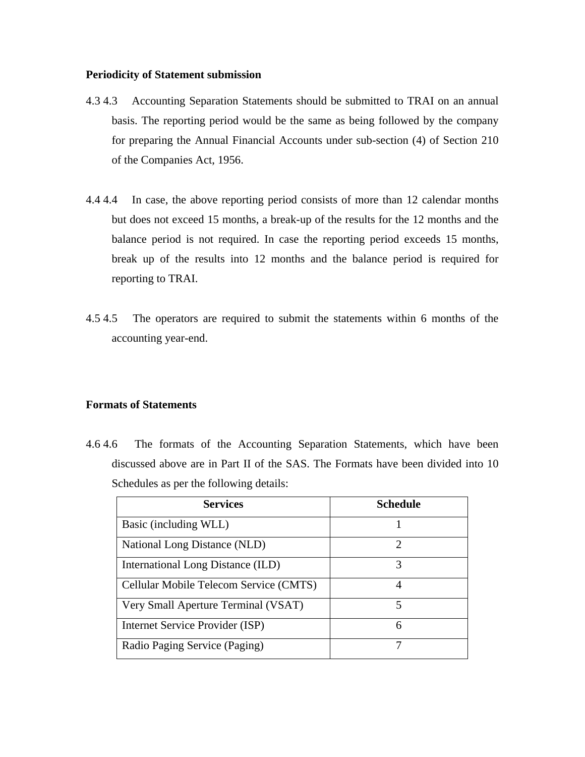**Periodicity of Statement submission**

4.3 4.3 Accounting Separation Statements should be submitted to TRAI on an annual basis. The reporting period would be the same as being followed by the company for preparing the Annual Financial Accounts under sub-section (4) of Section 210 of the Companies Act, 1956.

4.4 4.4 In case, the above reporting period consists of more than 12 calendar months but does not exceed 15 months, a break-up of the results for the 12 months and the balance period is not required. In case the reporting period exceeds 15 months, break up of the results into 12 months and the balance period is required for reporting to TRAI.

4.5 4.5 The operators are required to submit the statements within 6 months of the accounting year-end.

**Formats of Statements**

4.6 4.6 The formats of the Accounting Separation Statements, which have been discussed above are in Part II of the SAS. The Formats have been divided into 10 Schedules as per the following details:

| Services | Schedule |
|---|---|
| Basic (including WLL) | 1 |
| National Long Distance (NLD) | 2 |
| International Long Distance (ILD) | 3 |
| Cellular Mobile Telecom Service (CMTS) | 4 |
| Very Small Aperture Terminal (VSAT) | 5 |
| Internet Service Provider (ISP) | 6 |
| Radio Paging Service (Paging) | 7 |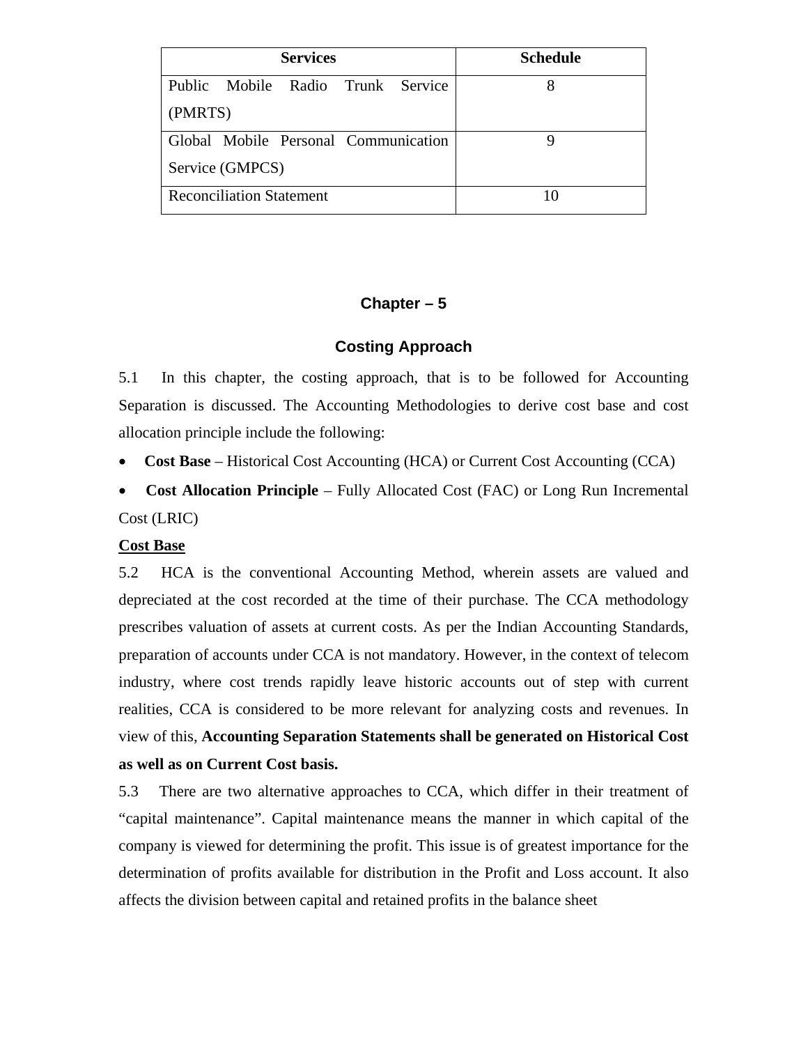| Services | Schedule |
|---|---|
| Public Mobile Radio Trunk Service (PMRTS) | 8 |
| Global Mobile Personal Communication Service (GMPCS) | 9 |
| Reconciliation Statement | 10 |

## Chapter – 5

## Costing Approach

5.1 In this chapter, the costing approach, that is to be followed for Accounting Separation is discussed. The Accounting Methodologies to derive cost base and cost allocation principle include the following:

- **Cost Base** – Historical Cost Accounting (HCA) or Current Cost Accounting (CCA)
- **Cost Allocation Principle** – Fully Allocated Cost (FAC) or Long Run Incremental Cost (LRIC)

**Cost Base**

5.2 HCA is the conventional Accounting Method, wherein assets are valued and depreciated at the cost recorded at the time of their purchase. The CCA methodology prescribes valuation of assets at current costs. As per the Indian Accounting Standards, preparation of accounts under CCA is not mandatory. However, in the context of telecom industry, where cost trends rapidly leave historic accounts out of step with current realities, CCA is considered to be more relevant for analyzing costs and revenues. In view of this, **Accounting Separation Statements shall be generated on Historical Cost as well as on Current Cost basis.**

5.3 There are two alternative approaches to CCA, which differ in their treatment of "capital maintenance". Capital maintenance means the manner in which capital of the company is viewed for determining the profit. This issue is of greatest importance for the determination of profits available for distribution in the Profit and Loss account. It also affects the division between capital and retained profits in the balance sheet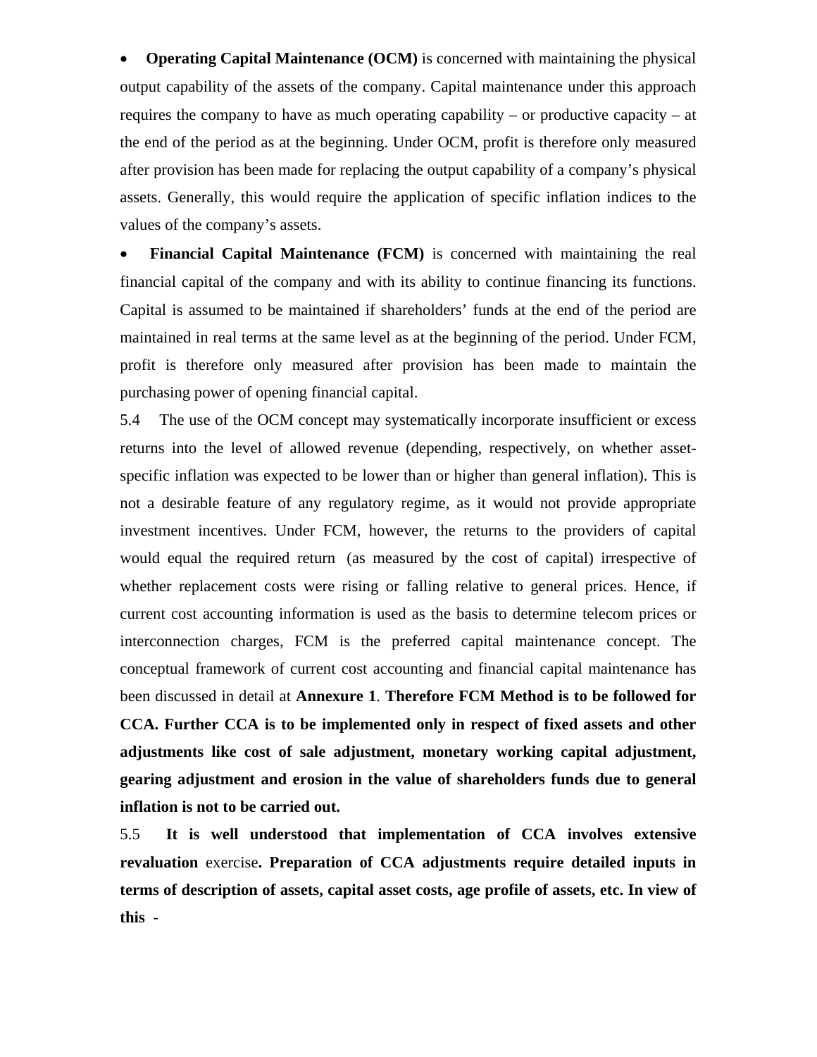- **Operating Capital Maintenance (OCM)** is concerned with maintaining the physical output capability of the assets of the company. Capital maintenance under this approach requires the company to have as much operating capability – or productive capacity – at the end of the period as at the beginning. Under OCM, profit is therefore only measured after provision has been made for replacing the output capability of a company's physical assets. Generally, this would require the application of specific inflation indices to the values of the company's assets.

- **Financial Capital Maintenance (FCM)** is concerned with maintaining the real financial capital of the company and with its ability to continue financing its functions. Capital is assumed to be maintained if shareholders' funds at the end of the period are maintained in real terms at the same level as at the beginning of the period. Under FCM, profit is therefore only measured after provision has been made to maintain the purchasing power of opening financial capital.

5.4 The use of the OCM concept may systematically incorporate insufficient or excess returns into the level of allowed revenue (depending, respectively, on whether asset-specific inflation was expected to be lower than or higher than general inflation). This is not a desirable feature of any regulatory regime, as it would not provide appropriate investment incentives. Under FCM, however, the returns to the providers of capital would equal the required return (as measured by the cost of capital) irrespective of whether replacement costs were rising or falling relative to general prices. Hence, if current cost accounting information is used as the basis to determine telecom prices or interconnection charges, FCM is the preferred capital maintenance concept. The conceptual framework of current cost accounting and financial capital maintenance has been discussed in detail at **Annexure 1**. **Therefore FCM Method is to be followed for CCA. Further CCA is to be implemented only in respect of fixed assets and other adjustments like cost of sale adjustment, monetary working capital adjustment, gearing adjustment and erosion in the value of shareholders funds due to general inflation is not to be carried out.**

5.5 **It is well understood that implementation of CCA involves extensive revaluation** exercise**. Preparation of CCA adjustments require detailed inputs in terms of description of assets, capital asset costs, age profile of assets, etc. In view of this** -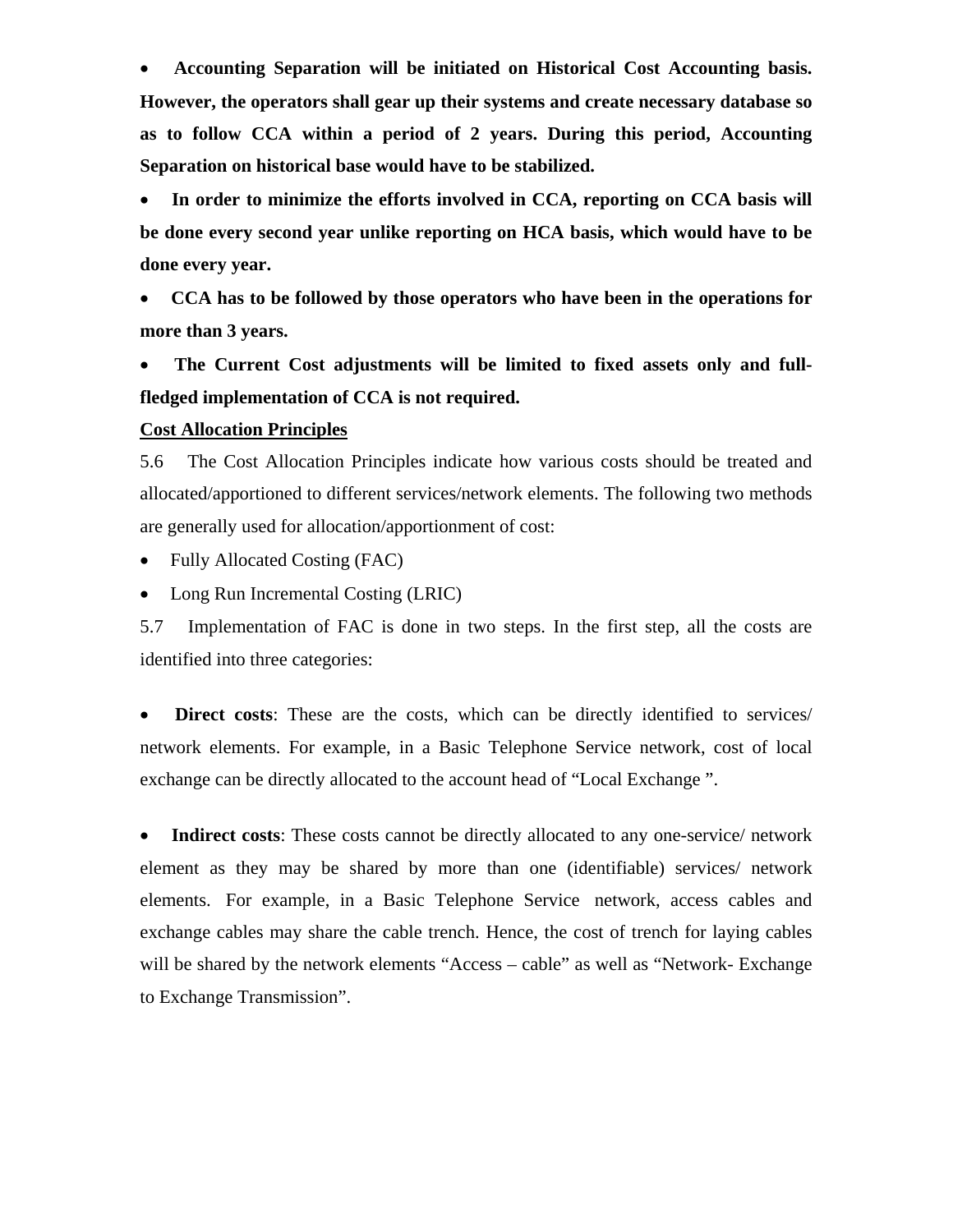- **Accounting Separation will be initiated on Historical Cost Accounting basis. However, the operators shall gear up their systems and create necessary database so as to follow CCA within a period of 2 years. During this period, Accounting Separation on historical base would have to be stabilized.**
- **In order to minimize the efforts involved in CCA, reporting on CCA basis will be done every second year unlike reporting on HCA basis, which would have to be done every year.**
- **CCA has to be followed by those operators who have been in the operations for more than 3 years.**
- **The Current Cost adjustments will be limited to fixed assets only and full-fledged implementation of CCA is not required.**

**<u>Cost Allocation Principles</u>**

5.6 The Cost Allocation Principles indicate how various costs should be treated and allocated/apportioned to different services/network elements. The following two methods are generally used for allocation/apportionment of cost:

- Fully Allocated Costing (FAC)
- Long Run Incremental Costing (LRIC)

5.7 Implementation of FAC is done in two steps. In the first step, all the costs are identified into three categories:

- **Direct costs**: These are the costs, which can be directly identified to services/ network elements. For example, in a Basic Telephone Service network, cost of local exchange can be directly allocated to the account head of "Local Exchange ".

- **Indirect costs**: These costs cannot be directly allocated to any one-service/ network element as they may be shared by more than one (identifiable) services/ network elements. For example, in a Basic Telephone Service network, access cables and exchange cables may share the cable trench. Hence, the cost of trench for laying cables will be shared by the network elements "Access – cable" as well as "Network- Exchange to Exchange Transmission".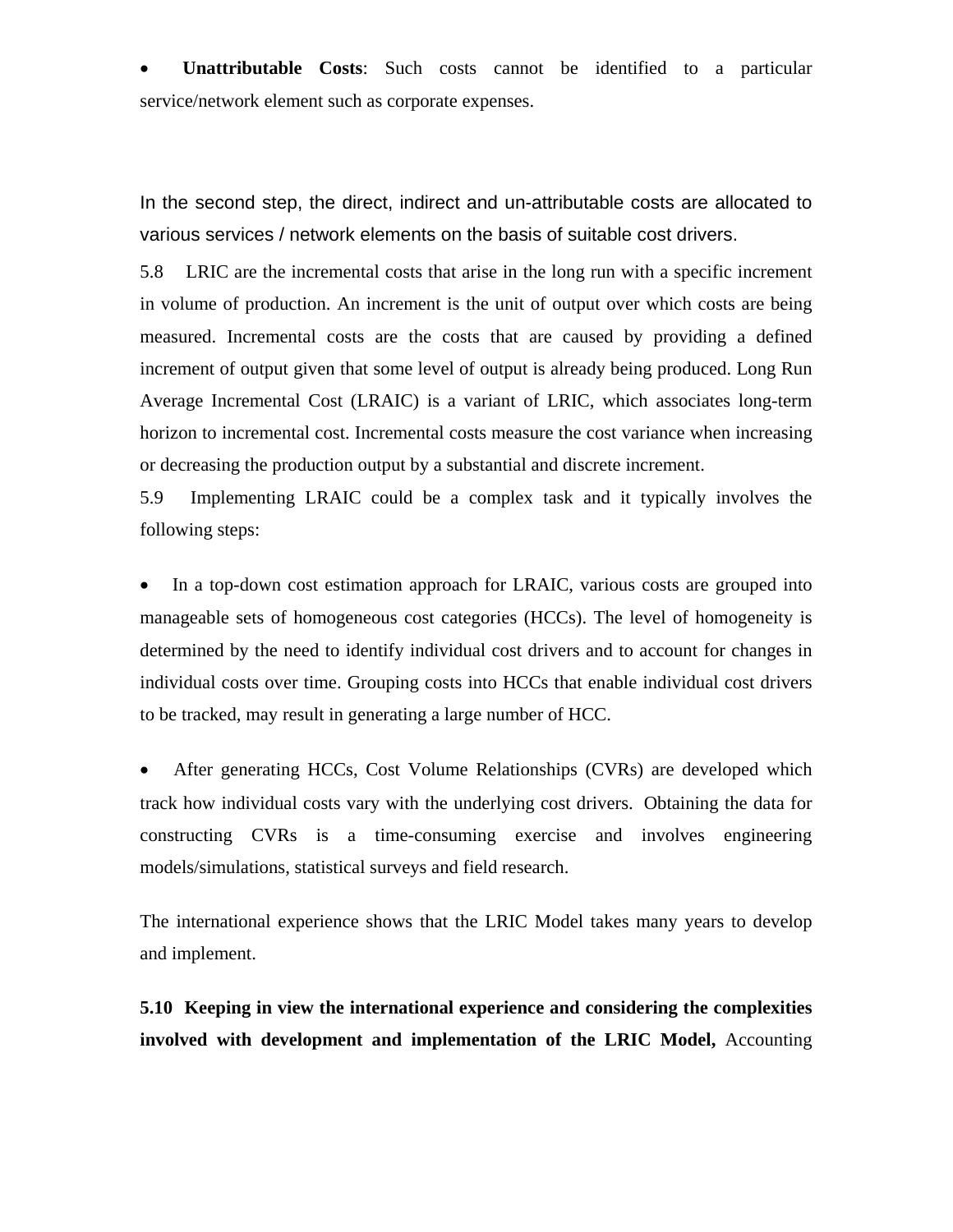- **Unattributable Costs**: Such costs cannot be identified to a particular service/network element such as corporate expenses.

In the second step, the direct, indirect and un-attributable costs are allocated to various services / network elements on the basis of suitable cost drivers.

5.8 LRIC are the incremental costs that arise in the long run with a specific increment in volume of production. An increment is the unit of output over which costs are being measured. Incremental costs are the costs that are caused by providing a defined increment of output given that some level of output is already being produced. Long Run Average Incremental Cost (LRAIC) is a variant of LRIC, which associates long-term horizon to incremental cost. Incremental costs measure the cost variance when increasing or decreasing the production output by a substantial and discrete increment.

5.9 Implementing LRAIC could be a complex task and it typically involves the following steps:

- In a top-down cost estimation approach for LRAIC, various costs are grouped into manageable sets of homogeneous cost categories (HCCs). The level of homogeneity is determined by the need to identify individual cost drivers and to account for changes in individual costs over time. Grouping costs into HCCs that enable individual cost drivers to be tracked, may result in generating a large number of HCC.

- After generating HCCs, Cost Volume Relationships (CVRs) are developed which track how individual costs vary with the underlying cost drivers. Obtaining the data for constructing CVRs is a time-consuming exercise and involves engineering models/simulations, statistical surveys and field research.

The international experience shows that the LRIC Model takes many years to develop and implement.

**5.10 Keeping in view the international experience and considering the complexities involved with development and implementation of the LRIC Model,** Accounting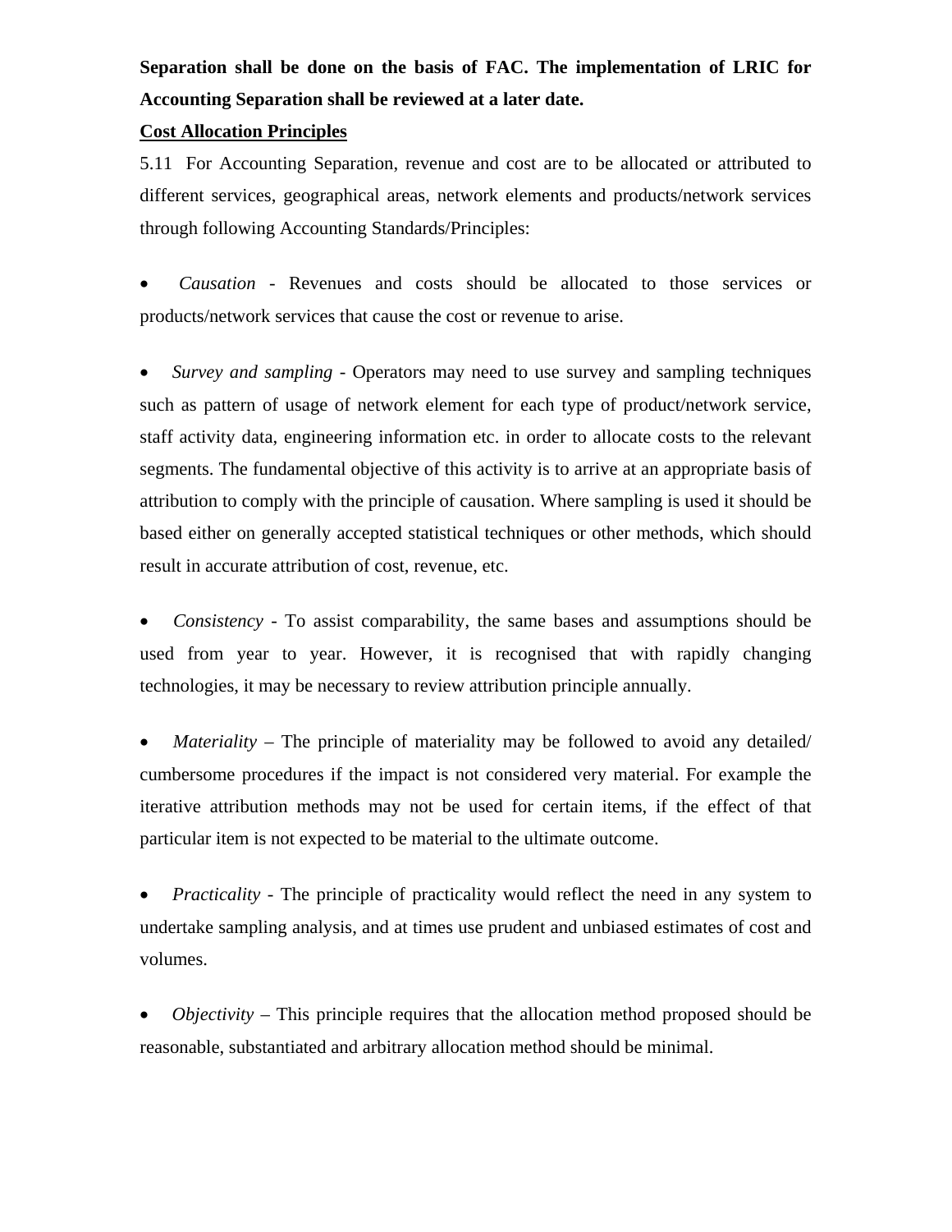**Separation shall be done on the basis of FAC. The implementation of LRIC for Accounting Separation shall be reviewed at a later date.**

**<u>Cost Allocation Principles</u>**

5.11 For Accounting Separation, revenue and cost are to be allocated or attributed to different services, geographical areas, network elements and products/network services through following Accounting Standards/Principles:

- *Causation* - Revenues and costs should be allocated to those services or products/network services that cause the cost or revenue to arise.

- *Survey and sampling* - Operators may need to use survey and sampling techniques such as pattern of usage of network element for each type of product/network service, staff activity data, engineering information etc. in order to allocate costs to the relevant segments. The fundamental objective of this activity is to arrive at an appropriate basis of attribution to comply with the principle of causation. Where sampling is used it should be based either on generally accepted statistical techniques or other methods, which should result in accurate attribution of cost, revenue, etc.

- *Consistency* - To assist comparability, the same bases and assumptions should be used from year to year. However, it is recognised that with rapidly changing technologies, it may be necessary to review attribution principle annually.

- *Materiality* – The principle of materiality may be followed to avoid any detailed/ cumbersome procedures if the impact is not considered very material. For example the iterative attribution methods may not be used for certain items, if the effect of that particular item is not expected to be material to the ultimate outcome.

- *Practicality* - The principle of practicality would reflect the need in any system to undertake sampling analysis, and at times use prudent and unbiased estimates of cost and volumes.

- *Objectivity* – This principle requires that the allocation method proposed should be reasonable, substantiated and arbitrary allocation method should be minimal.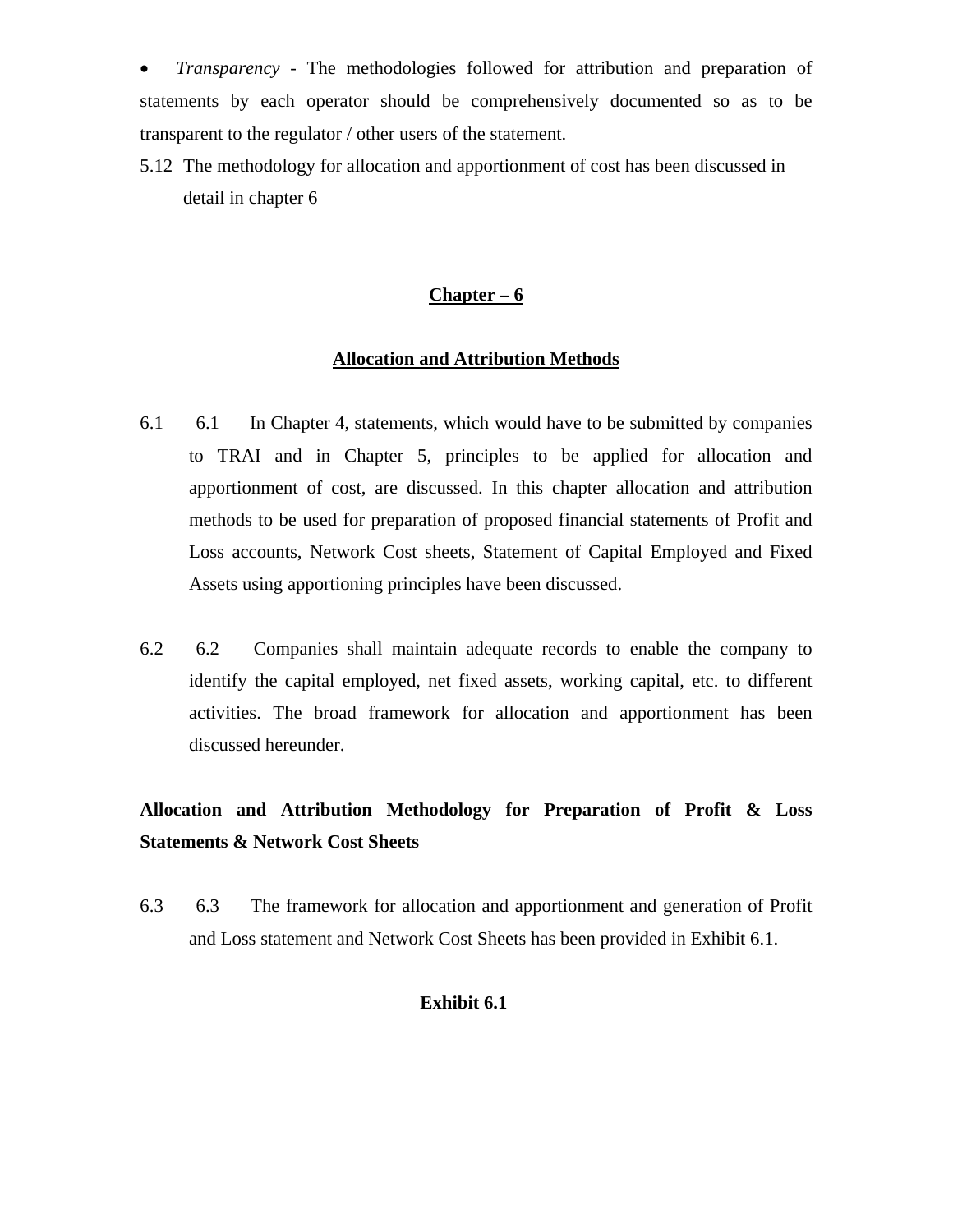- *Transparency* - The methodologies followed for attribution and preparation of statements by each operator should be comprehensively documented so as to be transparent to the regulator / other users of the statement.

5.12 The methodology for allocation and apportionment of cost has been discussed in detail in chapter 6

## Chapter – 6

## Allocation and Attribution Methods

6.1 6.1 In Chapter 4, statements, which would have to be submitted by companies to TRAI and in Chapter 5, principles to be applied for allocation and apportionment of cost, are discussed. In this chapter allocation and attribution methods to be used for preparation of proposed financial statements of Profit and Loss accounts, Network Cost sheets, Statement of Capital Employed and Fixed Assets using apportioning principles have been discussed.

6.2 6.2 Companies shall maintain adequate records to enable the company to identify the capital employed, net fixed assets, working capital, etc. to different activities. The broad framework for allocation and apportionment has been discussed hereunder.

**Allocation and Attribution Methodology for Preparation of Profit & Loss Statements & Network Cost Sheets**

6.3 6.3 The framework for allocation and apportionment and generation of Profit and Loss statement and Network Cost Sheets has been provided in Exhibit 6.1.

**Exhibit 6.1**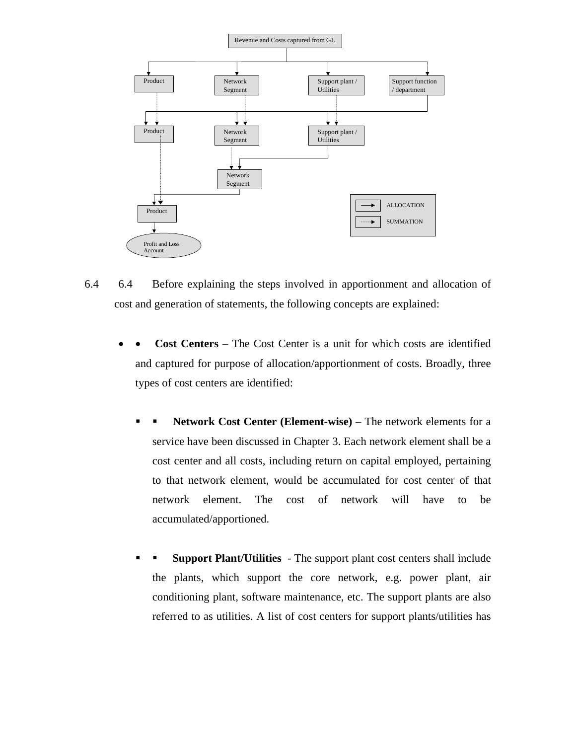6.4 Before explaining the steps involved in apportionment and allocation of cost and generation of statements, the following concepts are explained:

- **Cost Centers** – The Cost Center is a unit for which costs are identified and captured for purpose of allocation/apportionment of costs. Broadly, three types of cost centers are identified:

  - **Network Cost Center (Element-wise)** – The network elements for a service have been discussed in Chapter 3. Each network element shall be a cost center and all costs, including return on capital employed, pertaining to that network element, would be accumulated for cost center of that network element. The cost of network will have to be accumulated/apportioned.

  - **Support Plant/Utilities** - The support plant cost centers shall include the plants, which support the core network, e.g. power plant, air conditioning plant, software maintenance, etc. The support plants are also referred to as utilities. A list of cost centers for support plants/utilities has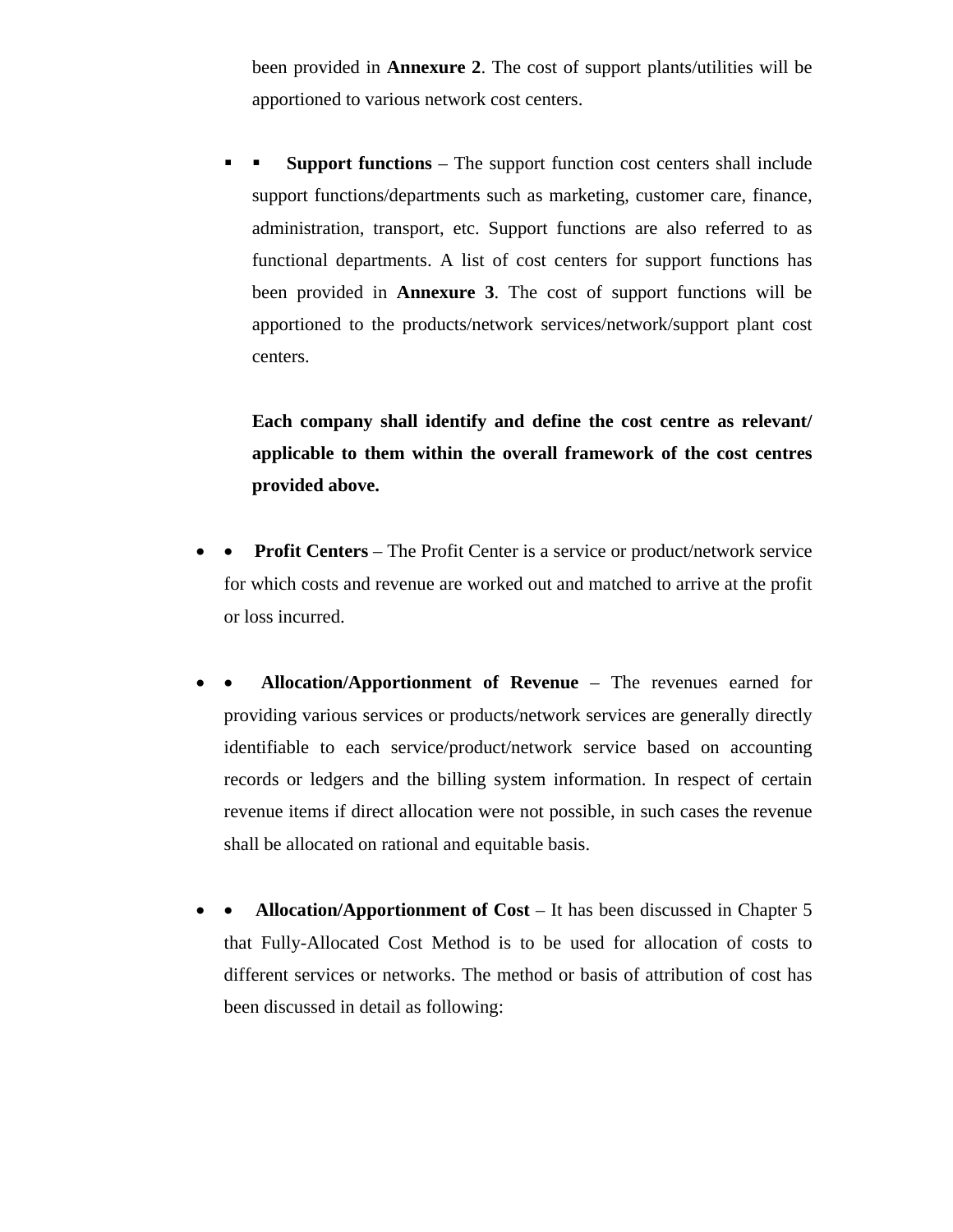been provided in **Annexure 2**. The cost of support plants/utilities will be apportioned to various network cost centers.

- **Support functions** – The support function cost centers shall include support functions/departments such as marketing, customer care, finance, administration, transport, etc. Support functions are also referred to as functional departments. A list of cost centers for support functions has been provided in **Annexure 3**. The cost of support functions will be apportioned to the products/network services/network/support plant cost centers.

  **Each company shall identify and define the cost centre as relevant/ applicable to them within the overall framework of the cost centres provided above.**

- **Profit Centers** – The Profit Center is a service or product/network service for which costs and revenue are worked out and matched to arrive at the profit or loss incurred.

- **Allocation/Apportionment of Revenue** – The revenues earned for providing various services or products/network services are generally directly identifiable to each service/product/network service based on accounting records or ledgers and the billing system information. In respect of certain revenue items if direct allocation were not possible, in such cases the revenue shall be allocated on rational and equitable basis.

- **Allocation/Apportionment of Cost** – It has been discussed in Chapter 5 that Fully-Allocated Cost Method is to be used for allocation of costs to different services or networks. The method or basis of attribution of cost has been discussed in detail as following: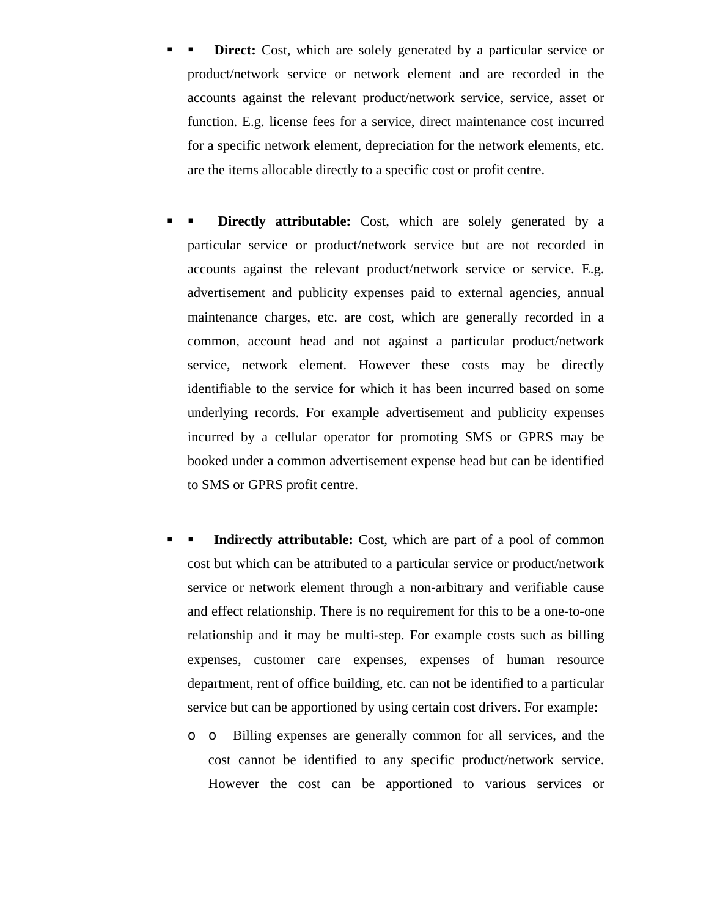- **Direct:** Cost, which are solely generated by a particular service or product/network service or network element and are recorded in the accounts against the relevant product/network service, service, asset or function. E.g. license fees for a service, direct maintenance cost incurred for a specific network element, depreciation for the network elements, etc. are the items allocable directly to a specific cost or profit centre.

- **Directly attributable:** Cost, which are solely generated by a particular service or product/network service but are not recorded in accounts against the relevant product/network service or service. E.g. advertisement and publicity expenses paid to external agencies, annual maintenance charges, etc. are cost, which are generally recorded in a common, account head and not against a particular product/network service, network element. However these costs may be directly identifiable to the service for which it has been incurred based on some underlying records. For example advertisement and publicity expenses incurred by a cellular operator for promoting SMS or GPRS may be booked under a common advertisement expense head but can be identified to SMS or GPRS profit centre.

- **Indirectly attributable:** Cost, which are part of a pool of common cost but which can be attributed to a particular service or product/network service or network element through a non-arbitrary and verifiable cause and effect relationship. There is no requirement for this to be a one-to-one relationship and it may be multi-step. For example costs such as billing expenses, customer care expenses, expenses of human resource department, rent of office building, etc. can not be identified to a particular service but can be apportioned by using certain cost drivers. For example:
  - Billing expenses are generally common for all services, and the cost cannot be identified to any specific product/network service. However the cost can be apportioned to various services or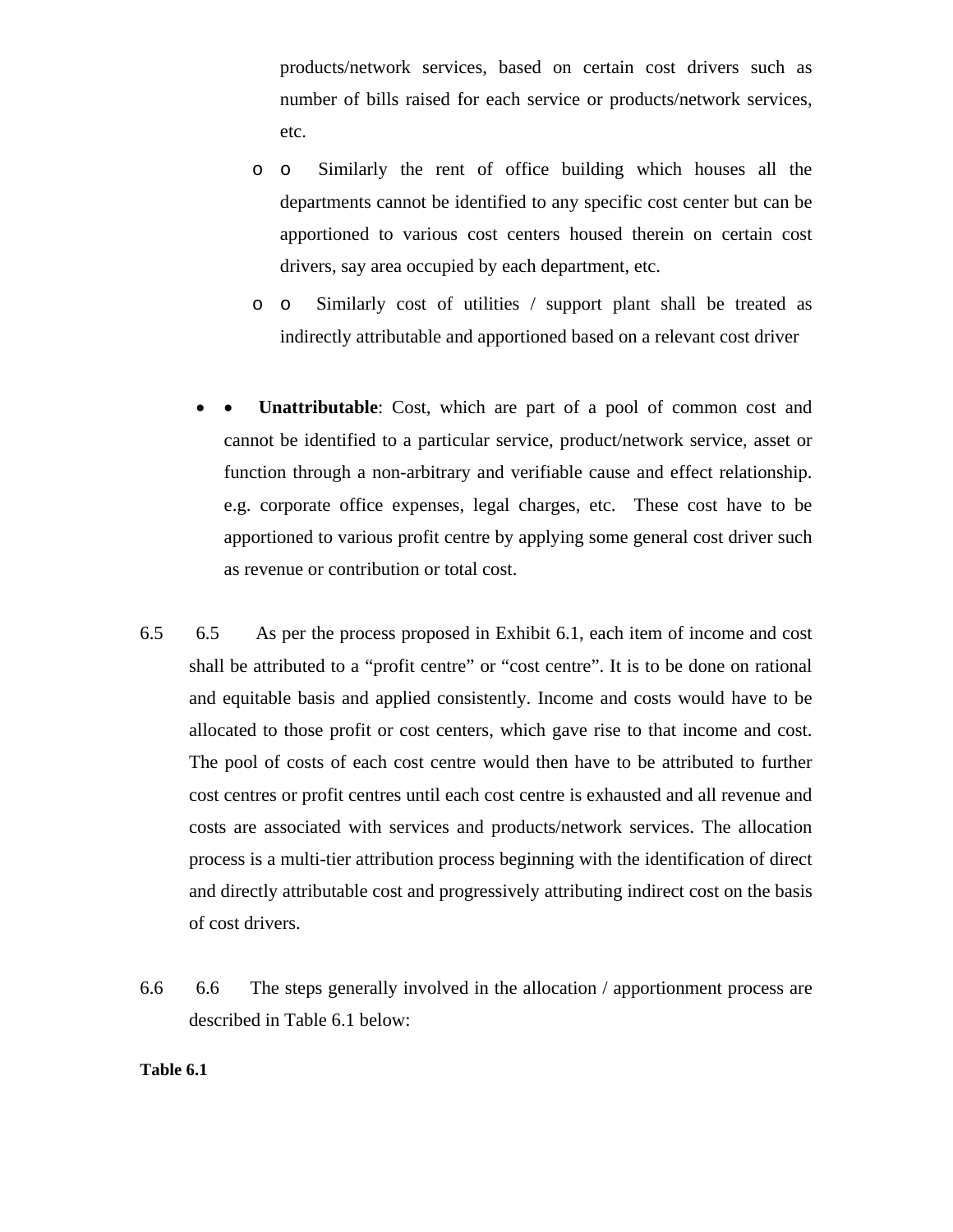products/network services, based on certain cost drivers such as number of bills raised for each service or products/network services, etc.

  - Similarly the rent of office building which houses all the departments cannot be identified to any specific cost center but can be apportioned to various cost centers housed therein on certain cost drivers, say area occupied by each department, etc.
  - Similarly cost of utilities / support plant shall be treated as indirectly attributable and apportioned based on a relevant cost driver

- **Unattributable**: Cost, which are part of a pool of common cost and cannot be identified to a particular service, product/network service, asset or function through a non-arbitrary and verifiable cause and effect relationship. e.g. corporate office expenses, legal charges, etc. These cost have to be apportioned to various profit centre by applying some general cost driver such as revenue or contribution or total cost.

6.5 As per the process proposed in Exhibit 6.1, each item of income and cost shall be attributed to a "profit centre" or "cost centre". It is to be done on rational and equitable basis and applied consistently. Income and costs would have to be allocated to those profit or cost centers, which gave rise to that income and cost. The pool of costs of each cost centre would then have to be attributed to further cost centres or profit centres until each cost centre is exhausted and all revenue and costs are associated with services and products/network services. The allocation process is a multi-tier attribution process beginning with the identification of direct and directly attributable cost and progressively attributing indirect cost on the basis of cost drivers.

6.6 The steps generally involved in the allocation / apportionment process are described in Table 6.1 below:

**Table 6.1**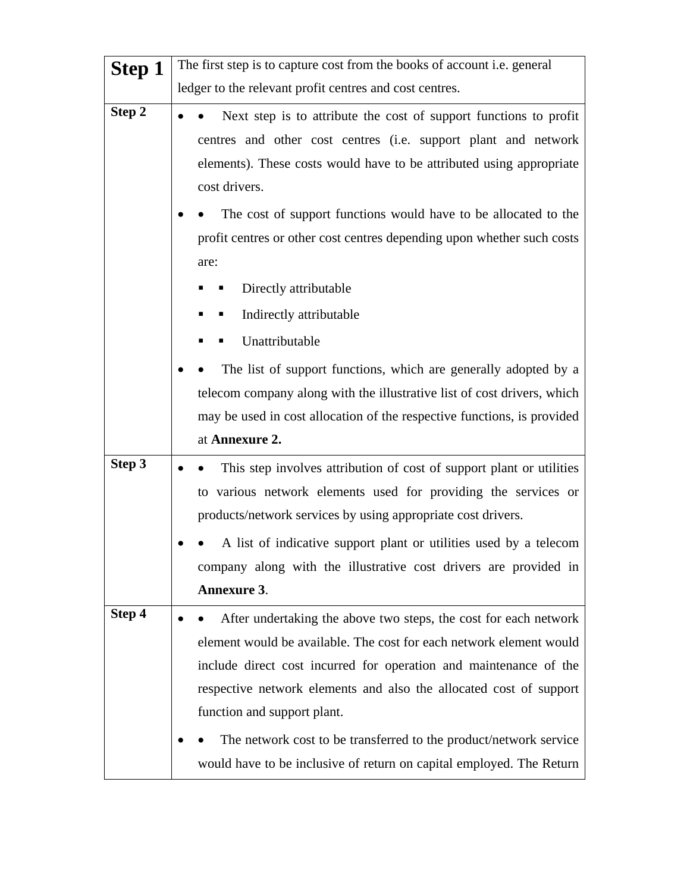| Step 1 | The first step is to capture cost from the books of account i.e. general ledger to the relevant profit centres and cost centres. |
|---|---|
| Step 2 | • Next step is to attribute the cost of support functions to profit centres and other cost centres (i.e. support plant and network elements). These costs would have to be attributed using appropriate cost drivers.<br>• The cost of support functions would have to be allocated to the profit centres or other cost centres depending upon whether such costs are:<br>▪ Directly attributable<br>▪ Indirectly attributable<br>▪ Unattributable<br>• The list of support functions, which are generally adopted by a telecom company along with the illustrative list of cost drivers, which may be used in cost allocation of the respective functions, is provided at **Annexure 2.** |
| Step 3 | • This step involves attribution of cost of support plant or utilities to various network elements used for providing the services or products/network services by using appropriate cost drivers.<br>• A list of indicative support plant or utilities used by a telecom company along with the illustrative cost drivers are provided in **Annexure 3**. |
| Step 4 | • After undertaking the above two steps, the cost for each network element would be available. The cost for each network element would include direct cost incurred for operation and maintenance of the respective network elements and also the allocated cost of support function and support plant.<br>• The network cost to be transferred to the product/network service would have to be inclusive of return on capital employed. The Return |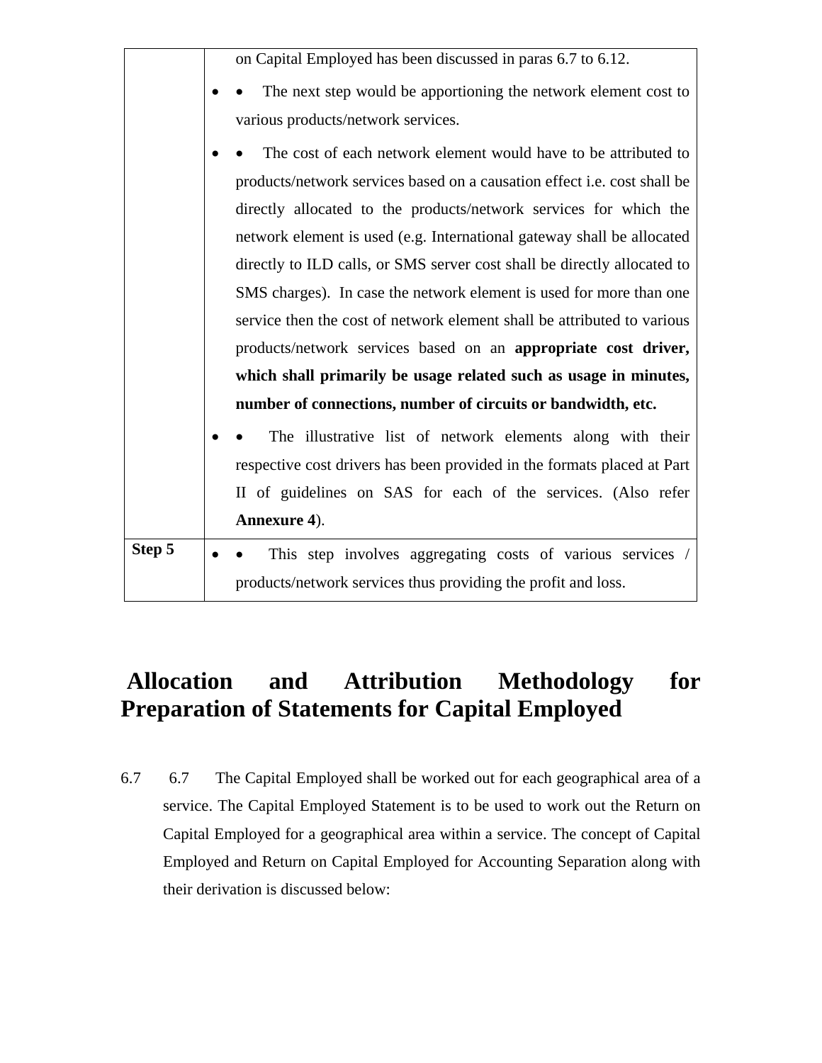| | |
|---|---|
| | on Capital Employed has been discussed in paras 6.7 to 6.12.<br>• The next step would be apportioning the network element cost to various products/network services.<br>• The cost of each network element would have to be attributed to products/network services based on a causation effect i.e. cost shall be directly allocated to the products/network services for which the network element is used (e.g. International gateway shall be allocated directly to ILD calls, or SMS server cost shall be directly allocated to SMS charges). In case the network element is used for more than one service then the cost of network element shall be attributed to various products/network services based on an **appropriate cost driver, which shall primarily be usage related such as usage in minutes, number of connections, number of circuits or bandwidth, etc.**<br>• The illustrative list of network elements along with their respective cost drivers has been provided in the formats placed at Part II of guidelines on SAS for each of the services. (Also refer **Annexure 4**). |
| **Step 5** | • This step involves aggregating costs of various services / products/network services thus providing the profit and loss. |

## Allocation and Attribution Methodology for Preparation of Statements for Capital Employed

6.7 The Capital Employed shall be worked out for each geographical area of a service. The Capital Employed Statement is to be used to work out the Return on Capital Employed for a geographical area within a service. The concept of Capital Employed and Return on Capital Employed for Accounting Separation along with their derivation is discussed below: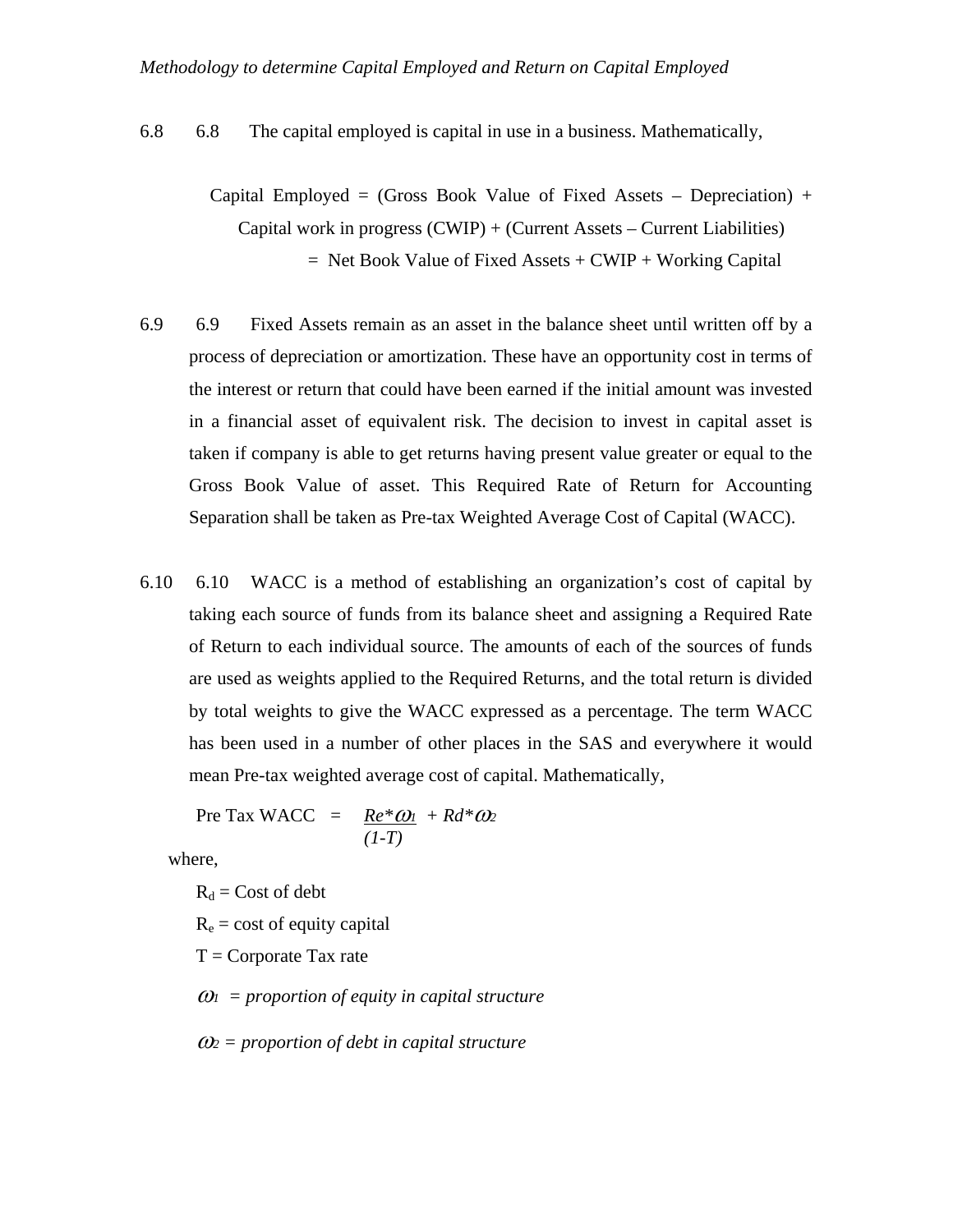*Methodology to determine Capital Employed and Return on Capital Employed*

6.8 6.8 The capital employed is capital in use in a business. Mathematically,

Capital Employed = (Gross Book Value of Fixed Assets – Depreciation) + Capital work in progress (CWIP) + (Current Assets – Current Liabilities)
= Net Book Value of Fixed Assets + CWIP + Working Capital

6.9 6.9 Fixed Assets remain as an asset in the balance sheet until written off by a process of depreciation or amortization. These have an opportunity cost in terms of the interest or return that could have been earned if the initial amount was invested in a financial asset of equivalent risk. The decision to invest in capital asset is taken if company is able to get returns having present value greater or equal to the Gross Book Value of asset. This Required Rate of Return for Accounting Separation shall be taken as Pre-tax Weighted Average Cost of Capital (WACC).

6.10 6.10 WACC is a method of establishing an organization's cost of capital by taking each source of funds from its balance sheet and assigning a Required Rate of Return to each individual source. The amounts of each of the sources of funds are used as weights applied to the Required Returns, and the total return is divided by total weights to give the WACC expressed as a percentage. The term WACC has been used in a number of other places in the SAS and everywhere it would mean Pre-tax weighted average cost of capital. Mathematically,

$$\text{Pre Tax WACC} = \frac{Re*\omega_1}{(1-T)} + Rd*\omega_2$$

where,

$R_d$ = Cost of debt

$R_e$ = cost of equity capital

T = Corporate Tax rate

$\omega_1$ = *proportion of equity in capital structure*

$\omega_2$ = *proportion of debt in capital structure*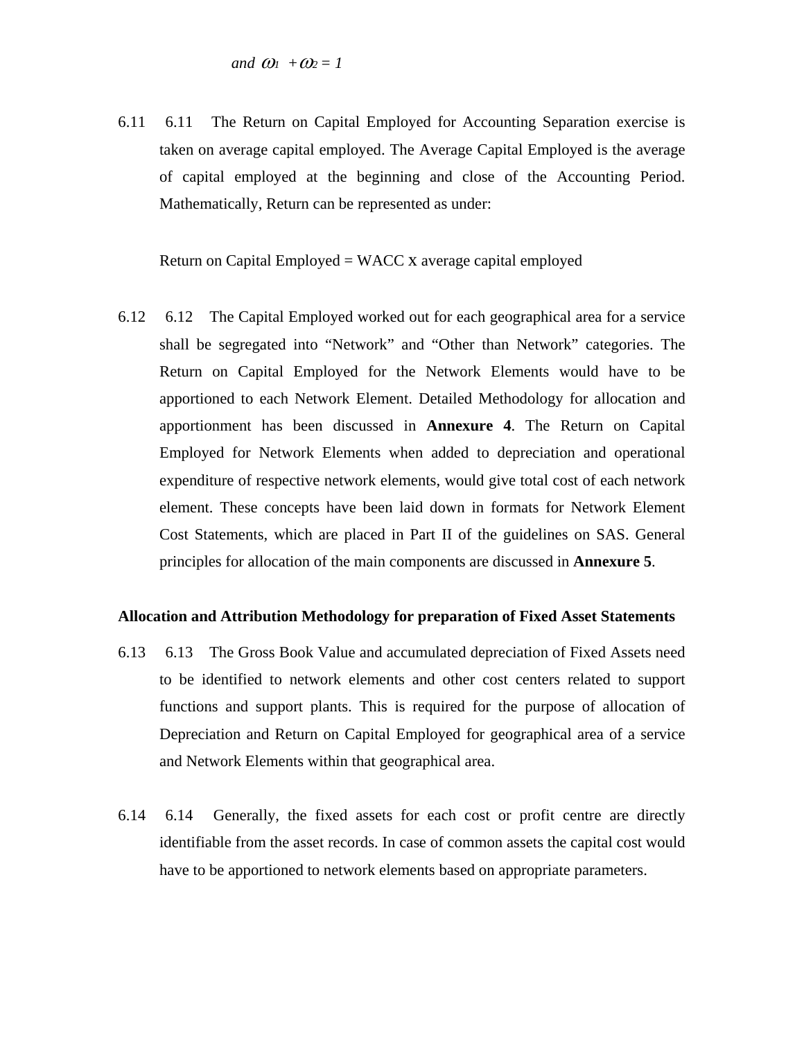*and* $\omega_1 + \omega_2 = 1$

6.11 6.11 The Return on Capital Employed for Accounting Separation exercise is taken on average capital employed. The Average Capital Employed is the average of capital employed at the beginning and close of the Accounting Period. Mathematically, Return can be represented as under:

Return on Capital Employed = WACC x average capital employed

6.12 6.12 The Capital Employed worked out for each geographical area for a service shall be segregated into "Network" and "Other than Network" categories. The Return on Capital Employed for the Network Elements would have to be apportioned to each Network Element. Detailed Methodology for allocation and apportionment has been discussed in **Annexure 4**. The Return on Capital Employed for Network Elements when added to depreciation and operational expenditure of respective network elements, would give total cost of each network element. These concepts have been laid down in formats for Network Element Cost Statements, which are placed in Part II of the guidelines on SAS. General principles for allocation of the main components are discussed in **Annexure 5**.

**Allocation and Attribution Methodology for preparation of Fixed Asset Statements**

6.13 6.13 The Gross Book Value and accumulated depreciation of Fixed Assets need to be identified to network elements and other cost centers related to support functions and support plants. This is required for the purpose of allocation of Depreciation and Return on Capital Employed for geographical area of a service and Network Elements within that geographical area.

6.14 6.14 Generally, the fixed assets for each cost or profit centre are directly identifiable from the asset records. In case of common assets the capital cost would have to be apportioned to network elements based on appropriate parameters.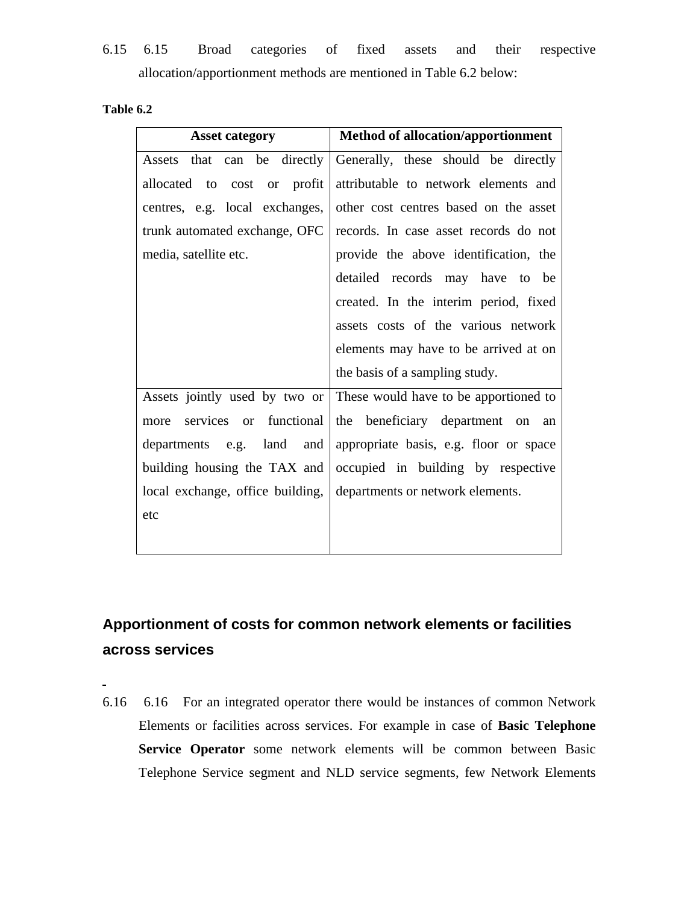6.15 6.15 Broad categories of fixed assets and their respective allocation/apportionment methods are mentioned in Table 6.2 below:

**Table 6.2**

| Asset category | Method of allocation/apportionment |
|---|---|
| Assets that can be directly allocated to cost or profit centres, e.g. local exchanges, trunk automated exchange, OFC media, satellite etc. | Generally, these should be directly attributable to network elements and other cost centres based on the asset records. In case asset records do not provide the above identification, the detailed records may have to be created. In the interim period, fixed assets costs of the various network elements may have to be arrived at on the basis of a sampling study. |
| Assets jointly used by two or more services or functional departments e.g. land and building housing the TAX and local exchange, office building, etc | These would have to be apportioned to the beneficiary department on an appropriate basis, e.g. floor or space occupied in building by respective departments or network elements. |

## Apportionment of costs for common network elements or facilities across services

6.16 6.16 For an integrated operator there would be instances of common Network Elements or facilities across services. For example in case of **Basic Telephone Service Operator** some network elements will be common between Basic Telephone Service segment and NLD service segments, few Network Elements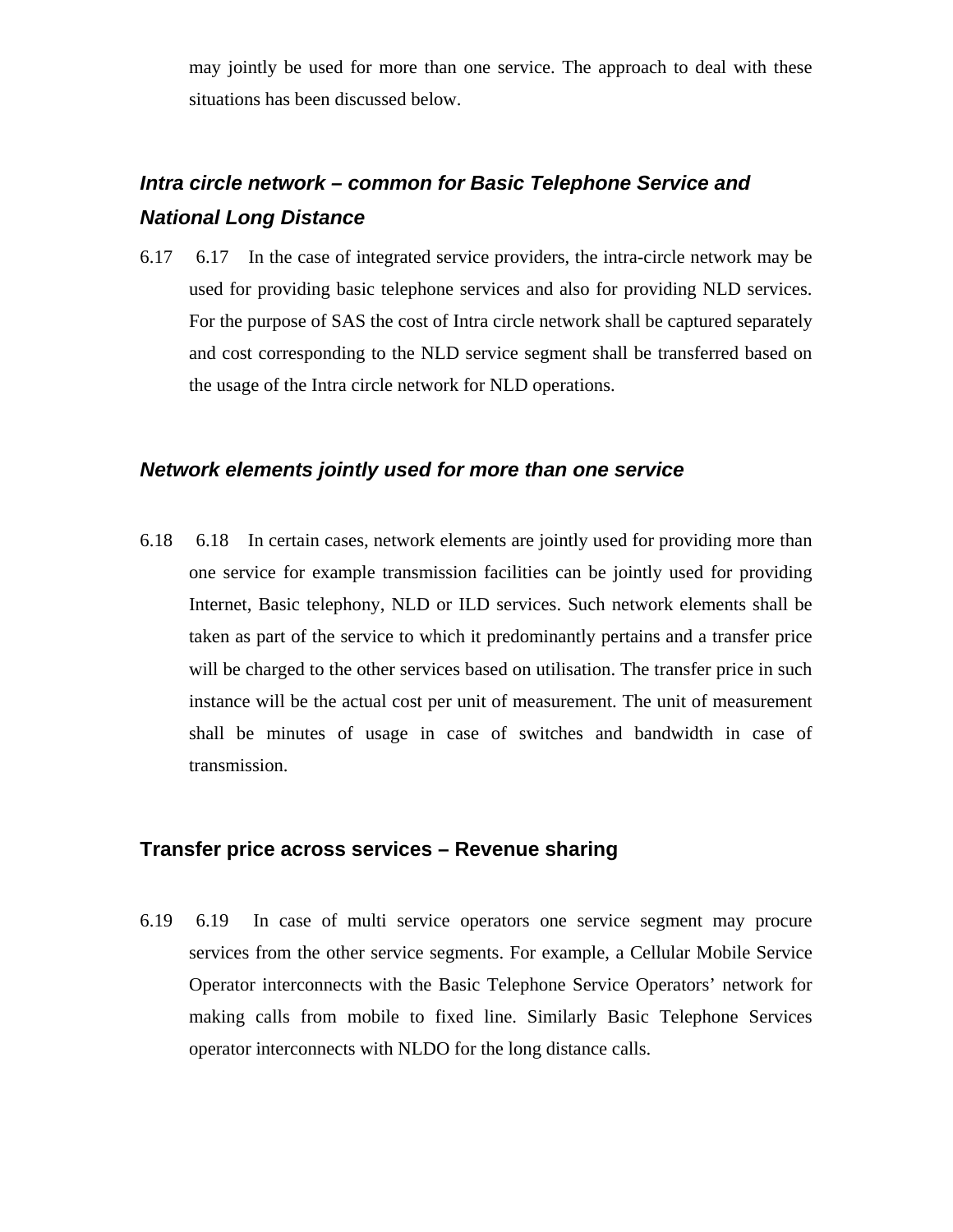may jointly be used for more than one service. The approach to deal with these situations has been discussed below.

### *Intra circle network – common for Basic Telephone Service and National Long Distance*

6.17 6.17 In the case of integrated service providers, the intra-circle network may be used for providing basic telephone services and also for providing NLD services. For the purpose of SAS the cost of Intra circle network shall be captured separately and cost corresponding to the NLD service segment shall be transferred based on the usage of the Intra circle network for NLD operations.

### *Network elements jointly used for more than one service*

6.18 6.18 In certain cases, network elements are jointly used for providing more than one service for example transmission facilities can be jointly used for providing Internet, Basic telephony, NLD or ILD services. Such network elements shall be taken as part of the service to which it predominantly pertains and a transfer price will be charged to the other services based on utilisation. The transfer price in such instance will be the actual cost per unit of measurement. The unit of measurement shall be minutes of usage in case of switches and bandwidth in case of transmission.

### Transfer price across services – Revenue sharing

6.19 6.19 In case of multi service operators one service segment may procure services from the other service segments. For example, a Cellular Mobile Service Operator interconnects with the Basic Telephone Service Operators' network for making calls from mobile to fixed line. Similarly Basic Telephone Services operator interconnects with NLDO for the long distance calls.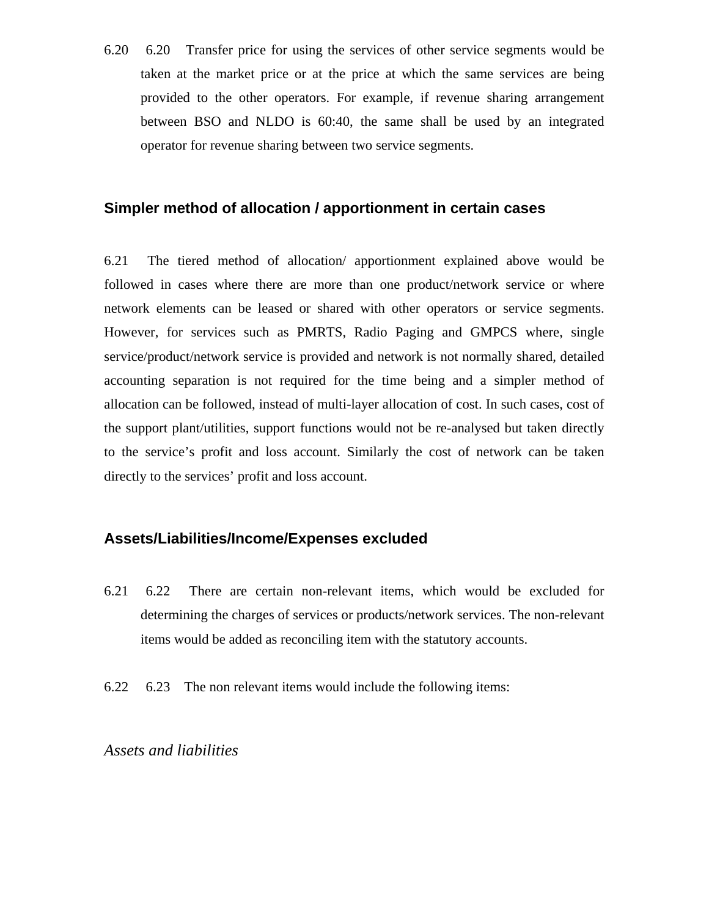6.20 6.20 Transfer price for using the services of other service segments would be taken at the market price or at the price at which the same services are being provided to the other operators. For example, if revenue sharing arrangement between BSO and NLDO is 60:40, the same shall be used by an integrated operator for revenue sharing between two service segments.

### Simpler method of allocation / apportionment in certain cases

6.21 The tiered method of allocation/ apportionment explained above would be followed in cases where there are more than one product/network service or where network elements can be leased or shared with other operators or service segments. However, for services such as PMRTS, Radio Paging and GMPCS where, single service/product/network service is provided and network is not normally shared, detailed accounting separation is not required for the time being and a simpler method of allocation can be followed, instead of multi-layer allocation of cost. In such cases, cost of the support plant/utilities, support functions would not be re-analysed but taken directly to the service's profit and loss account. Similarly the cost of network can be taken directly to the services' profit and loss account.

### Assets/Liabilities/Income/Expenses excluded

6.21 6.22 There are certain non-relevant items, which would be excluded for determining the charges of services or products/network services. The non-relevant items would be added as reconciling item with the statutory accounts.

6.22 6.23 The non relevant items would include the following items:

*Assets and liabilities*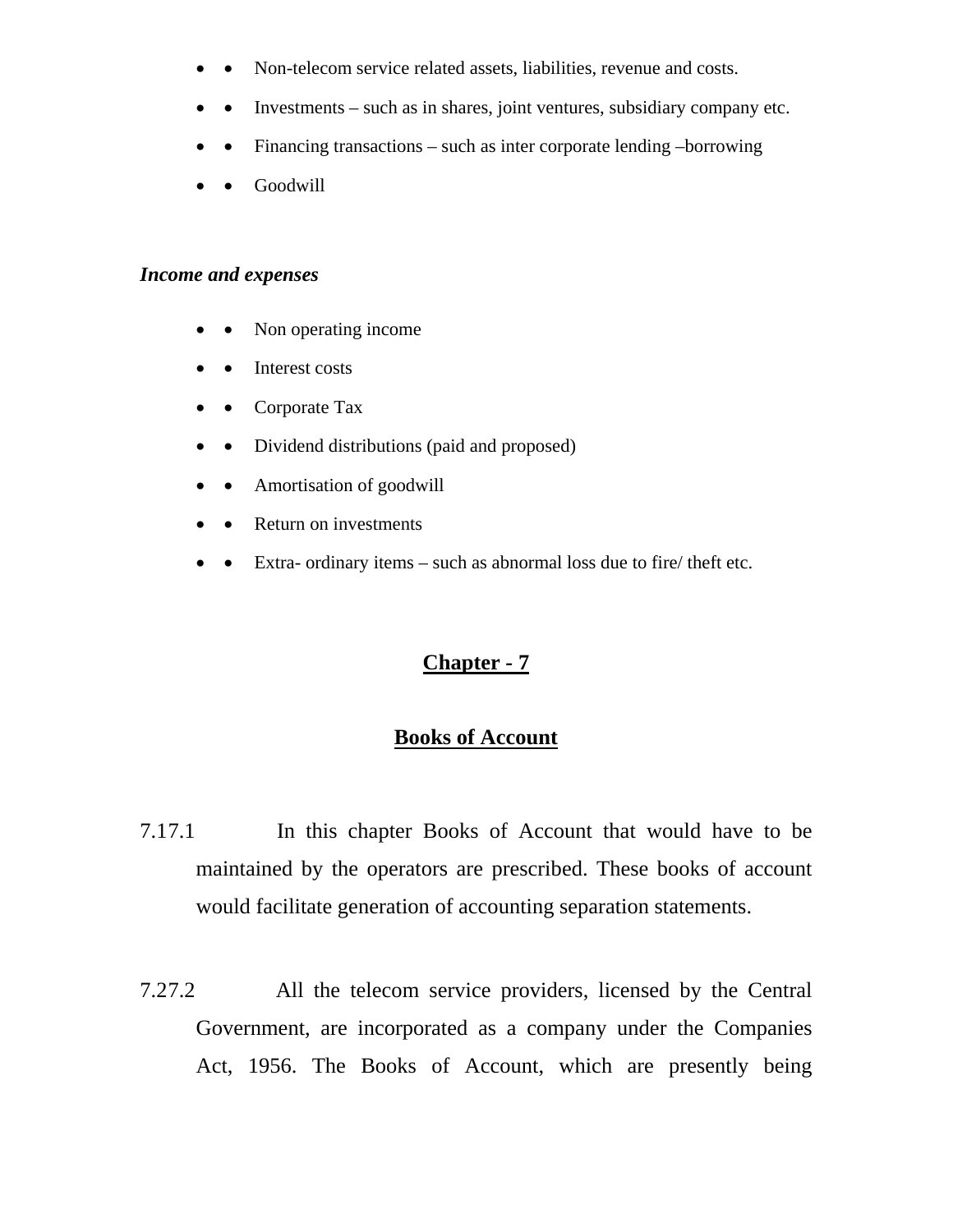- Non-telecom service related assets, liabilities, revenue and costs.
- Investments – such as in shares, joint ventures, subsidiary company etc.
- Financing transactions – such as inter corporate lending –borrowing
- Goodwill

***Income and expenses***

- Non operating income
- Interest costs
- Corporate Tax
- Dividend distributions (paid and proposed)
- Amortisation of goodwill
- Return on investments
- Extra- ordinary items – such as abnormal loss due to fire/ theft etc.

## Chapter - 7

## Books of Account

7.17.1 In this chapter Books of Account that would have to be maintained by the operators are prescribed. These books of account would facilitate generation of accounting separation statements.

7.27.2 All the telecom service providers, licensed by the Central Government, are incorporated as a company under the Companies Act, 1956. The Books of Account, which are presently being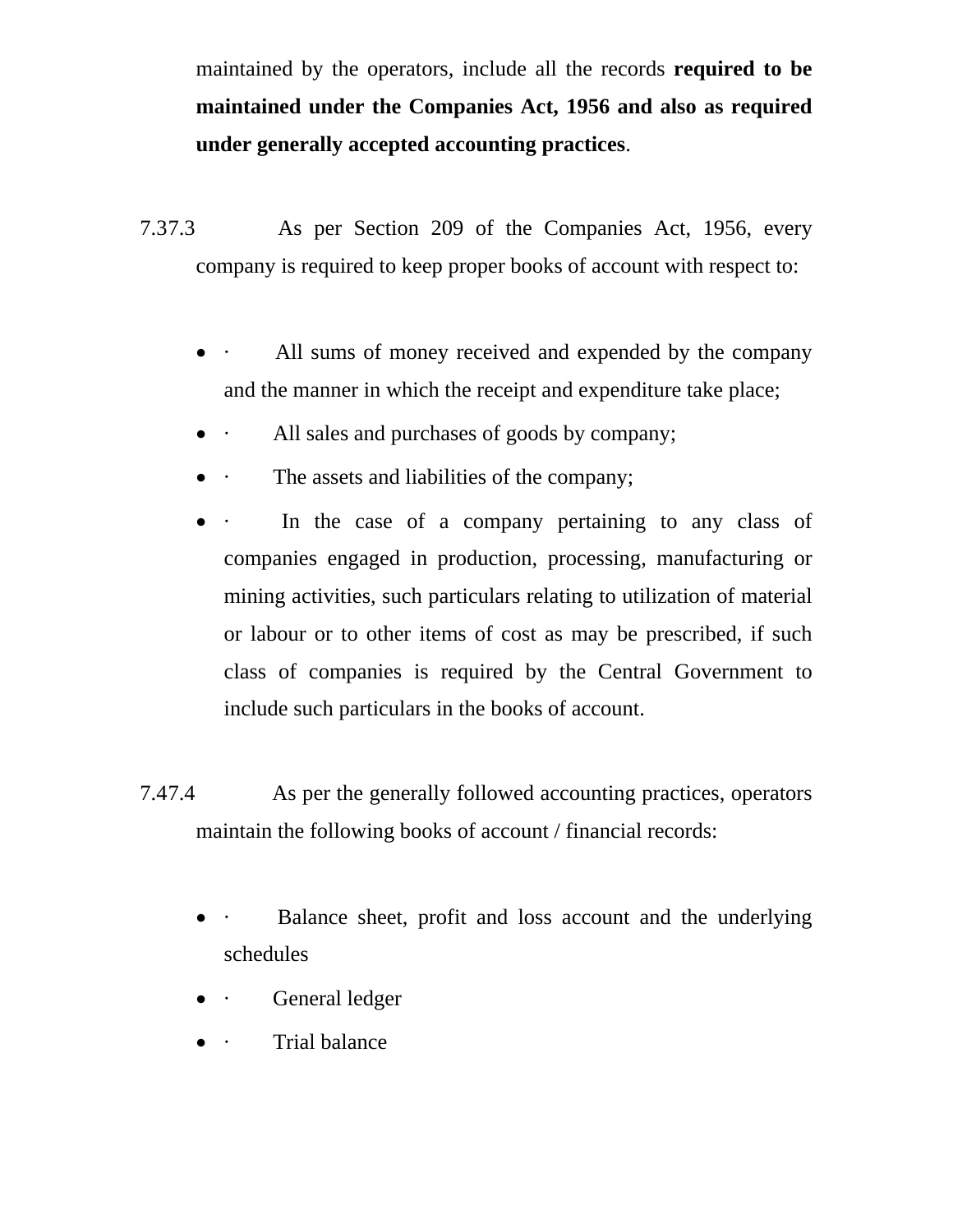maintained by the operators, include all the records **required to be maintained under the Companies Act, 1956 and also as required under generally accepted accounting practices**.

7.37.3 As per Section 209 of the Companies Act, 1956, every company is required to keep proper books of account with respect to:

- · All sums of money received and expended by the company and the manner in which the receipt and expenditure take place;
- · All sales and purchases of goods by company;
- · The assets and liabilities of the company;
- · In the case of a company pertaining to any class of companies engaged in production, processing, manufacturing or mining activities, such particulars relating to utilization of material or labour or to other items of cost as may be prescribed, if such class of companies is required by the Central Government to include such particulars in the books of account.

7.47.4 As per the generally followed accounting practices, operators maintain the following books of account / financial records:

- · Balance sheet, profit and loss account and the underlying schedules
- · General ledger
- · Trial balance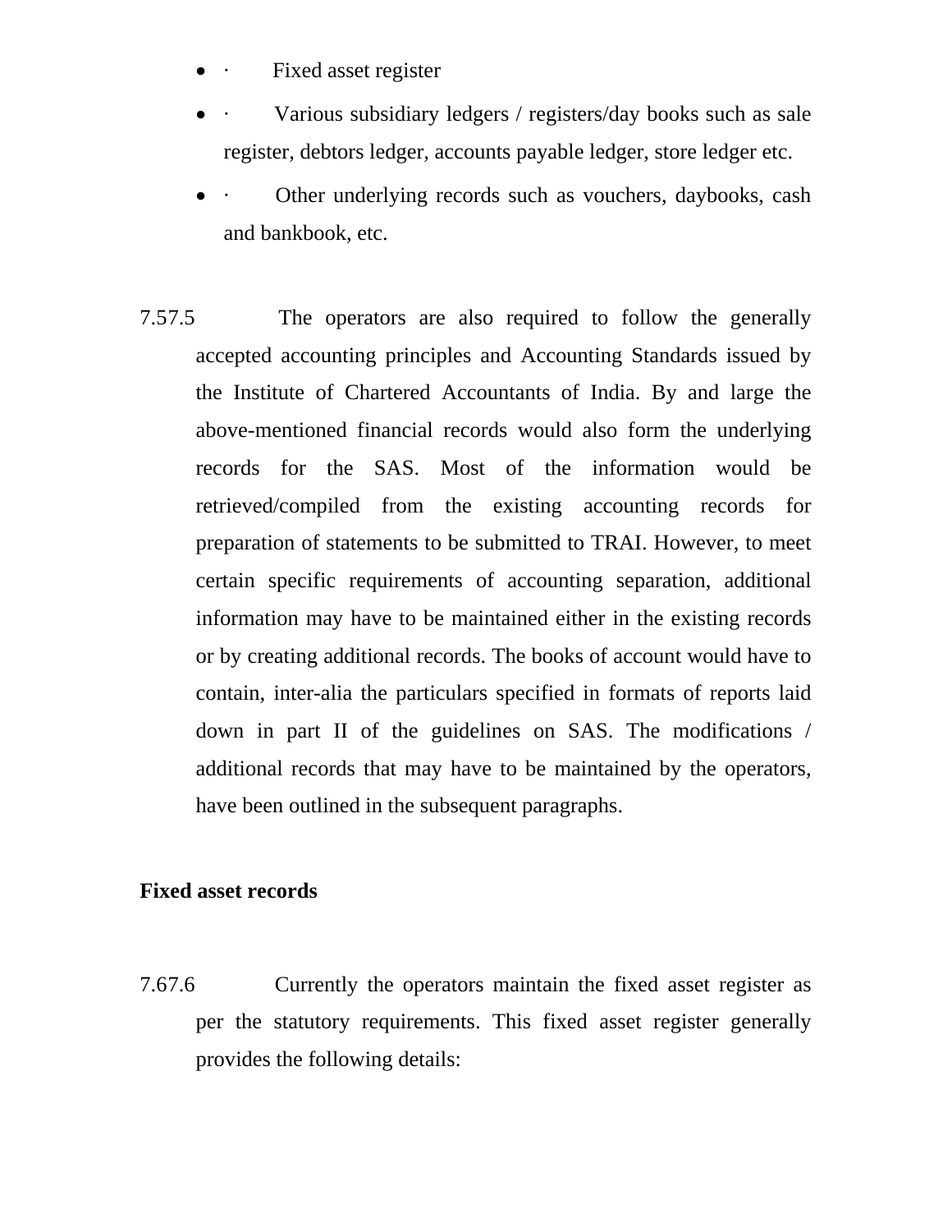- · Fixed asset register
- · Various subsidiary ledgers / registers/day books such as sale register, debtors ledger, accounts payable ledger, store ledger etc.
- · Other underlying records such as vouchers, daybooks, cash and bankbook, etc.

7.57.5 The operators are also required to follow the generally accepted accounting principles and Accounting Standards issued by the Institute of Chartered Accountants of India. By and large the above-mentioned financial records would also form the underlying records for the SAS. Most of the information would be retrieved/compiled from the existing accounting records for preparation of statements to be submitted to TRAI. However, to meet certain specific requirements of accounting separation, additional information may have to be maintained either in the existing records or by creating additional records. The books of account would have to contain, inter-alia the particulars specified in formats of reports laid down in part II of the guidelines on SAS. The modifications / additional records that may have to be maintained by the operators, have been outlined in the subsequent paragraphs.

**Fixed asset records**

7.67.6 Currently the operators maintain the fixed asset register as per the statutory requirements. This fixed asset register generally provides the following details: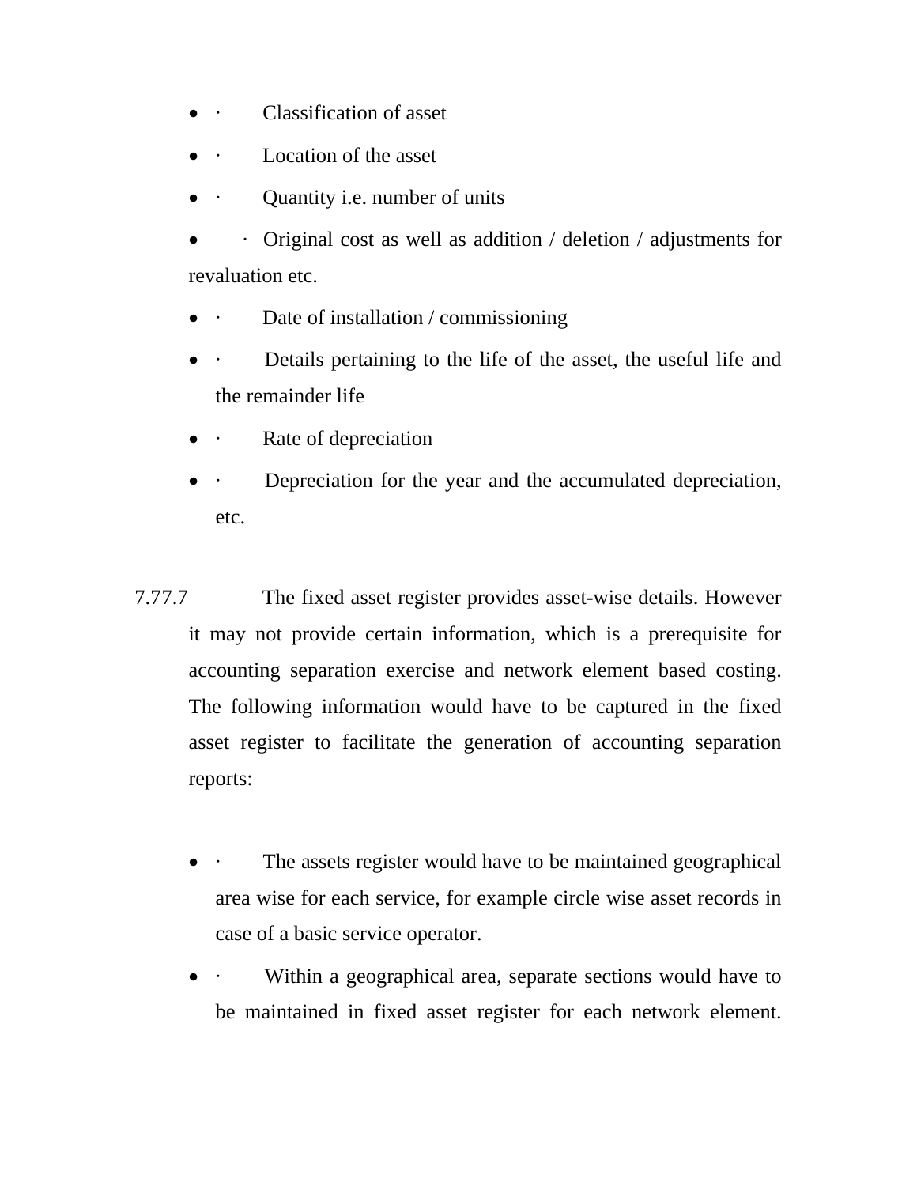- Classification of asset
- Location of the asset
- Quantity i.e. number of units
- Original cost as well as addition / deletion / adjustments for revaluation etc.
- Date of installation / commissioning
- Details pertaining to the life of the asset, the useful life and the remainder life
- Rate of depreciation
- Depreciation for the year and the accumulated depreciation, etc.

7.77.7 The fixed asset register provides asset-wise details. However it may not provide certain information, which is a prerequisite for accounting separation exercise and network element based costing. The following information would have to be captured in the fixed asset register to facilitate the generation of accounting separation reports:

- The assets register would have to be maintained geographical area wise for each service, for example circle wise asset records in case of a basic service operator.
- Within a geographical area, separate sections would have to be maintained in fixed asset register for each network element.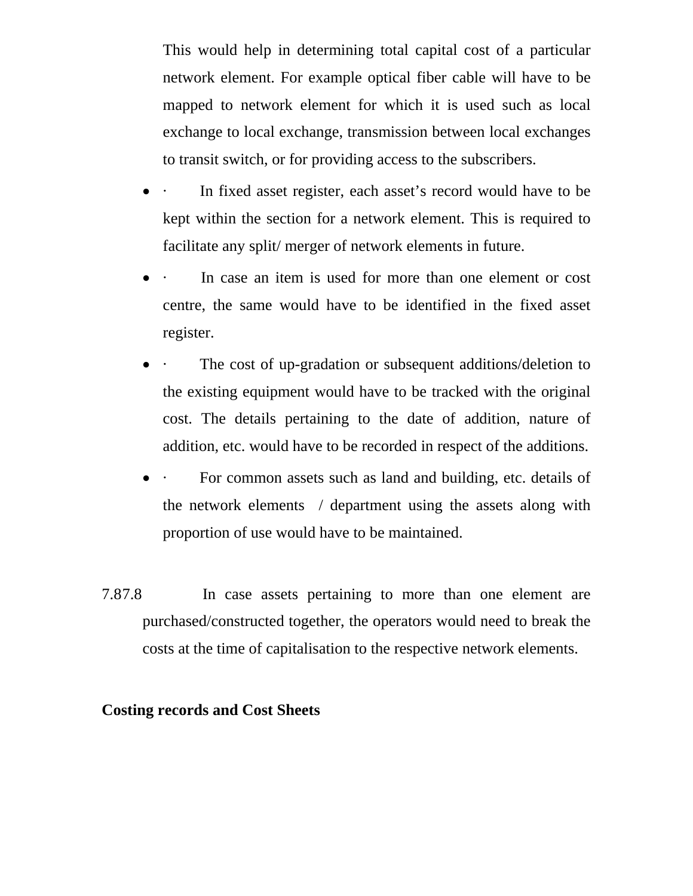This would help in determining total capital cost of a particular network element. For example optical fiber cable will have to be mapped to network element for which it is used such as local exchange to local exchange, transmission between local exchanges to transit switch, or for providing access to the subscribers.

- · In fixed asset register, each asset's record would have to be kept within the section for a network element. This is required to facilitate any split/ merger of network elements in future.
- · In case an item is used for more than one element or cost centre, the same would have to be identified in the fixed asset register.
- · The cost of up-gradation or subsequent additions/deletion to the existing equipment would have to be tracked with the original cost. The details pertaining to the date of addition, nature of addition, etc. would have to be recorded in respect of the additions.
- · For common assets such as land and building, etc. details of the network elements / department using the assets along with proportion of use would have to be maintained.

7.87.8 In case assets pertaining to more than one element are purchased/constructed together, the operators would need to break the costs at the time of capitalisation to the respective network elements.

**Costing records and Cost Sheets**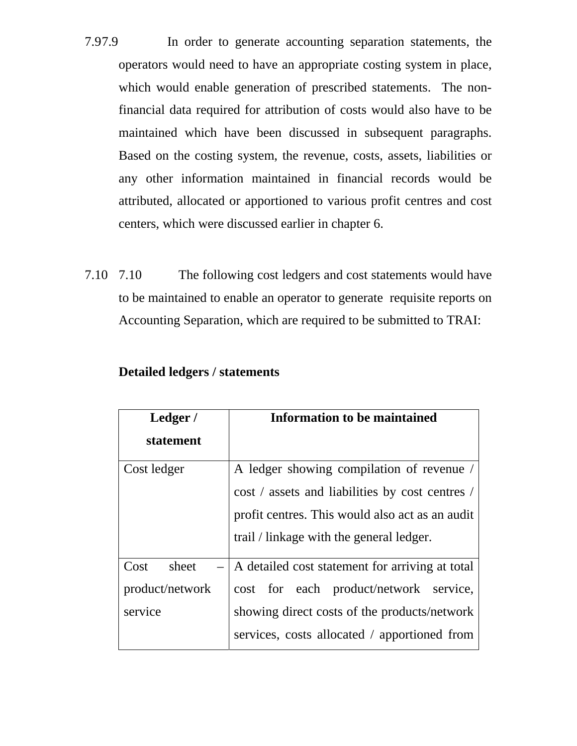7.97.9 In order to generate accounting separation statements, the operators would need to have an appropriate costing system in place, which would enable generation of prescribed statements. The non-financial data required for attribution of costs would also have to be maintained which have been discussed in subsequent paragraphs. Based on the costing system, the revenue, costs, assets, liabilities or any other information maintained in financial records would be attributed, allocated or apportioned to various profit centres and cost centers, which were discussed earlier in chapter 6.

7.10 7.10 The following cost ledgers and cost statements would have to be maintained to enable an operator to generate requisite reports on Accounting Separation, which are required to be submitted to TRAI:

**Detailed ledgers / statements**

| Ledger / statement | Information to be maintained |
|---|---|
| Cost ledger | A ledger showing compilation of revenue / cost / assets and liabilities by cost centres / profit centres. This would also act as an audit trail / linkage with the general ledger. |
| Cost sheet – product/network service | A detailed cost statement for arriving at total cost for each product/network service, showing direct costs of the products/network services, costs allocated / apportioned from |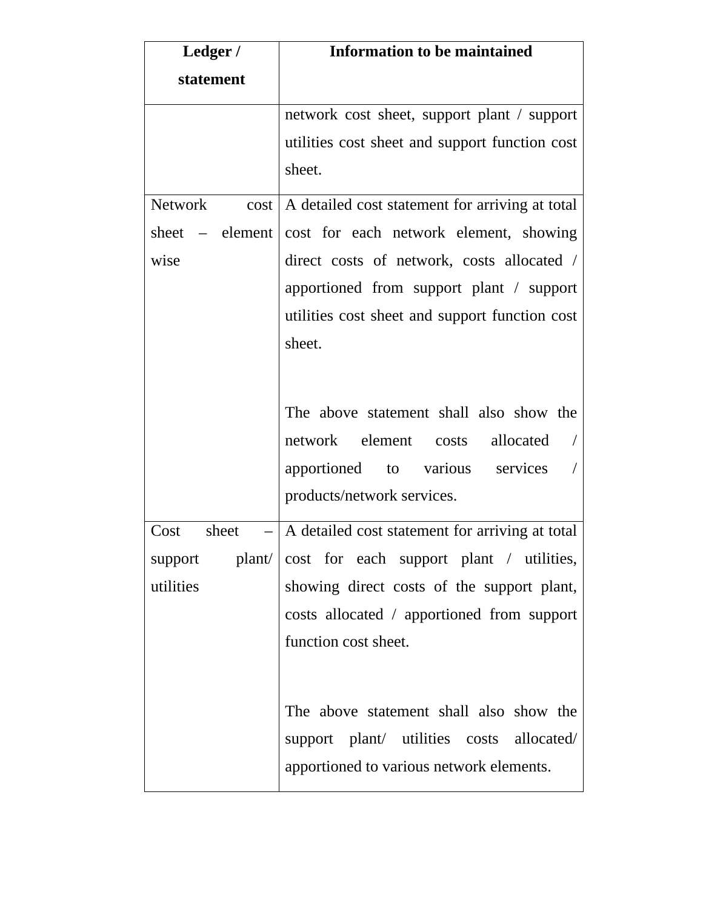| Ledger / statement | Information to be maintained |
|---|---|
| | network cost sheet, support plant / support utilities cost sheet and support function cost sheet. |
| Network cost sheet – element wise | A detailed cost statement for arriving at total cost for each network element, showing direct costs of network, costs allocated / apportioned from support plant / support utilities cost sheet and support function cost sheet.<br><br>The above statement shall also show the network element costs allocated / apportioned to various services / products/network services. |
| Cost sheet – support plant/ utilities | A detailed cost statement for arriving at total cost for each support plant / utilities, showing direct costs of the support plant, costs allocated / apportioned from support function cost sheet.<br><br>The above statement shall also show the support plant/ utilities costs allocated/ apportioned to various network elements. |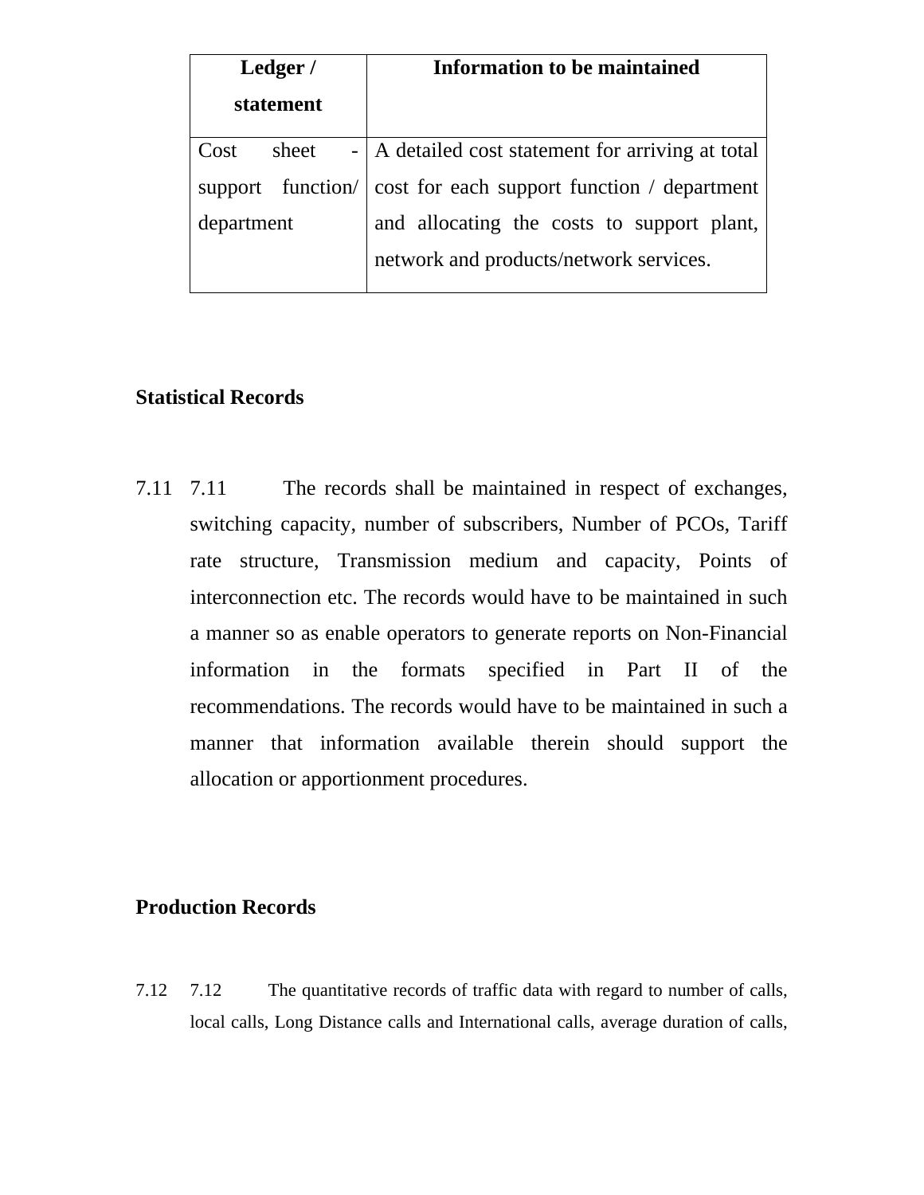| Ledger / statement | Information to be maintained |
|---|---|
| Cost sheet - support function/ department | A detailed cost statement for arriving at total cost for each support function / department and allocating the costs to support plant, network and products/network services. |

**Statistical Records**

7.11 7.11 The records shall be maintained in respect of exchanges, switching capacity, number of subscribers, Number of PCOs, Tariff rate structure, Transmission medium and capacity, Points of interconnection etc. The records would have to be maintained in such a manner so as enable operators to generate reports on Non-Financial information in the formats specified in Part II of the recommendations. The records would have to be maintained in such a manner that information available therein should support the allocation or apportionment procedures.

**Production Records**

7.12 7.12 The quantitative records of traffic data with regard to number of calls, local calls, Long Distance calls and International calls, average duration of calls,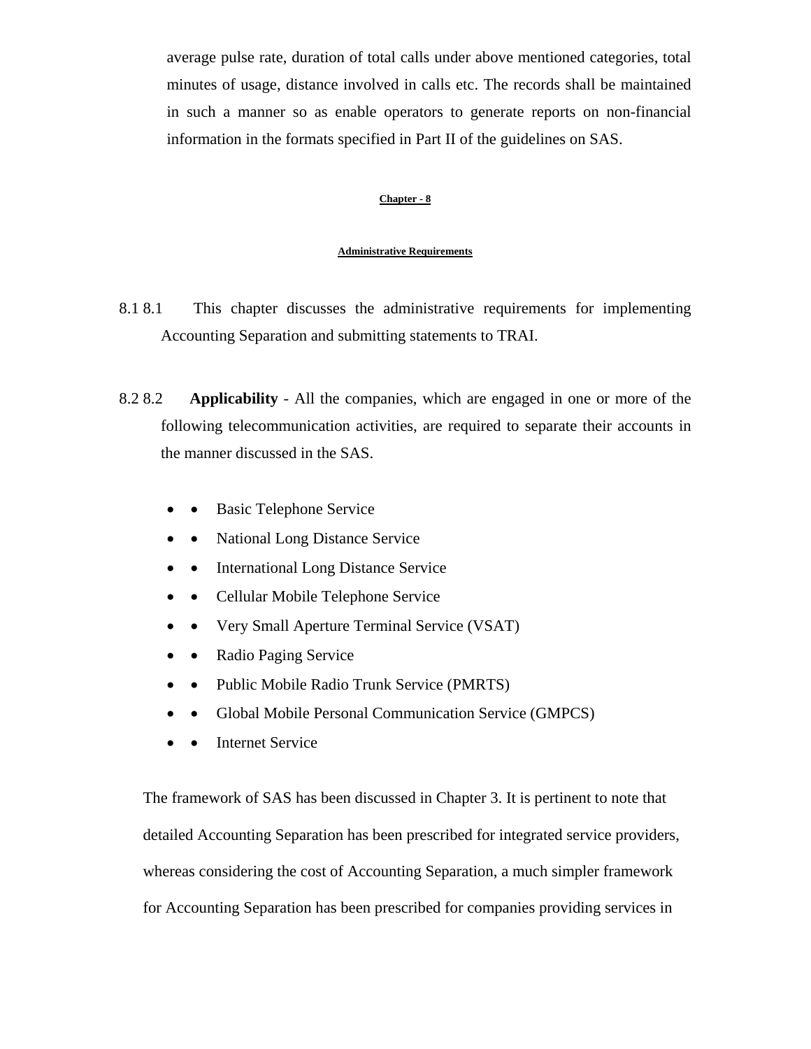average pulse rate, duration of total calls under above mentioned categories, total minutes of usage, distance involved in calls etc. The records shall be maintained in such a manner so as enable operators to generate reports on non-financial information in the formats specified in Part II of the guidelines on SAS.

## Chapter - 8

### Administrative Requirements

8.1 This chapter discusses the administrative requirements for implementing Accounting Separation and submitting statements to TRAI.

8.2 **Applicability** - All the companies, which are engaged in one or more of the following telecommunication activities, are required to separate their accounts in the manner discussed in the SAS.

- Basic Telephone Service
- National Long Distance Service
- International Long Distance Service
- Cellular Mobile Telephone Service
- Very Small Aperture Terminal Service (VSAT)
- Radio Paging Service
- Public Mobile Radio Trunk Service (PMRTS)
- Global Mobile Personal Communication Service (GMPCS)
- Internet Service

The framework of SAS has been discussed in Chapter 3. It is pertinent to note that detailed Accounting Separation has been prescribed for integrated service providers, whereas considering the cost of Accounting Separation, a much simpler framework for Accounting Separation has been prescribed for companies providing services in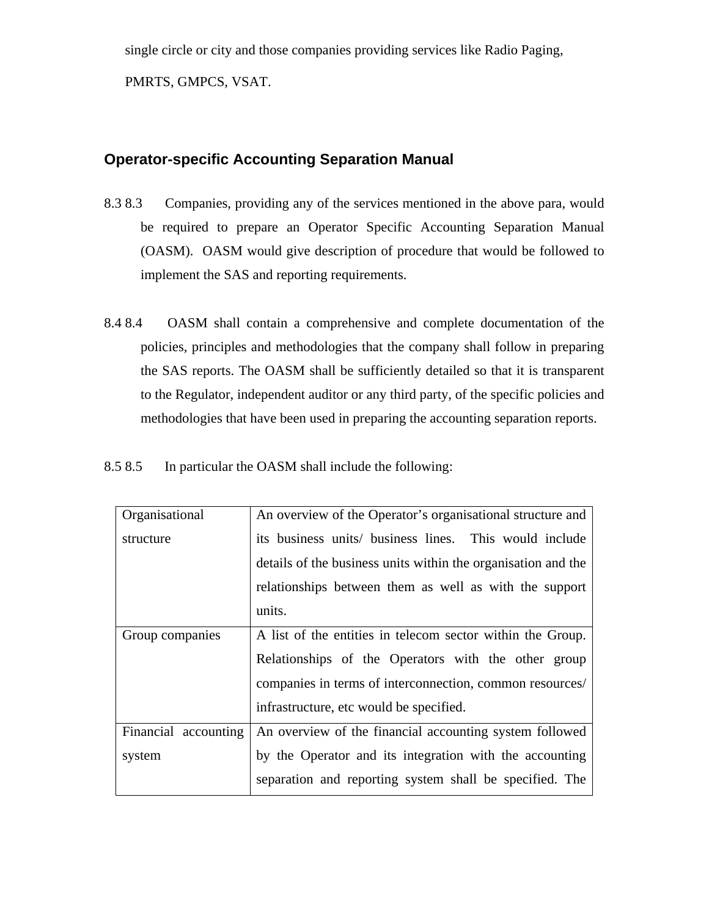single circle or city and those companies providing services like Radio Paging, PMRTS, GMPCS, VSAT.

## Operator-specific Accounting Separation Manual

8.3 8.3 Companies, providing any of the services mentioned in the above para, would be required to prepare an Operator Specific Accounting Separation Manual (OASM). OASM would give description of procedure that would be followed to implement the SAS and reporting requirements.

8.4 8.4 OASM shall contain a comprehensive and complete documentation of the policies, principles and methodologies that the company shall follow in preparing the SAS reports. The OASM shall be sufficiently detailed so that it is transparent to the Regulator, independent auditor or any third party, of the specific policies and methodologies that have been used in preparing the accounting separation reports.

8.5 8.5 In particular the OASM shall include the following:

| | |
|---|---|
| Organisational structure | An overview of the Operator's organisational structure and its business units/ business lines. This would include details of the business units within the organisation and the relationships between them as well as with the support units. |
| Group companies | A list of the entities in telecom sector within the Group. Relationships of the Operators with the other group companies in terms of interconnection, common resources/ infrastructure, etc would be specified. |
| Financial accounting system | An overview of the financial accounting system followed by the Operator and its integration with the accounting separation and reporting system shall be specified. The |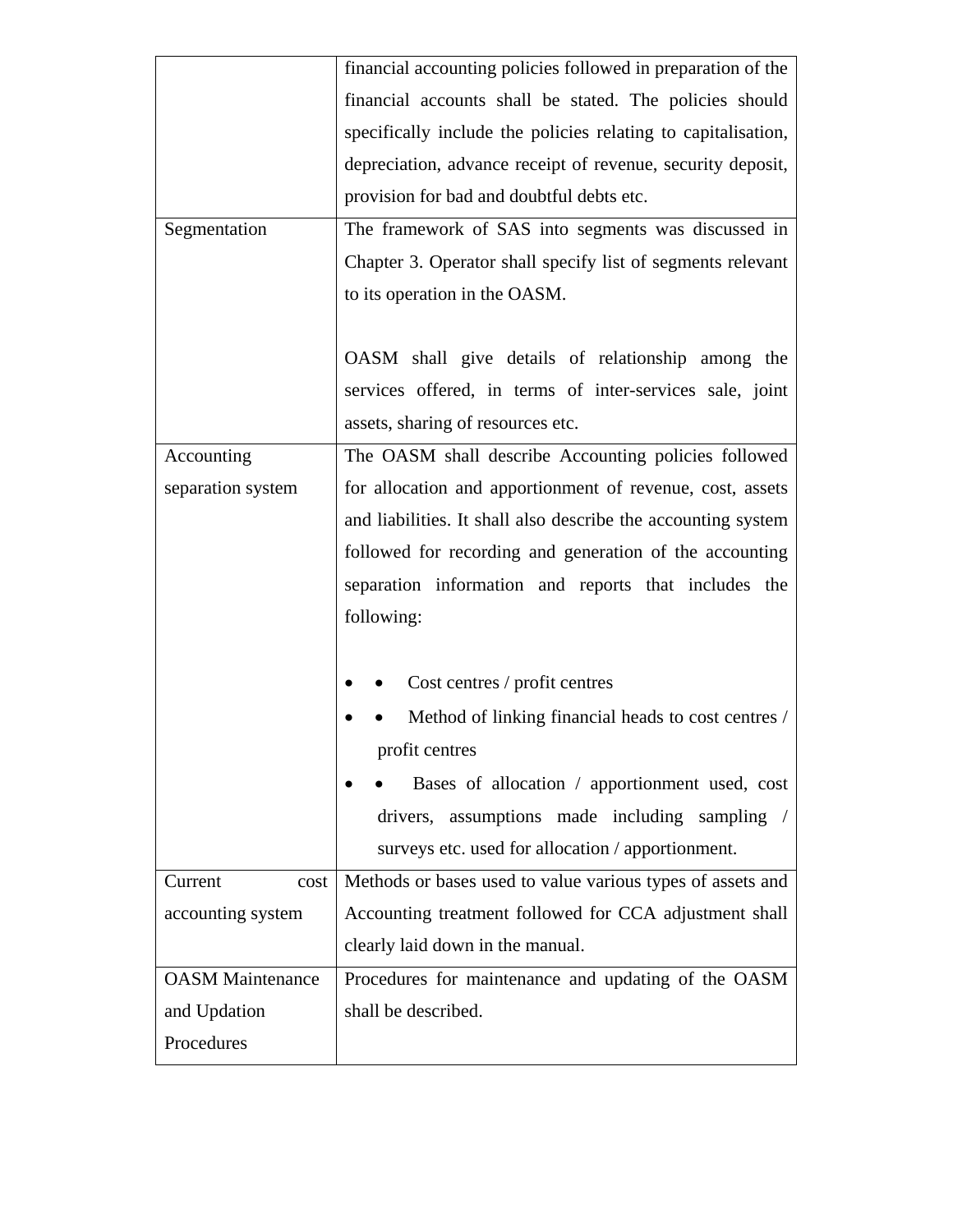| | |
|---|---|
| | financial accounting policies followed in preparation of the financial accounts shall be stated. The policies should specifically include the policies relating to capitalisation, depreciation, advance receipt of revenue, security deposit, provision for bad and doubtful debts etc. |
| Segmentation | The framework of SAS into segments was discussed in Chapter 3. Operator shall specify list of segments relevant to its operation in the OASM.<br><br>OASM shall give details of relationship among the services offered, in terms of inter-services sale, joint assets, sharing of resources etc. |
| Accounting separation system | The OASM shall describe Accounting policies followed for allocation and apportionment of revenue, cost, assets and liabilities. It shall also describe the accounting system followed for recording and generation of the accounting separation information and reports that includes the following:<br><br>• Cost centres / profit centres<br>• Method of linking financial heads to cost centres / profit centres<br>• Bases of allocation / apportionment used, cost drivers, assumptions made including sampling / surveys etc. used for allocation / apportionment. |
| Current cost accounting system | Methods or bases used to value various types of assets and Accounting treatment followed for CCA adjustment shall clearly laid down in the manual. |
| OASM Maintenance and Updation Procedures | Procedures for maintenance and updating of the OASM shall be described. |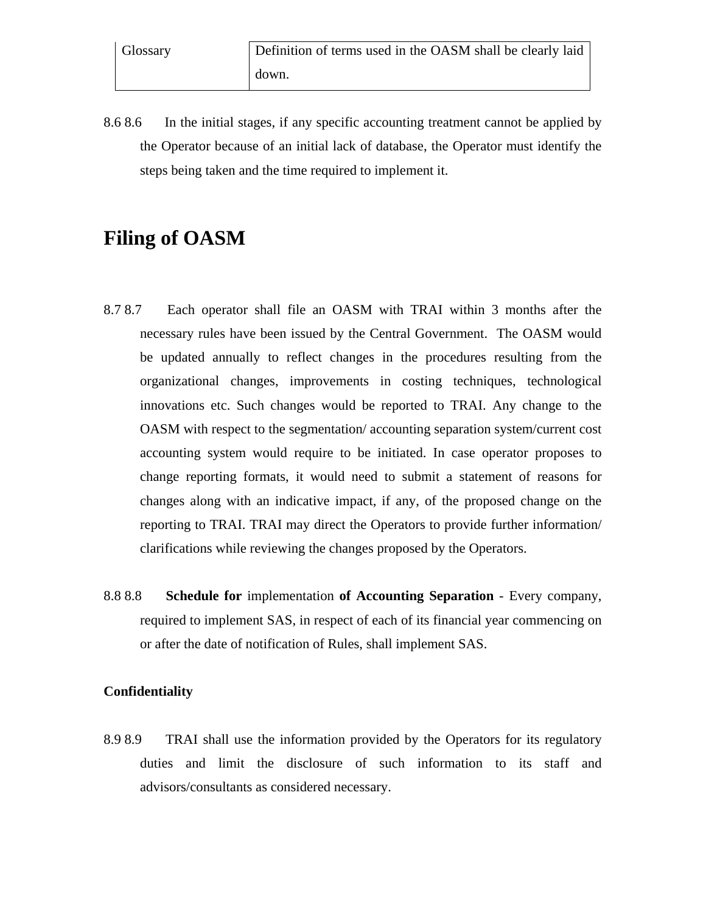| Glossary | Definition of terms used in the OASM shall be clearly laid down. |
|---|---|

8.6 8.6 In the initial stages, if any specific accounting treatment cannot be applied by the Operator because of an initial lack of database, the Operator must identify the steps being taken and the time required to implement it.

# Filing of OASM

8.7 8.7 Each operator shall file an OASM with TRAI within 3 months after the necessary rules have been issued by the Central Government. The OASM would be updated annually to reflect changes in the procedures resulting from the organizational changes, improvements in costing techniques, technological innovations etc. Such changes would be reported to TRAI. Any change to the OASM with respect to the segmentation/ accounting separation system/current cost accounting system would require to be initiated. In case operator proposes to change reporting formats, it would need to submit a statement of reasons for changes along with an indicative impact, if any, of the proposed change on the reporting to TRAI. TRAI may direct the Operators to provide further information/ clarifications while reviewing the changes proposed by the Operators.

8.8 8.8 **Schedule for** implementation **of Accounting Separation** - Every company, required to implement SAS, in respect of each of its financial year commencing on or after the date of notification of Rules, shall implement SAS.

**Confidentiality**

8.9 8.9 TRAI shall use the information provided by the Operators for its regulatory duties and limit the disclosure of such information to its staff and advisors/consultants as considered necessary.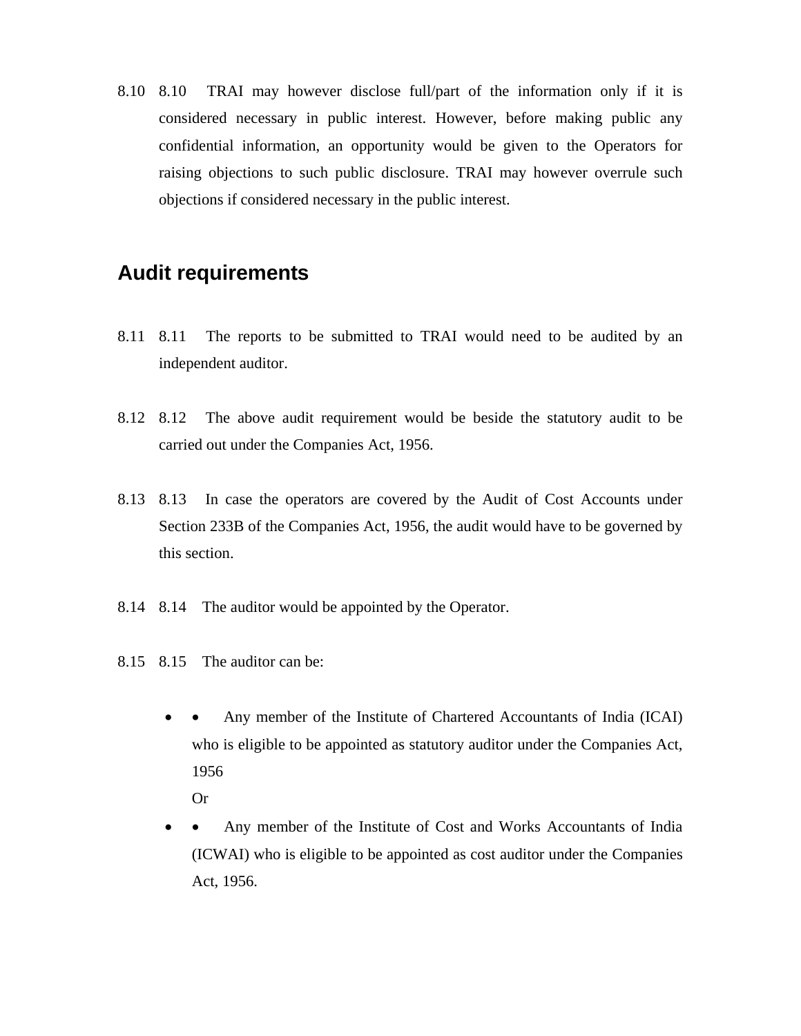8.10 8.10 TRAI may however disclose full/part of the information only if it is considered necessary in public interest. However, before making public any confidential information, an opportunity would be given to the Operators for raising objections to such public disclosure. TRAI may however overrule such objections if considered necessary in the public interest.

## Audit requirements

8.11 8.11 The reports to be submitted to TRAI would need to be audited by an independent auditor.

8.12 8.12 The above audit requirement would be beside the statutory audit to be carried out under the Companies Act, 1956.

8.13 8.13 In case the operators are covered by the Audit of Cost Accounts under Section 233B of the Companies Act, 1956, the audit would have to be governed by this section.

8.14 8.14 The auditor would be appointed by the Operator.

8.15 8.15 The auditor can be:

- • Any member of the Institute of Chartered Accountants of India (ICAI) who is eligible to be appointed as statutory auditor under the Companies Act, 1956

  Or
- • Any member of the Institute of Cost and Works Accountants of India (ICWAI) who is eligible to be appointed as cost auditor under the Companies Act, 1956.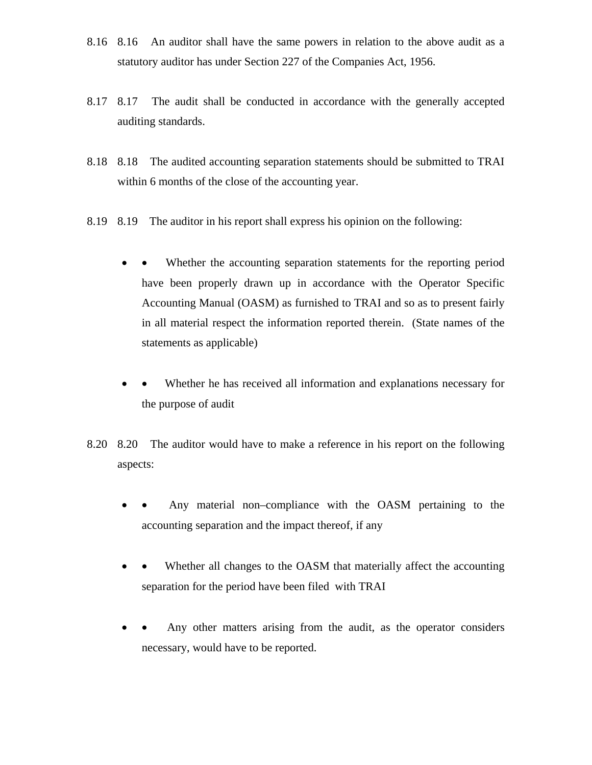8.16 8.16 An auditor shall have the same powers in relation to the above audit as a statutory auditor has under Section 227 of the Companies Act, 1956.

8.17 8.17 The audit shall be conducted in accordance with the generally accepted auditing standards.

8.18 8.18 The audited accounting separation statements should be submitted to TRAI within 6 months of the close of the accounting year.

8.19 8.19 The auditor in his report shall express his opinion on the following:

- • Whether the accounting separation statements for the reporting period have been properly drawn up in accordance with the Operator Specific Accounting Manual (OASM) as furnished to TRAI and so as to present fairly in all material respect the information reported therein. (State names of the statements as applicable)

- • Whether he has received all information and explanations necessary for the purpose of audit

8.20 8.20 The auditor would have to make a reference in his report on the following aspects:

- • Any material non–compliance with the OASM pertaining to the accounting separation and the impact thereof, if any

- • Whether all changes to the OASM that materially affect the accounting separation for the period have been filed with TRAI

- • Any other matters arising from the audit, as the operator considers necessary, would have to be reported.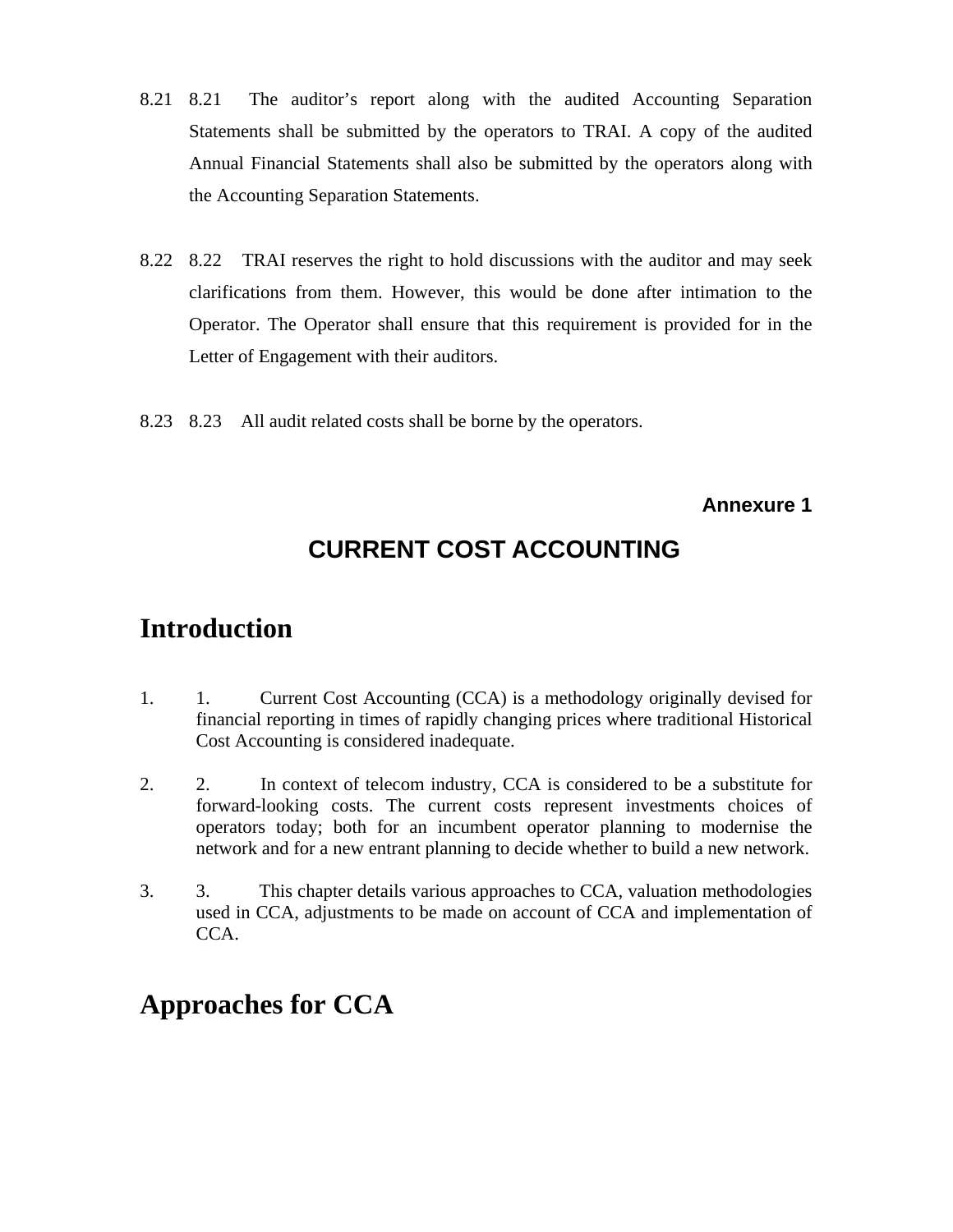8.21 The auditor's report along with the audited Accounting Separation Statements shall be submitted by the operators to TRAI. A copy of the audited Annual Financial Statements shall also be submitted by the operators along with the Accounting Separation Statements.

8.22 TRAI reserves the right to hold discussions with the auditor and may seek clarifications from them. However, this would be done after intimation to the Operator. The Operator shall ensure that this requirement is provided for in the Letter of Engagement with their auditors.

8.23 All audit related costs shall be borne by the operators.

**Annexure 1**

## CURRENT COST ACCOUNTING

# Introduction

1. Current Cost Accounting (CCA) is a methodology originally devised for financial reporting in times of rapidly changing prices where traditional Historical Cost Accounting is considered inadequate.

2. In context of telecom industry, CCA is considered to be a substitute for forward-looking costs. The current costs represent investments choices of operators today; both for an incumbent operator planning to modernise the network and for a new entrant planning to decide whether to build a new network.

3. This chapter details various approaches to CCA, valuation methodologies used in CCA, adjustments to be made on account of CCA and implementation of CCA.

# Approaches for CCA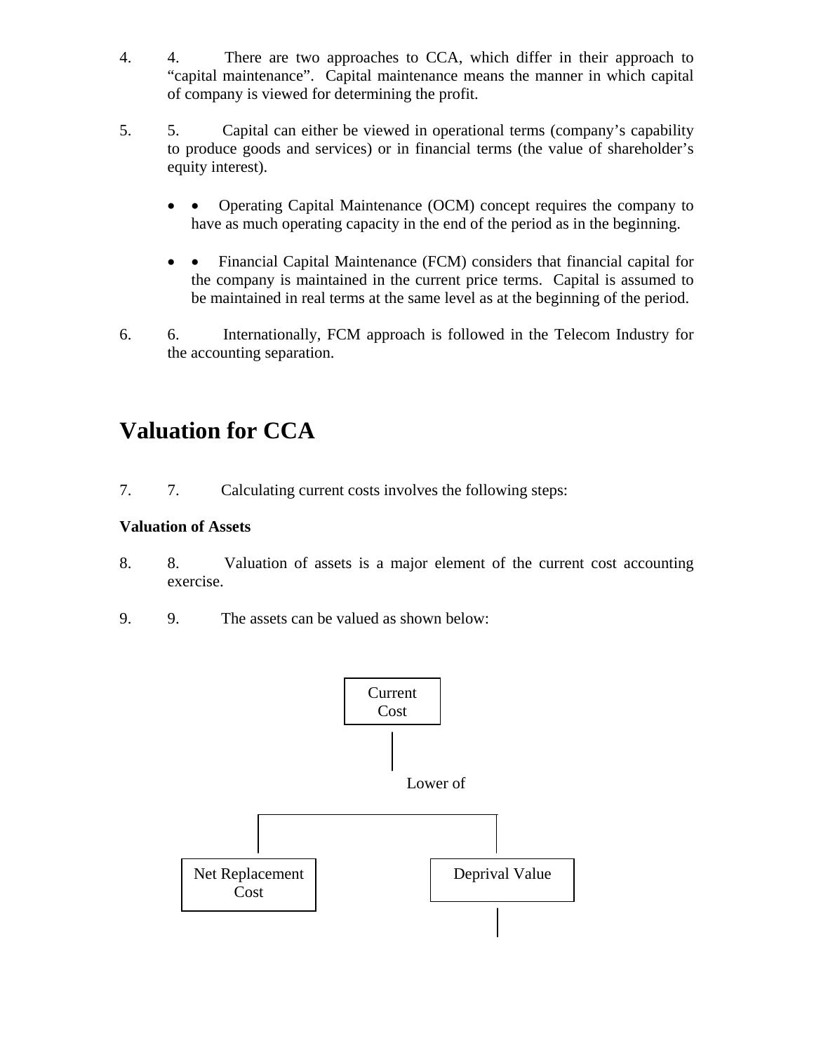4. There are two approaches to CCA, which differ in their approach to "capital maintenance". Capital maintenance means the manner in which capital of company is viewed for determining the profit.

5. Capital can either be viewed in operational terms (company's capability to produce goods and services) or in financial terms (the value of shareholder's equity interest).

   - Operating Capital Maintenance (OCM) concept requires the company to have as much operating capacity in the end of the period as in the beginning.

   - Financial Capital Maintenance (FCM) considers that financial capital for the company is maintained in the current price terms. Capital is assumed to be maintained in real terms at the same level as at the beginning of the period.

6. Internationally, FCM approach is followed in the Telecom Industry for the accounting separation.

## Valuation for CCA

7. Calculating current costs involves the following steps:

**Valuation of Assets**

8. Valuation of assets is a major element of the current cost accounting exercise.

9. The assets can be valued as shown below:

Current Cost

Lower of

Net Replacement Cost | Deprival Value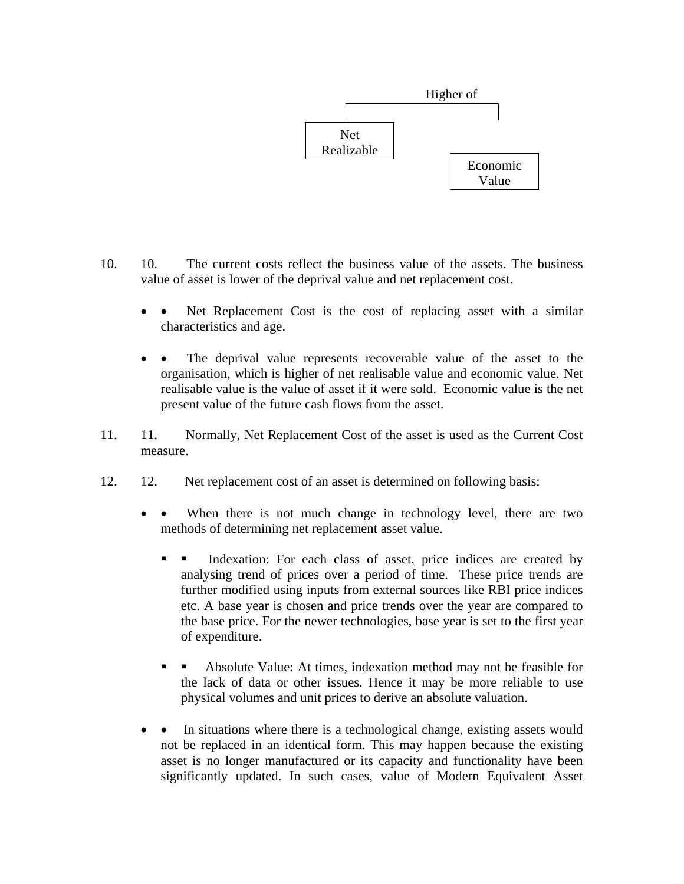Higher of

Net Realizable

Economic Value

10. The current costs reflect the business value of the assets. The business value of asset is lower of the deprival value and net replacement cost.

   - Net Replacement Cost is the cost of replacing asset with a similar characteristics and age.

   - The deprival value represents recoverable value of the asset to the organisation, which is higher of net realisable value and economic value. Net realisable value is the value of asset if it were sold. Economic value is the net present value of the future cash flows from the asset.

11. Normally, Net Replacement Cost of the asset is used as the Current Cost measure.

12. Net replacement cost of an asset is determined on following basis:

   - When there is not much change in technology level, there are two methods of determining net replacement asset value.

     - Indexation: For each class of asset, price indices are created by analysing trend of prices over a period of time. These price trends are further modified using inputs from external sources like RBI price indices etc. A base year is chosen and price trends over the year are compared to the base price. For the newer technologies, base year is set to the first year of expenditure.

     - Absolute Value: At times, indexation method may not be feasible for the lack of data or other issues. Hence it may be more reliable to use physical volumes and unit prices to derive an absolute valuation.

   - In situations where there is a technological change, existing assets would not be replaced in an identical form. This may happen because the existing asset is no longer manufactured or its capacity and functionality have been significantly updated. In such cases, value of Modern Equivalent Asset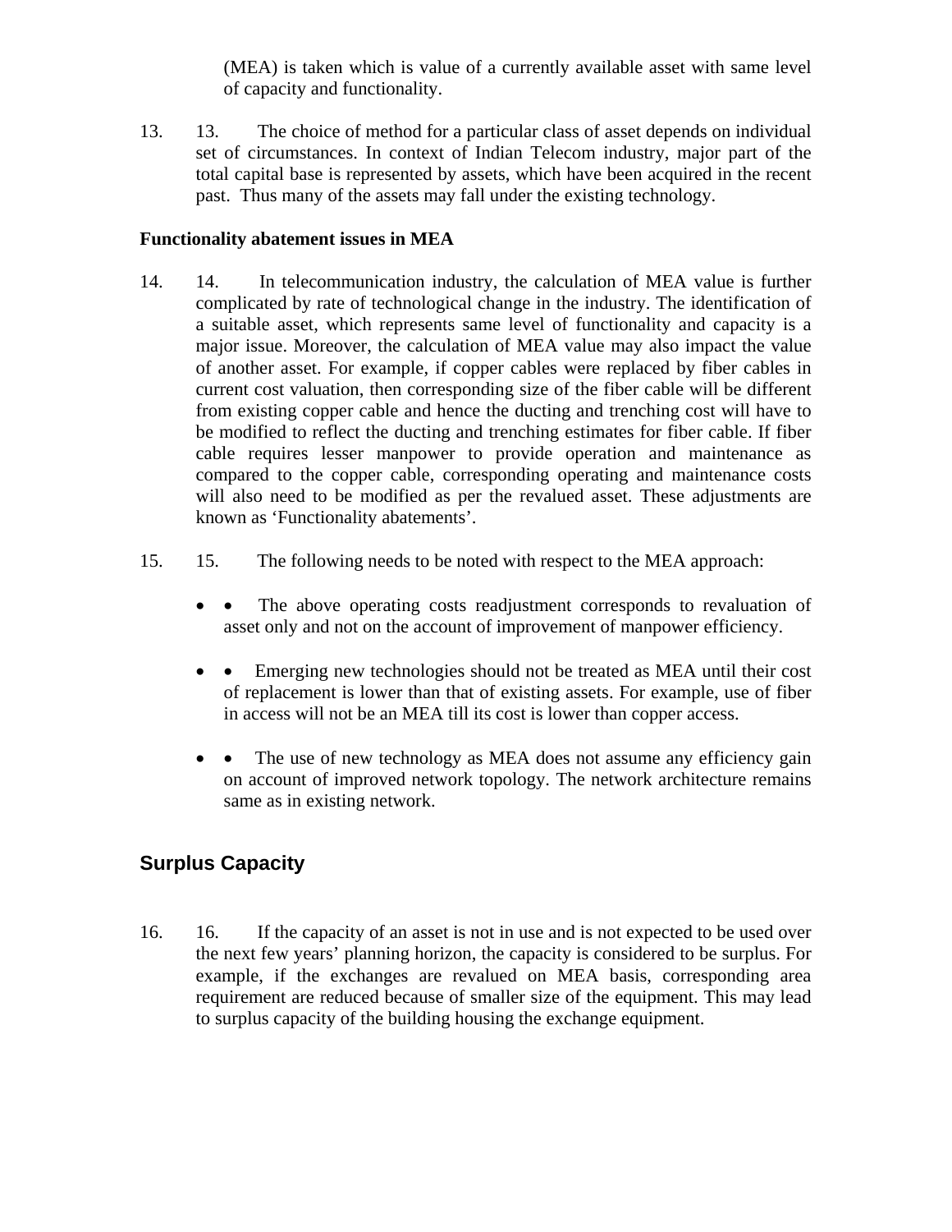(MEA) is taken which is value of a currently available asset with same level of capacity and functionality.

13. The choice of method for a particular class of asset depends on individual set of circumstances. In context of Indian Telecom industry, major part of the total capital base is represented by assets, which have been acquired in the recent past. Thus many of the assets may fall under the existing technology.

**Functionality abatement issues in MEA**

14. In telecommunication industry, the calculation of MEA value is further complicated by rate of technological change in the industry. The identification of a suitable asset, which represents same level of functionality and capacity is a major issue. Moreover, the calculation of MEA value may also impact the value of another asset. For example, if copper cables were replaced by fiber cables in current cost valuation, then corresponding size of the fiber cable will be different from existing copper cable and hence the ducting and trenching cost will have to be modified to reflect the ducting and trenching estimates for fiber cable. If fiber cable requires lesser manpower to provide operation and maintenance as compared to the copper cable, corresponding operating and maintenance costs will also need to be modified as per the revalued asset. These adjustments are known as 'Functionality abatements'.

15. The following needs to be noted with respect to the MEA approach:

- The above operating costs readjustment corresponds to revaluation of asset only and not on the account of improvement of manpower efficiency.
- Emerging new technologies should not be treated as MEA until their cost of replacement is lower than that of existing assets. For example, use of fiber in access will not be an MEA till its cost is lower than copper access.
- The use of new technology as MEA does not assume any efficiency gain on account of improved network topology. The network architecture remains same as in existing network.

## Surplus Capacity

16. If the capacity of an asset is not in use and is not expected to be used over the next few years' planning horizon, the capacity is considered to be surplus. For example, if the exchanges are revalued on MEA basis, corresponding area requirement are reduced because of smaller size of the equipment. This may lead to surplus capacity of the building housing the exchange equipment.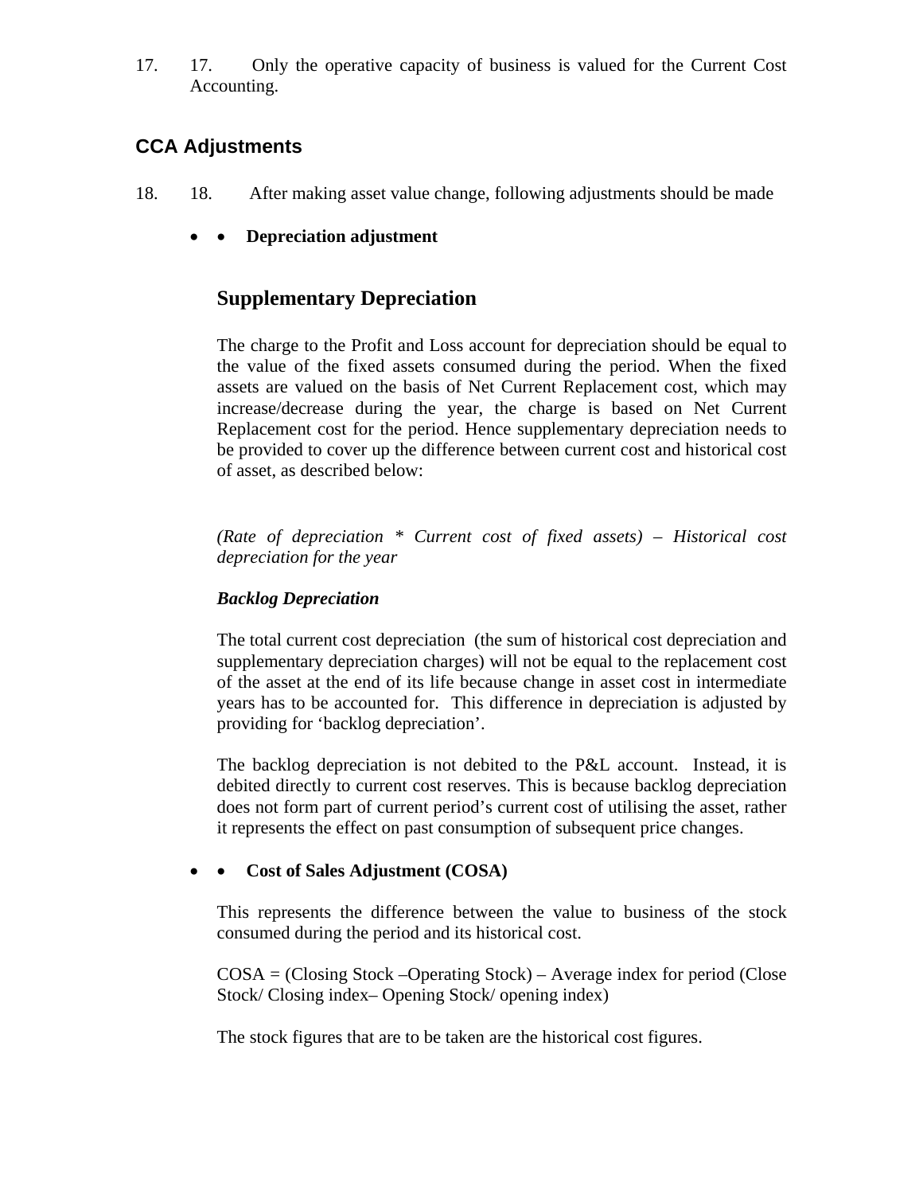17. Only the operative capacity of business is valued for the Current Cost Accounting.

## CCA Adjustments

18. After making asset value change, following adjustments should be made

- **Depreciation adjustment**

### Supplementary Depreciation

The charge to the Profit and Loss account for depreciation should be equal to the value of the fixed assets consumed during the period. When the fixed assets are valued on the basis of Net Current Replacement cost, which may increase/decrease during the year, the charge is based on Net Current Replacement cost for the period. Hence supplementary depreciation needs to be provided to cover up the difference between current cost and historical cost of asset, as described below:

*(Rate of depreciation * Current cost of fixed assets) – Historical cost depreciation for the year*

***Backlog Depreciation***

The total current cost depreciation (the sum of historical cost depreciation and supplementary depreciation charges) will not be equal to the replacement cost of the asset at the end of its life because change in asset cost in intermediate years has to be accounted for. This difference in depreciation is adjusted by providing for 'backlog depreciation'.

The backlog depreciation is not debited to the P&L account. Instead, it is debited directly to current cost reserves. This is because backlog depreciation does not form part of current period's current cost of utilising the asset, rather it represents the effect on past consumption of subsequent price changes.

- **Cost of Sales Adjustment (COSA)**

This represents the difference between the value to business of the stock consumed during the period and its historical cost.

COSA = (Closing Stock –Operating Stock) – Average index for period (Close Stock/ Closing index– Opening Stock/ opening index)

The stock figures that are to be taken are the historical cost figures.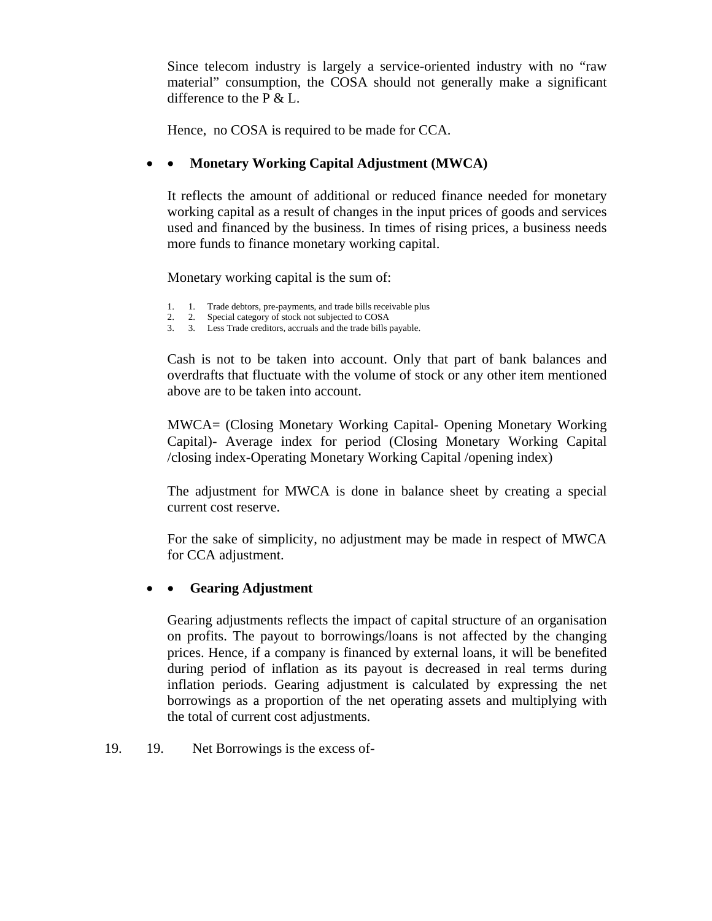Since telecom industry is largely a service-oriented industry with no "raw material" consumption, the COSA should not generally make a significant difference to the P & L.

Hence, no COSA is required to be made for CCA.

- **Monetary Working Capital Adjustment (MWCA)**

It reflects the amount of additional or reduced finance needed for monetary working capital as a result of changes in the input prices of goods and services used and financed by the business. In times of rising prices, a business needs more funds to finance monetary working capital.

Monetary working capital is the sum of:

1. Trade debtors, pre-payments, and trade bills receivable plus
2. Special category of stock not subjected to COSA
3. Less Trade creditors, accruals and the trade bills payable.

Cash is not to be taken into account. Only that part of bank balances and overdrafts that fluctuate with the volume of stock or any other item mentioned above are to be taken into account.

MWCA= (Closing Monetary Working Capital- Opening Monetary Working Capital)- Average index for period (Closing Monetary Working Capital /closing index-Operating Monetary Working Capital /opening index)

The adjustment for MWCA is done in balance sheet by creating a special current cost reserve.

For the sake of simplicity, no adjustment may be made in respect of MWCA for CCA adjustment.

- **Gearing Adjustment**

Gearing adjustments reflects the impact of capital structure of an organisation on profits. The payout to borrowings/loans is not affected by the changing prices. Hence, if a company is financed by external loans, it will be benefited during period of inflation as its payout is decreased in real terms during inflation periods. Gearing adjustment is calculated by expressing the net borrowings as a proportion of the net operating assets and multiplying with the total of current cost adjustments.

19. Net Borrowings is the excess of-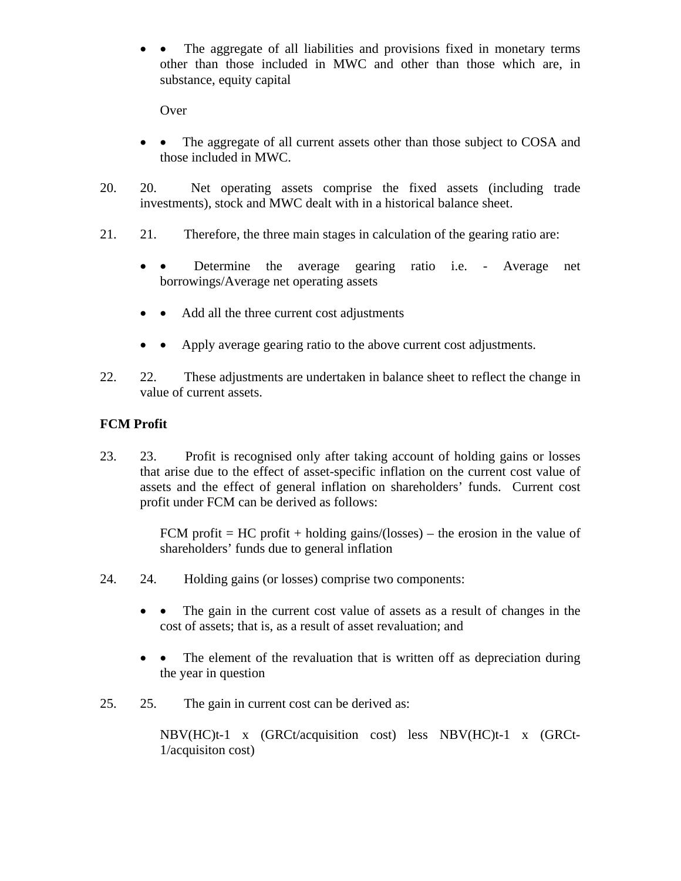- The aggregate of all liabilities and provisions fixed in monetary terms other than those included in MWC and other than those which are, in substance, equity capital

  Over

- The aggregate of all current assets other than those subject to COSA and those included in MWC.

20. Net operating assets comprise the fixed assets (including trade investments), stock and MWC dealt with in a historical balance sheet.

21. Therefore, the three main stages in calculation of the gearing ratio are:

- Determine the average gearing ratio i.e. - Average net borrowings/Average net operating assets
- Add all the three current cost adjustments
- Apply average gearing ratio to the above current cost adjustments.

22. These adjustments are undertaken in balance sheet to reflect the change in value of current assets.

**FCM Profit**

23. Profit is recognised only after taking account of holding gains or losses that arise due to the effect of asset-specific inflation on the current cost value of assets and the effect of general inflation on shareholders' funds. Current cost profit under FCM can be derived as follows:

    FCM profit = HC profit + holding gains/(losses) – the erosion in the value of shareholders' funds due to general inflation

24. Holding gains (or losses) comprise two components:

- The gain in the current cost value of assets as a result of changes in the cost of assets; that is, as a result of asset revaluation; and
- The element of the revaluation that is written off as depreciation during the year in question

25. The gain in current cost can be derived as:

    $NBV(HC)_{t-1}$ x ($GRC_t$/acquisition cost) less $NBV(HC)_{t-1}$ x ($GRC_{t-1}$/acquisiton cost)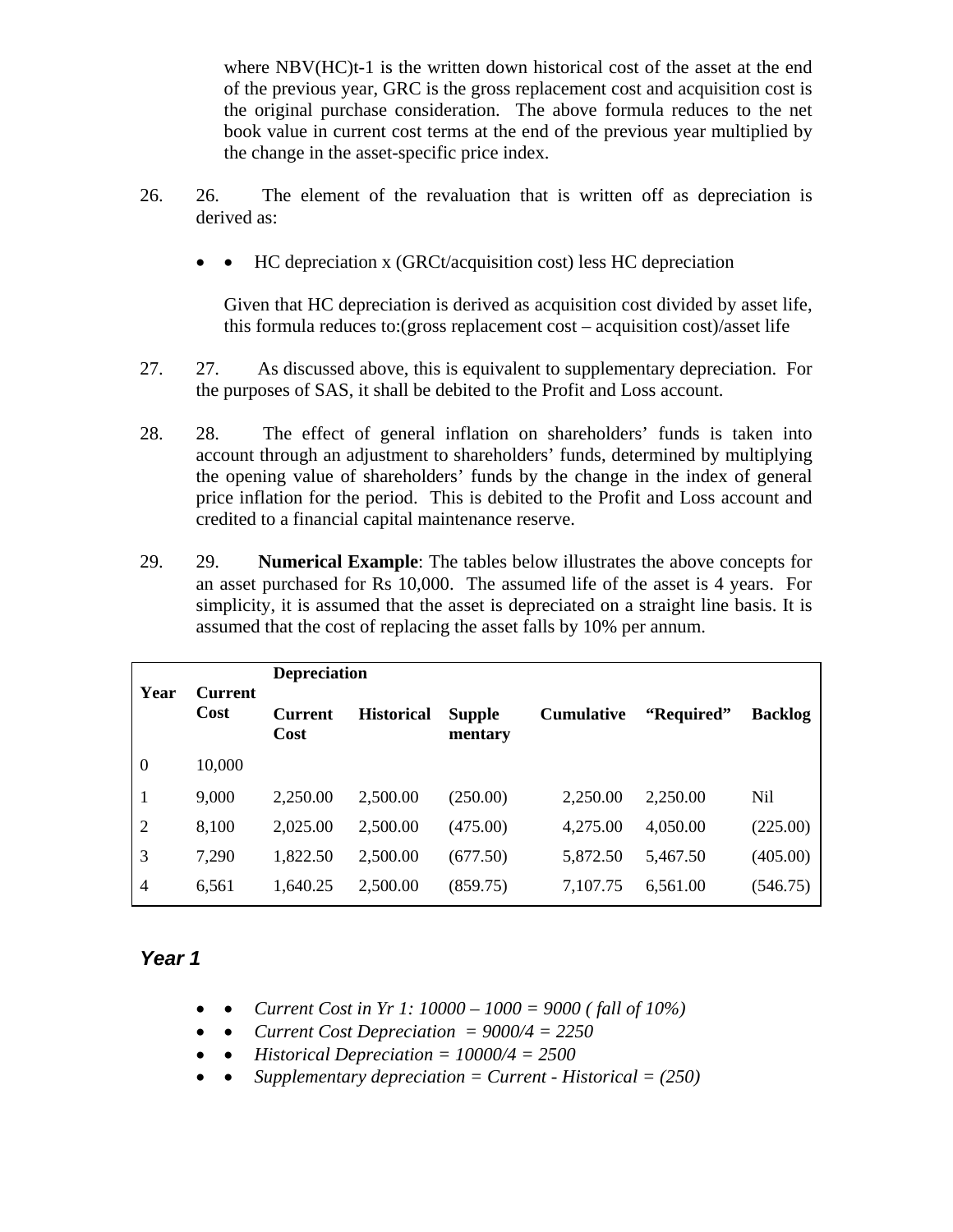where NBV(HC)t-1 is the written down historical cost of the asset at the end of the previous year, GRC is the gross replacement cost and acquisition cost is the original purchase consideration. The above formula reduces to the net book value in current cost terms at the end of the previous year multiplied by the change in the asset-specific price index.

26. 26. The element of the revaluation that is written off as depreciation is derived as:

- • HC depreciation x (GRCt/acquisition cost) less HC depreciation

  Given that HC depreciation is derived as acquisition cost divided by asset life, this formula reduces to:(gross replacement cost – acquisition cost)/asset life

27. 27. As discussed above, this is equivalent to supplementary depreciation. For the purposes of SAS, it shall be debited to the Profit and Loss account.

28. 28. The effect of general inflation on shareholders' funds is taken into account through an adjustment to shareholders' funds, determined by multiplying the opening value of shareholders' funds by the change in the index of general price inflation for the period. This is debited to the Profit and Loss account and credited to a financial capital maintenance reserve.

29. 29. **Numerical Example**: The tables below illustrates the above concepts for an asset purchased for Rs 10,000. The assumed life of the asset is 4 years. For simplicity, it is assumed that the asset is depreciated on a straight line basis. It is assumed that the cost of replacing the asset falls by 10% per annum.

| Year | Current Cost | Depreciation | | | | | |
|---|---|---|---|---|---|---|---|
| | | Current Cost | Historical | Supplementary | Cumulative | "Required" | Backlog |
| 0 | 10,000 | | | | | | |
| 1 | 9,000 | 2,250.00 | 2,500.00 | (250.00) | 2,250.00 | 2,250.00 | Nil |
| 2 | 8,100 | 2,025.00 | 2,500.00 | (475.00) | 4,275.00 | 4,050.00 | (225.00) |
| 3 | 7,290 | 1,822.50 | 2,500.00 | (677.50) | 5,872.50 | 5,467.50 | (405.00) |
| 4 | 6,561 | 1,640.25 | 2,500.00 | (859.75) | 7,107.75 | 6,561.00 | (546.75) |

### *Year 1*

- • *Current Cost in Yr 1: 10000 – 1000 = 9000 ( fall of 10%)*
- • *Current Cost Depreciation = 9000/4 = 2250*
- • *Historical Depreciation = 10000/4 = 2500*
- • *Supplementary depreciation = Current - Historical = (250)*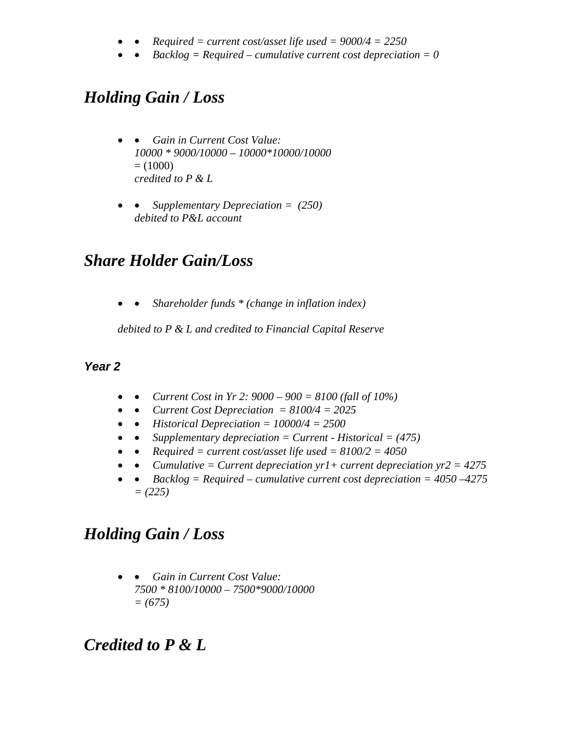- *Required = current cost/asset life used = 9000/4 = 2250*
- *Backlog = Required – cumulative current cost depreciation = 0*

## *Holding Gain / Loss*

- *Gain in Current Cost Value:*
  *10000 * 9000/10000 – 10000*10000/10000*
  = (1000)
  *credited to P & L*

- *Supplementary Depreciation = (250)*
  *debited to P&L account*

## *Share Holder Gain/Loss*

- *Shareholder funds * (change in inflation index)*

*debited to P & L and credited to Financial Capital Reserve*

### *Year 2*

- *Current Cost in Yr 2: 9000 – 900 = 8100 (fall of 10%)*
- *Current Cost Depreciation = 8100/4 = 2025*
- *Historical Depreciation = 10000/4 = 2500*
- *Supplementary depreciation = Current - Historical = (475)*
- *Required = current cost/asset life used = 8100/2 = 4050*
- *Cumulative = Current depreciation yr1+ current depreciation yr2 = 4275*
- *Backlog = Required – cumulative current cost depreciation = 4050 –4275 = (225)*

## *Holding Gain / Loss*

- *Gain in Current Cost Value:*
  *7500 * 8100/10000 – 7500*9000/10000*
  *= (675)*

## *Credited to P & L*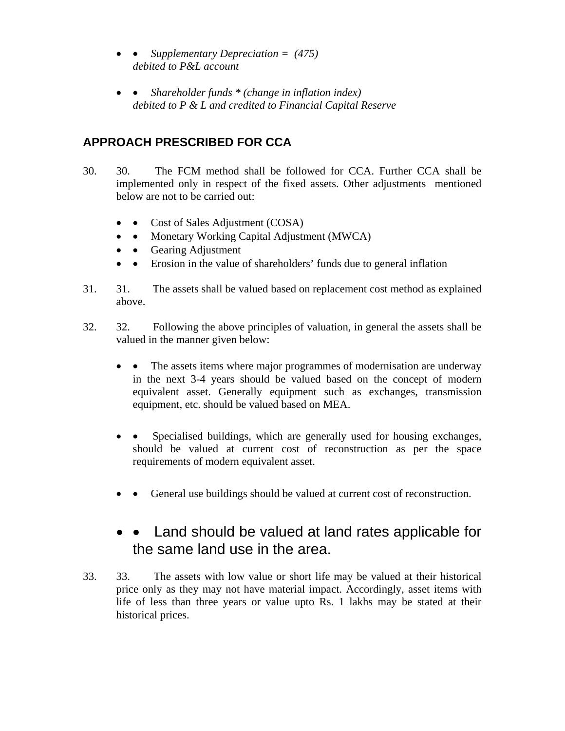- *Supplementary Depreciation = (475)*
  *debited to P&L account*

- *Shareholder funds * (change in inflation index)*
  *debited to P & L and credited to Financial Capital Reserve*

## APPROACH PRESCRIBED FOR CCA

30. The FCM method shall be followed for CCA. Further CCA shall be implemented only in respect of the fixed assets. Other adjustments mentioned below are not to be carried out:

    - Cost of Sales Adjustment (COSA)
    - Monetary Working Capital Adjustment (MWCA)
    - Gearing Adjustment
    - Erosion in the value of shareholders' funds due to general inflation

31. The assets shall be valued based on replacement cost method as explained above.

32. Following the above principles of valuation, in general the assets shall be valued in the manner given below:

    - The assets items where major programmes of modernisation are underway in the next 3-4 years should be valued based on the concept of modern equivalent asset. Generally equipment such as exchanges, transmission equipment, etc. should be valued based on MEA.

    - Specialised buildings, which are generally used for housing exchanges, should be valued at current cost of reconstruction as per the space requirements of modern equivalent asset.

    - General use buildings should be valued at current cost of reconstruction.

    - Land should be valued at land rates applicable for the same land use in the area.

33. The assets with low value or short life may be valued at their historical price only as they may not have material impact. Accordingly, asset items with life of less than three years or value upto Rs. 1 lakhs may be stated at their historical prices.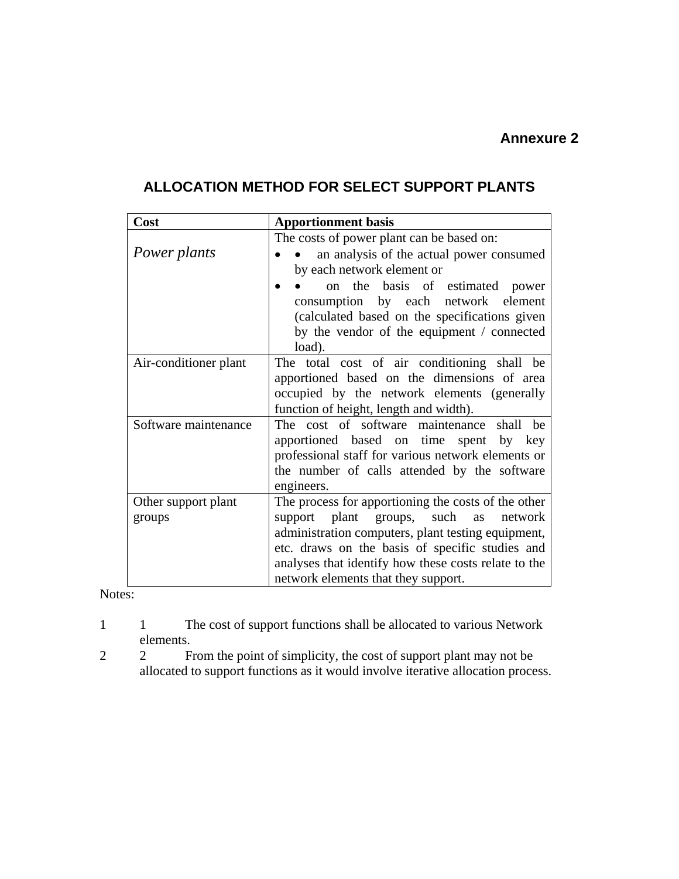**Annexure 2**

## ALLOCATION METHOD FOR SELECT SUPPORT PLANTS

| Cost | Apportionment basis |
|---|---|
| *Power plants* | The costs of power plant can be based on:<br>• an analysis of the actual power consumed by each network element or<br>• on the basis of estimated power consumption by each network element (calculated based on the specifications given by the vendor of the equipment / connected load). |
| Air-conditioner plant | The total cost of air conditioning shall be apportioned based on the dimensions of area occupied by the network elements (generally function of height, length and width). |
| Software maintenance | The cost of software maintenance shall be apportioned based on time spent by key professional staff for various network elements or the number of calls attended by the software engineers. |
| Other support plant groups | The process for apportioning the costs of the other support plant groups, such as network administration computers, plant testing equipment, etc. draws on the basis of specific studies and analyses that identify how these costs relate to the network elements that they support. |

Notes:

1. The cost of support functions shall be allocated to various Network elements.
2. From the point of simplicity, the cost of support plant may not be allocated to support functions as it would involve iterative allocation process.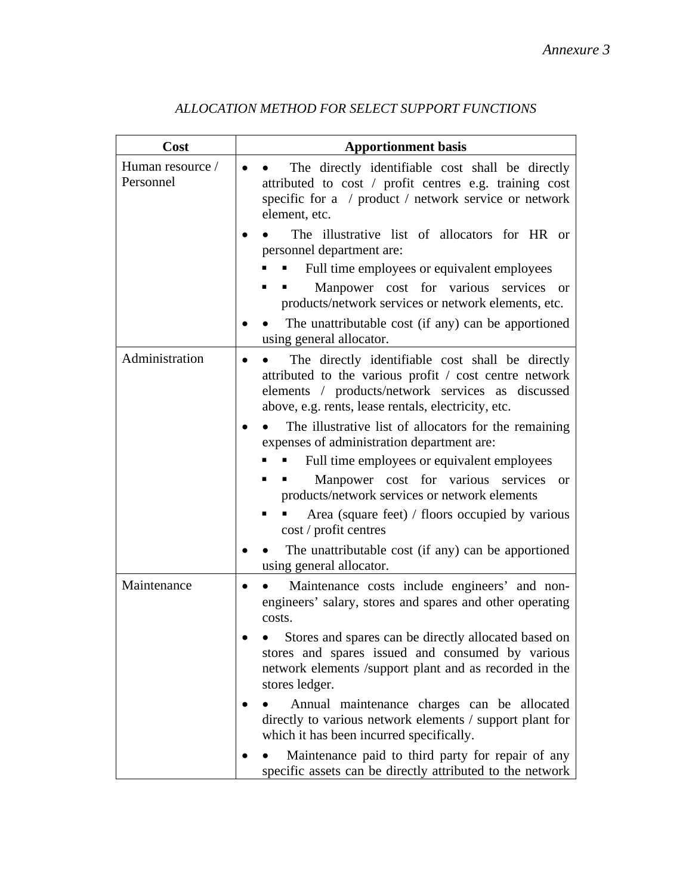*Annexure 3*

*ALLOCATION METHOD FOR SELECT SUPPORT FUNCTIONS*

| Cost | Apportionment basis |
|---|---|
| Human resource / Personnel | • The directly identifiable cost shall be directly attributed to cost / profit centres e.g. training cost specific for a / product / network service or network element, etc.<br>• The illustrative list of allocators for HR or personnel department are:<br>▪ Full time employees or equivalent employees<br>▪ Manpower cost for various services or products/network services or network elements, etc.<br>• The unattributable cost (if any) can be apportioned using general allocator. |
| Administration | • The directly identifiable cost shall be directly attributed to the various profit / cost centre network elements / products/network services as discussed above, e.g. rents, lease rentals, electricity, etc.<br>• The illustrative list of allocators for the remaining expenses of administration department are:<br>▪ Full time employees or equivalent employees<br>▪ Manpower cost for various services or products/network services or network elements<br>▪ Area (square feet) / floors occupied by various cost / profit centres<br>• The unattributable cost (if any) can be apportioned using general allocator. |
| Maintenance | • Maintenance costs include engineers' and non-engineers' salary, stores and spares and other operating costs.<br>• Stores and spares can be directly allocated based on stores and spares issued and consumed by various network elements /support plant and as recorded in the stores ledger.<br>• Annual maintenance charges can be allocated directly to various network elements / support plant for which it has been incurred specifically.<br>• Maintenance paid to third party for repair of any specific assets can be directly attributed to the network |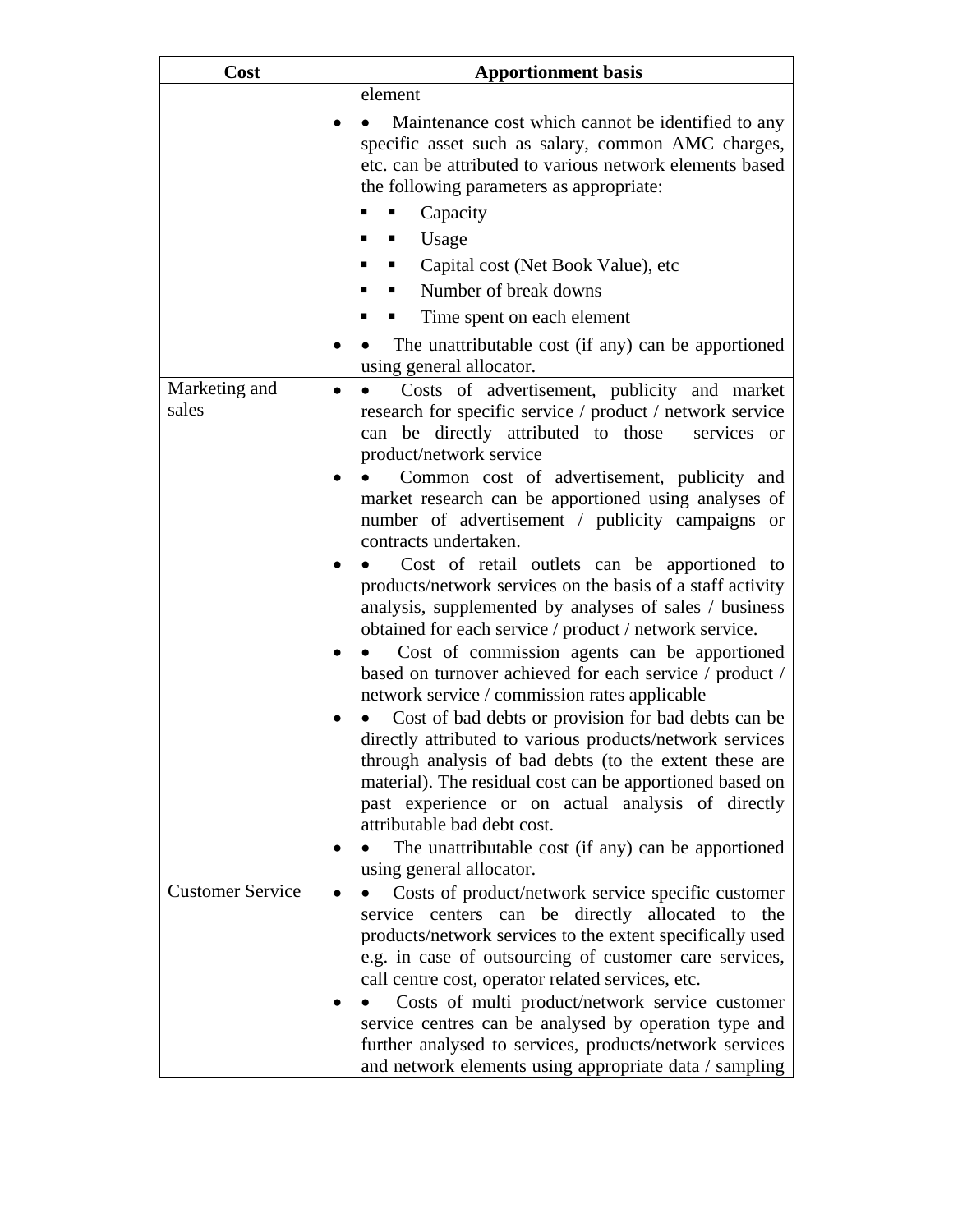| Cost | Apportionment basis |
|---|---|
| | element<br>• Maintenance cost which cannot be identified to any specific asset such as salary, common AMC charges, etc. can be attributed to various network elements based the following parameters as appropriate:<br>▪ Capacity<br>▪ Usage<br>▪ Capital cost (Net Book Value), etc<br>▪ Number of break downs<br>▪ Time spent on each element<br>• The unattributable cost (if any) can be apportioned using general allocator. |
| Marketing and sales | • Costs of advertisement, publicity and market research for specific service / product / network service can be directly attributed to those services or product/network service<br>• Common cost of advertisement, publicity and market research can be apportioned using analyses of number of advertisement / publicity campaigns or contracts undertaken.<br>• Cost of retail outlets can be apportioned to products/network services on the basis of a staff activity analysis, supplemented by analyses of sales / business obtained for each service / product / network service.<br>• Cost of commission agents can be apportioned based on turnover achieved for each service / product / network service / commission rates applicable<br>• Cost of bad debts or provision for bad debts can be directly attributed to various products/network services through analysis of bad debts (to the extent these are material). The residual cost can be apportioned based on past experience or on actual analysis of directly attributable bad debt cost.<br>• The unattributable cost (if any) can be apportioned using general allocator. |
| Customer Service | • Costs of product/network service specific customer service centers can be directly allocated to the products/network services to the extent specifically used e.g. in case of outsourcing of customer care services, call centre cost, operator related services, etc.<br>• Costs of multi product/network service customer service centres can be analysed by operation type and further analysed to services, products/network services and network elements using appropriate data / sampling |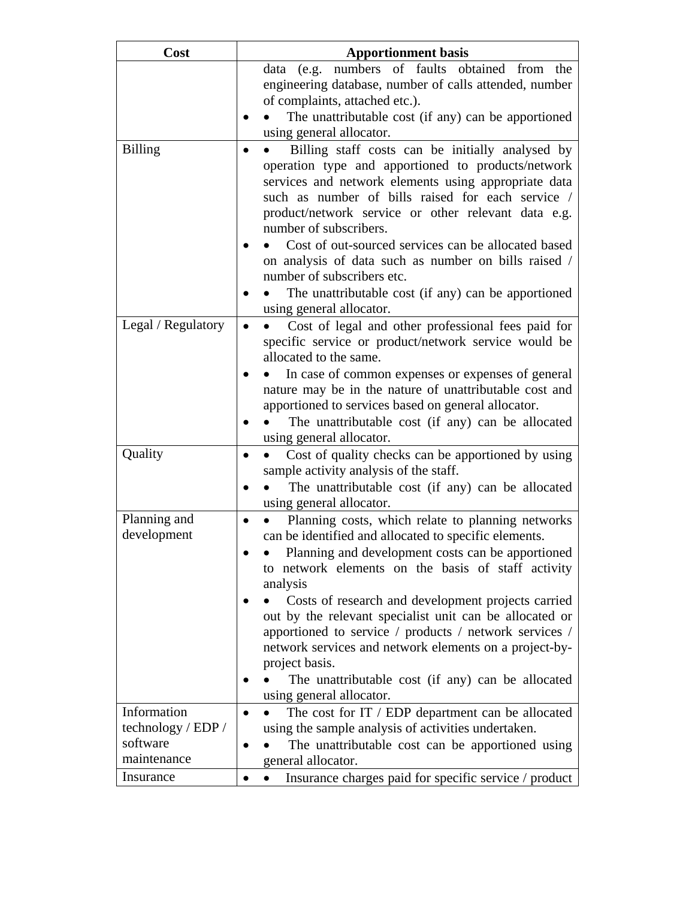| Cost | Apportionment basis |
|---|---|
| | data (e.g. numbers of faults obtained from the engineering database, number of calls attended, number of complaints, attached etc.).<br>• The unattributable cost (if any) can be apportioned using general allocator. |
| Billing | • Billing staff costs can be initially analysed by operation type and apportioned to products/network services and network elements using appropriate data such as number of bills raised for each service / product/network service or other relevant data e.g. number of subscribers.<br>• Cost of out-sourced services can be allocated based on analysis of data such as number on bills raised / number of subscribers etc.<br>• The unattributable cost (if any) can be apportioned using general allocator. |
| Legal / Regulatory | • Cost of legal and other professional fees paid for specific service or product/network service would be allocated to the same.<br>• In case of common expenses or expenses of general nature may be in the nature of unattributable cost and apportioned to services based on general allocator.<br>• The unattributable cost (if any) can be allocated using general allocator. |
| Quality | • Cost of quality checks can be apportioned by using sample activity analysis of the staff.<br>• The unattributable cost (if any) can be allocated using general allocator. |
| Planning and development | • Planning costs, which relate to planning networks can be identified and allocated to specific elements.<br>• Planning and development costs can be apportioned to network elements on the basis of staff activity analysis<br>• Costs of research and development projects carried out by the relevant specialist unit can be allocated or apportioned to service / products / network services / network services and network elements on a project-by-project basis.<br>• The unattributable cost (if any) can be allocated using general allocator. |
| Information technology / EDP / software maintenance | • The cost for IT / EDP department can be allocated using the sample analysis of activities undertaken.<br>• The unattributable cost can be apportioned using general allocator. |
| Insurance | • Insurance charges paid for specific service / product |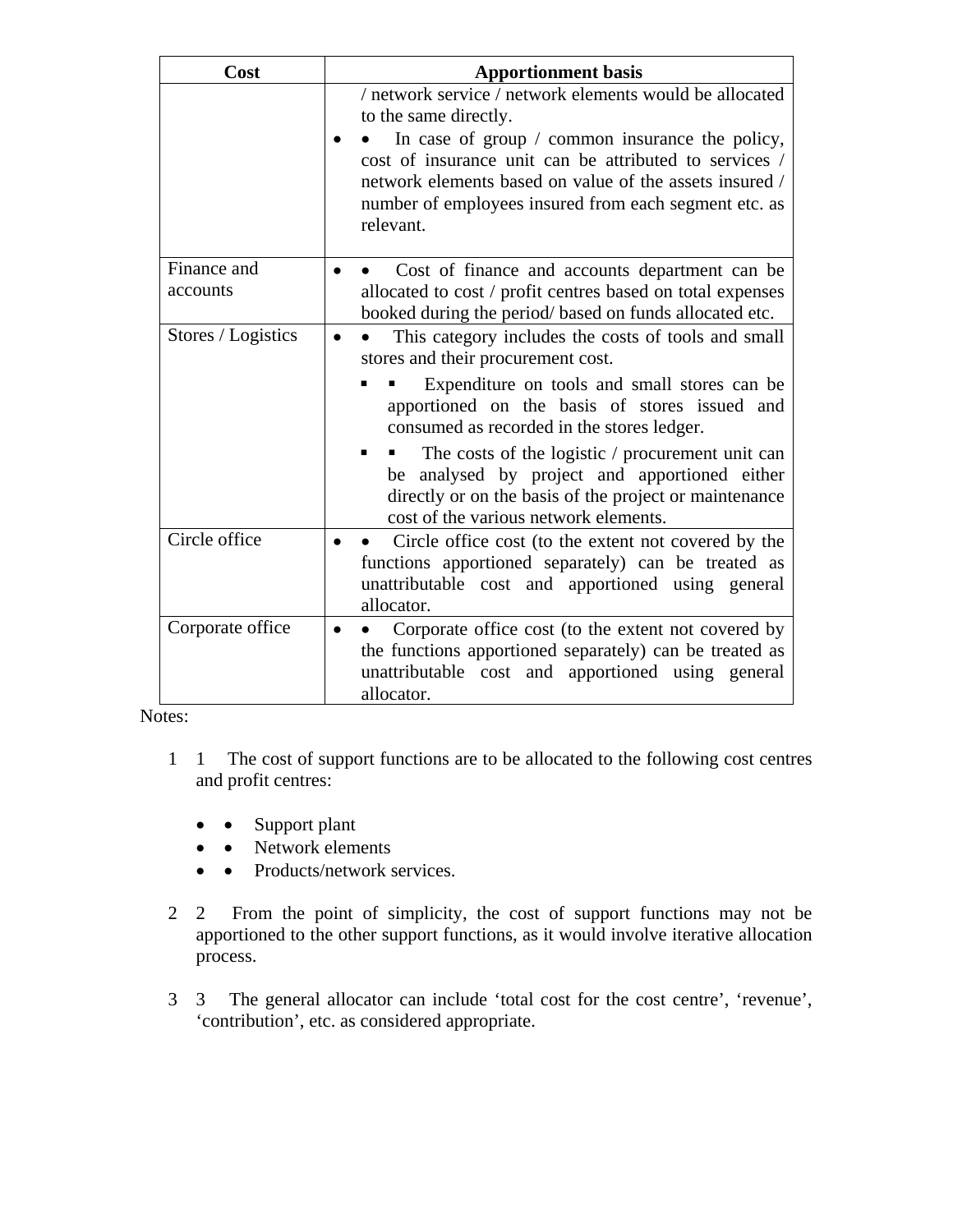| Cost | Apportionment basis |
| --- | --- |
| | / network service / network elements would be allocated to the same directly.<br>• In case of group / common insurance the policy, cost of insurance unit can be attributed to services / network elements based on value of the assets insured / number of employees insured from each segment etc. as relevant. |
| Finance and accounts | • Cost of finance and accounts department can be allocated to cost / profit centres based on total expenses booked during the period/ based on funds allocated etc. |
| Stores / Logistics | • This category includes the costs of tools and small stores and their procurement cost.<br>▪ Expenditure on tools and small stores can be apportioned on the basis of stores issued and consumed as recorded in the stores ledger.<br>▪ The costs of the logistic / procurement unit can be analysed by project and apportioned either directly or on the basis of the project or maintenance cost of the various network elements. |
| Circle office | • Circle office cost (to the extent not covered by the functions apportioned separately) can be treated as unattributable cost and apportioned using general allocator. |
| Corporate office | • Corporate office cost (to the extent not covered by the functions apportioned separately) can be treated as unattributable cost and apportioned using general allocator. |

Notes:

1. The cost of support functions are to be allocated to the following cost centres and profit centres:

   - Support plant
   - Network elements
   - Products/network services.

2. From the point of simplicity, the cost of support functions may not be apportioned to the other support functions, as it would involve iterative allocation process.

3. The general allocator can include 'total cost for the cost centre', 'revenue', 'contribution', etc. as considered appropriate.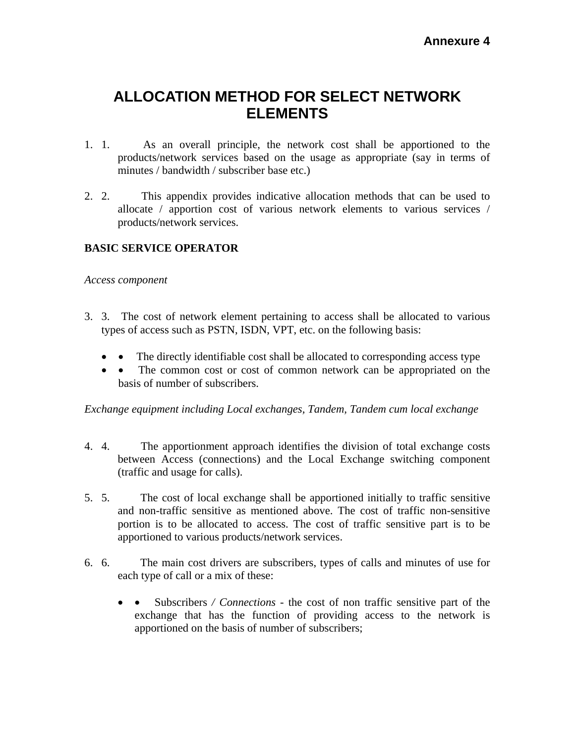**Annexure 4**

# ALLOCATION METHOD FOR SELECT NETWORK ELEMENTS

1. As an overall principle, the network cost shall be apportioned to the products/network services based on the usage as appropriate (say in terms of minutes / bandwidth / subscriber base etc.)

2. This appendix provides indicative allocation methods that can be used to allocate / apportion cost of various network elements to various services / products/network services.

**BASIC SERVICE OPERATOR**

*Access component*

3. The cost of network element pertaining to access shall be allocated to various types of access such as PSTN, ISDN, VPT, etc. on the following basis:

   - The directly identifiable cost shall be allocated to corresponding access type
   - The common cost or cost of common network can be appropriated on the basis of number of subscribers.

*Exchange equipment including Local exchanges, Tandem, Tandem cum local exchange*

4. The apportionment approach identifies the division of total exchange costs between Access (connections) and the Local Exchange switching component (traffic and usage for calls).

5. The cost of local exchange shall be apportioned initially to traffic sensitive and non-traffic sensitive as mentioned above. The cost of traffic non-sensitive portion is to be allocated to access. The cost of traffic sensitive part is to be apportioned to various products/network services.

6. The main cost drivers are subscribers, types of calls and minutes of use for each type of call or a mix of these:

   - Subscribers */ Connections* - the cost of non traffic sensitive part of the exchange that has the function of providing access to the network is apportioned on the basis of number of subscribers;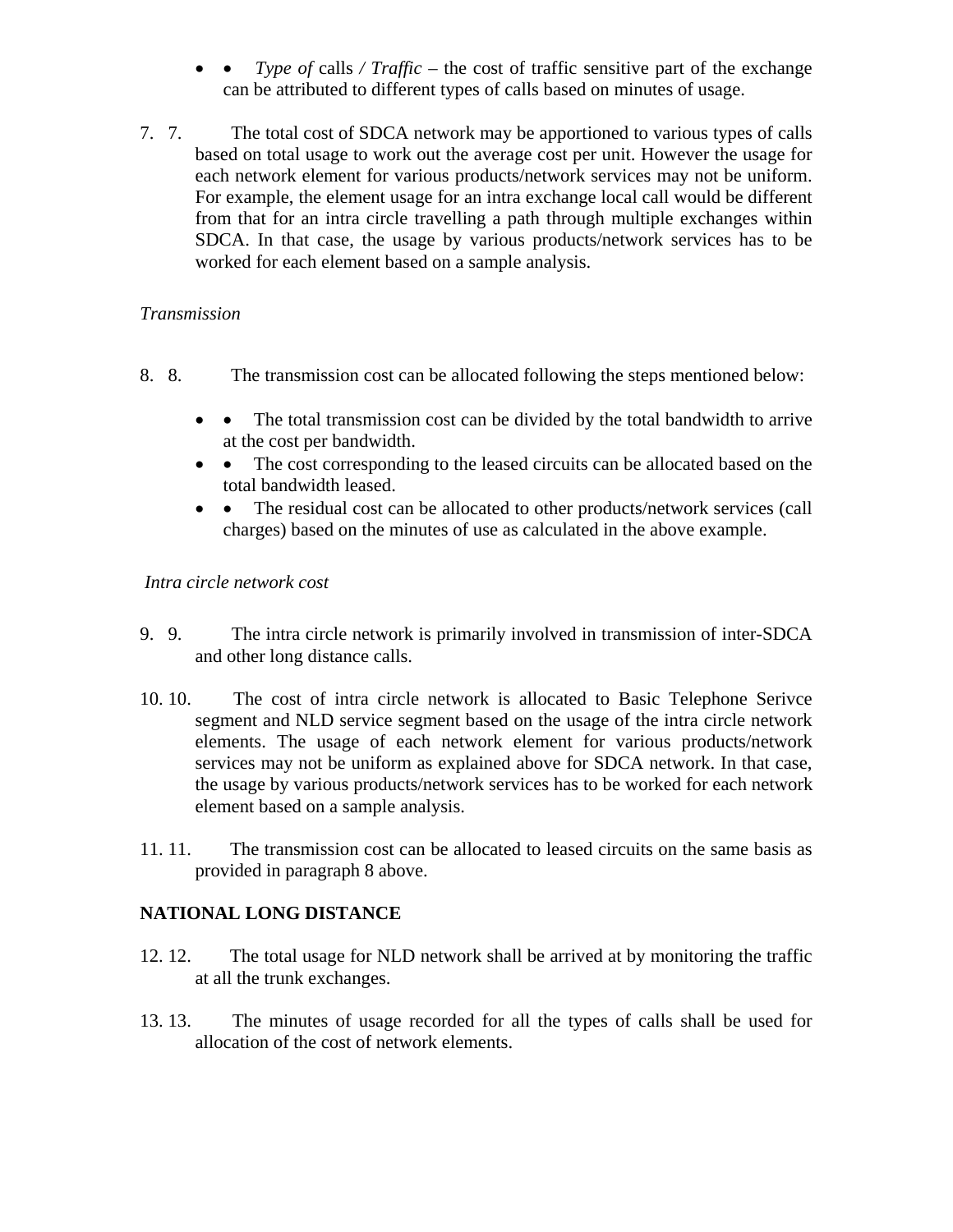- *Type of* calls */ Traffic* – the cost of traffic sensitive part of the exchange can be attributed to different types of calls based on minutes of usage.

7. The total cost of SDCA network may be apportioned to various types of calls based on total usage to work out the average cost per unit. However the usage for each network element for various products/network services may not be uniform. For example, the element usage for an intra exchange local call would be different from that for an intra circle travelling a path through multiple exchanges within SDCA. In that case, the usage by various products/network services has to be worked for each element based on a sample analysis.

*Transmission*

8. The transmission cost can be allocated following the steps mentioned below:

   - The total transmission cost can be divided by the total bandwidth to arrive at the cost per bandwidth.
   - The cost corresponding to the leased circuits can be allocated based on the total bandwidth leased.
   - The residual cost can be allocated to other products/network services (call charges) based on the minutes of use as calculated in the above example.

*Intra circle network cost*

9. The intra circle network is primarily involved in transmission of inter-SDCA and other long distance calls.

10. The cost of intra circle network is allocated to Basic Telephone Serivce segment and NLD service segment based on the usage of the intra circle network elements. The usage of each network element for various products/network services may not be uniform as explained above for SDCA network. In that case, the usage by various products/network services has to be worked for each network element based on a sample analysis.

11. The transmission cost can be allocated to leased circuits on the same basis as provided in paragraph 8 above.

**NATIONAL LONG DISTANCE**

12. The total usage for NLD network shall be arrived at by monitoring the traffic at all the trunk exchanges.

13. The minutes of usage recorded for all the types of calls shall be used for allocation of the cost of network elements.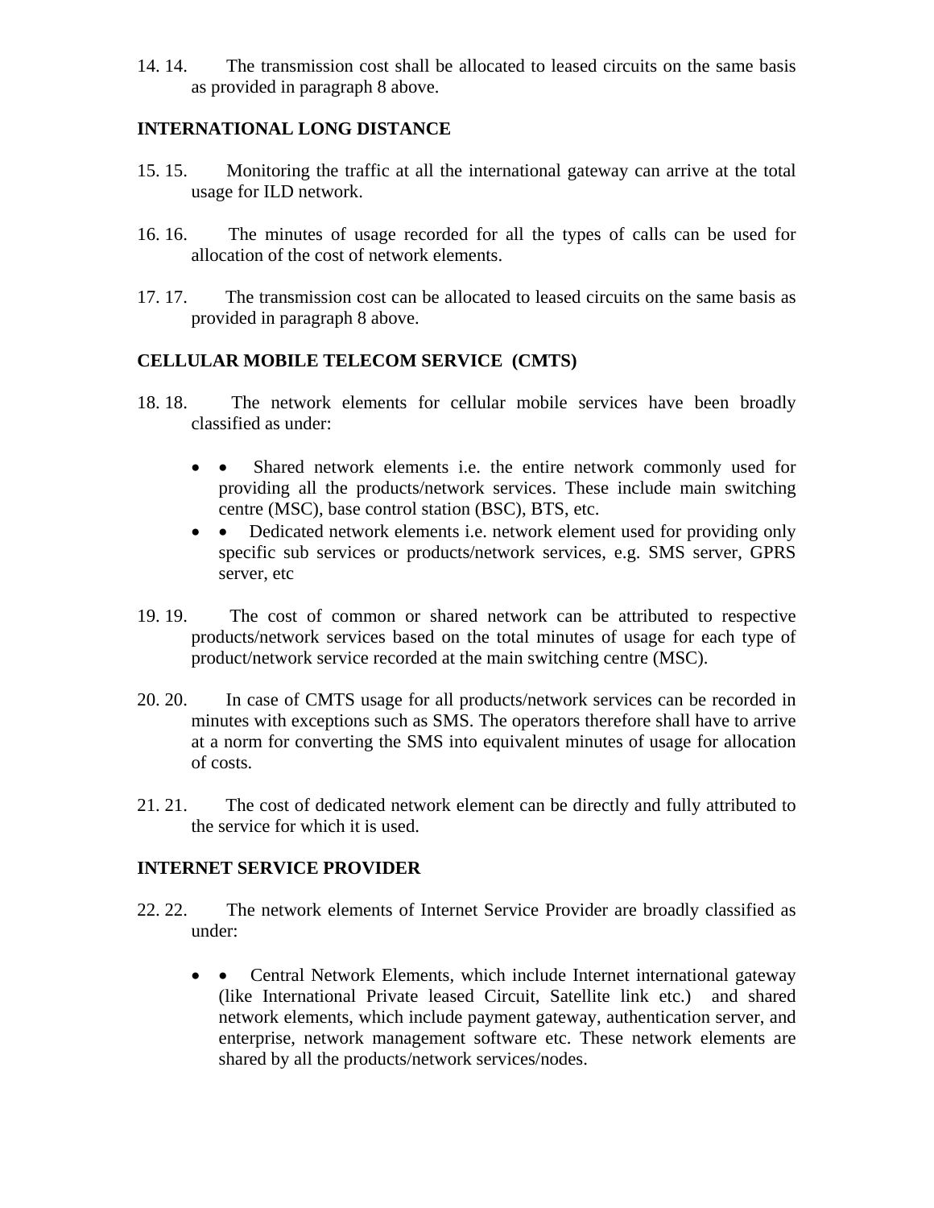14. 14. The transmission cost shall be allocated to leased circuits on the same basis as provided in paragraph 8 above.

**INTERNATIONAL LONG DISTANCE**

15. 15. Monitoring the traffic at all the international gateway can arrive at the total usage for ILD network.

16. 16. The minutes of usage recorded for all the types of calls can be used for allocation of the cost of network elements.

17. 17. The transmission cost can be allocated to leased circuits on the same basis as provided in paragraph 8 above.

**CELLULAR MOBILE TELECOM SERVICE (CMTS)**

18. 18. The network elements for cellular mobile services have been broadly classified as under:

- • Shared network elements i.e. the entire network commonly used for providing all the products/network services. These include main switching centre (MSC), base control station (BSC), BTS, etc.
- • Dedicated network elements i.e. network element used for providing only specific sub services or products/network services, e.g. SMS server, GPRS server, etc

19. 19. The cost of common or shared network can be attributed to respective products/network services based on the total minutes of usage for each type of product/network service recorded at the main switching centre (MSC).

20. 20. In case of CMTS usage for all products/network services can be recorded in minutes with exceptions such as SMS. The operators therefore shall have to arrive at a norm for converting the SMS into equivalent minutes of usage for allocation of costs.

21. 21. The cost of dedicated network element can be directly and fully attributed to the service for which it is used.

**INTERNET SERVICE PROVIDER**

22. 22. The network elements of Internet Service Provider are broadly classified as under:

- • Central Network Elements, which include Internet international gateway (like International Private leased Circuit, Satellite link etc.) and shared network elements, which include payment gateway, authentication server, and enterprise, network management software etc. These network elements are shared by all the products/network services/nodes.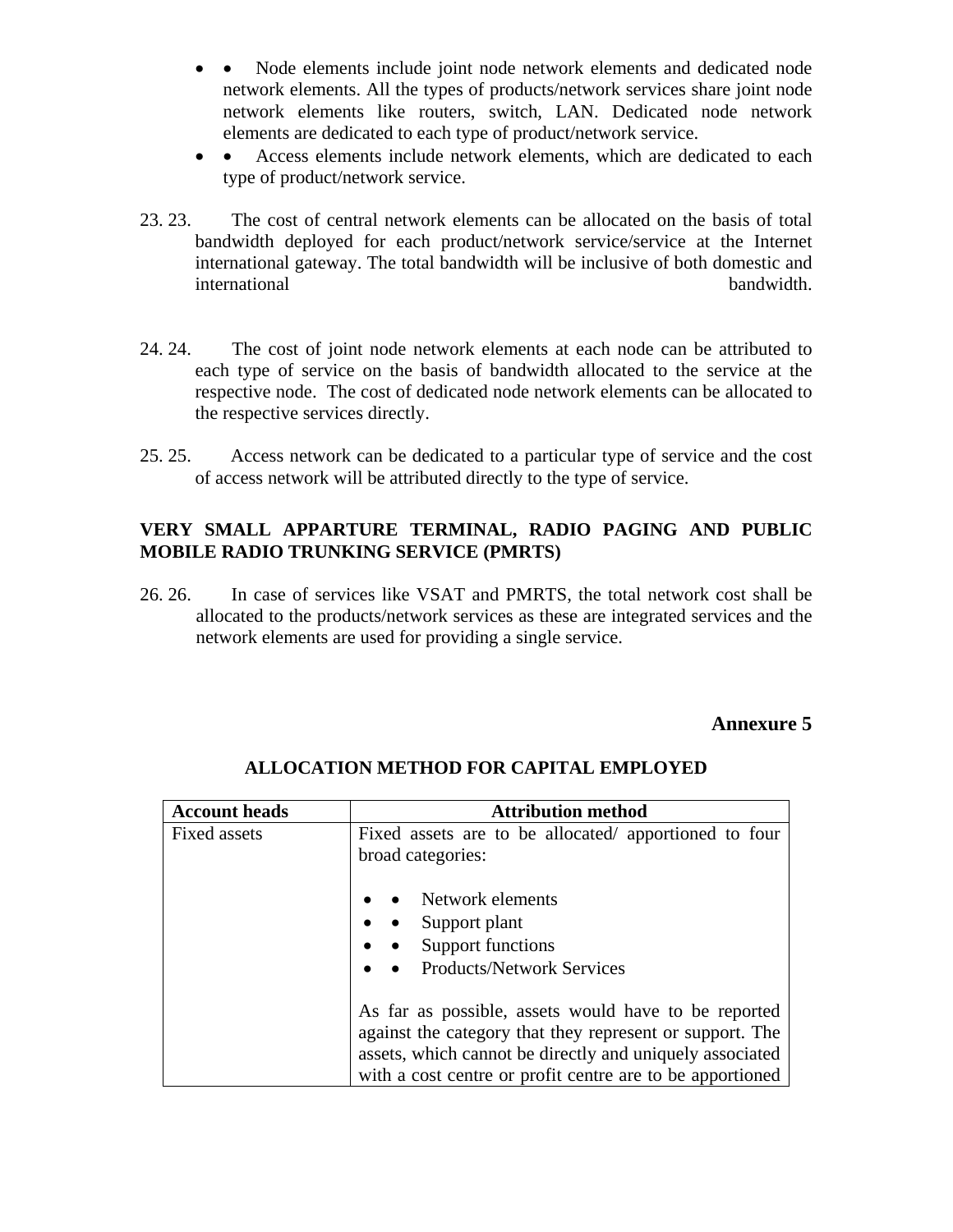- • Node elements include joint node network elements and dedicated node network elements. All the types of products/network services share joint node network elements like routers, switch, LAN. Dedicated node network elements are dedicated to each type of product/network service.
- • Access elements include network elements, which are dedicated to each type of product/network service.

23. 23. The cost of central network elements can be allocated on the basis of total bandwidth deployed for each product/network service/service at the Internet international gateway. The total bandwidth will be inclusive of both domestic and international bandwidth.

24. 24. The cost of joint node network elements at each node can be attributed to each type of service on the basis of bandwidth allocated to the service at the respective node. The cost of dedicated node network elements can be allocated to the respective services directly.

25. 25. Access network can be dedicated to a particular type of service and the cost of access network will be attributed directly to the type of service.

**VERY SMALL APPARTURE TERMINAL, RADIO PAGING AND PUBLIC MOBILE RADIO TRUNKING SERVICE (PMRTS)**

26. 26. In case of services like VSAT and PMRTS, the total network cost shall be allocated to the products/network services as these are integrated services and the network elements are used for providing a single service.

## Annexure 5

### ALLOCATION METHOD FOR CAPITAL EMPLOYED

| Account heads | Attribution method |
|---|---|
| Fixed assets | Fixed assets are to be allocated/ apportioned to four broad categories:<br><br>• • Network elements<br>• • Support plant<br>• • Support functions<br>• • Products/Network Services<br><br>As far as possible, assets would have to be reported against the category that they represent or support. The assets, which cannot be directly and uniquely associated with a cost centre or profit centre are to be apportioned |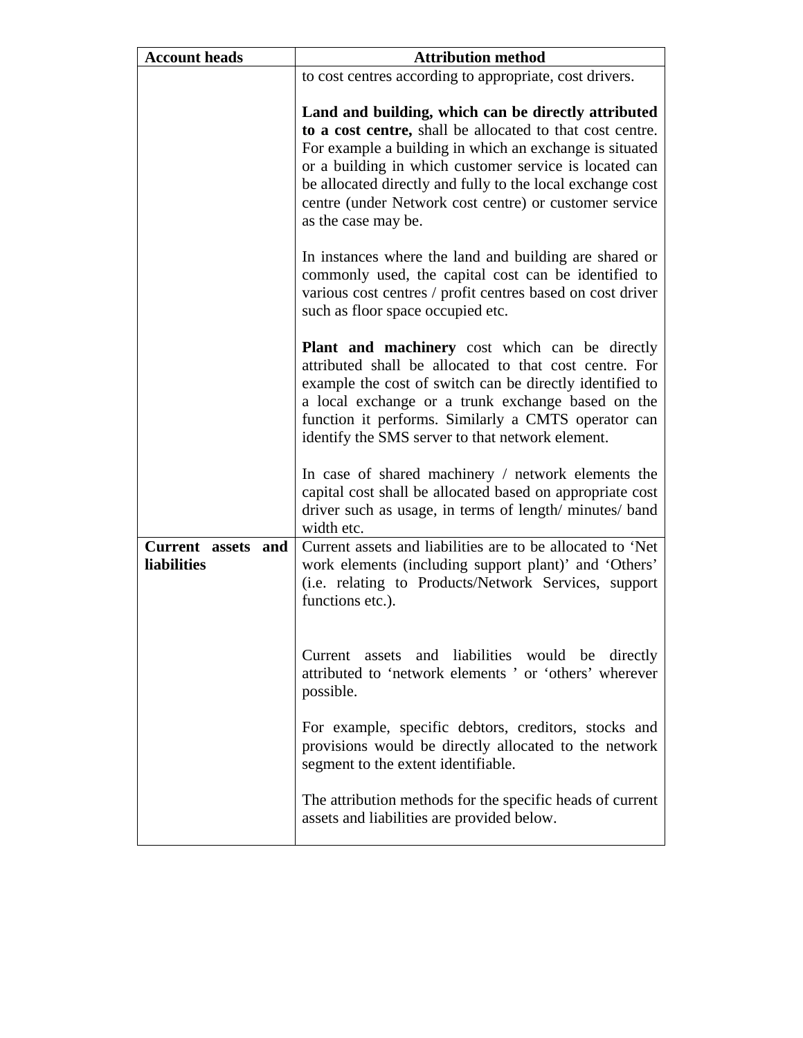| Account heads | Attribution method |
|---|---|
| | to cost centres according to appropriate, cost drivers.<br><br>**Land and building, which can be directly attributed to a cost centre,** shall be allocated to that cost centre. For example a building in which an exchange is situated or a building in which customer service is located can be allocated directly and fully to the local exchange cost centre (under Network cost centre) or customer service as the case may be.<br><br>In instances where the land and building are shared or commonly used, the capital cost can be identified to various cost centres / profit centres based on cost driver such as floor space occupied etc.<br><br>**Plant and machinery** cost which can be directly attributed shall be allocated to that cost centre. For example the cost of switch can be directly identified to a local exchange or a trunk exchange based on the function it performs. Similarly a CMTS operator can identify the SMS server to that network element.<br><br>In case of shared machinery / network elements the capital cost shall be allocated based on appropriate cost driver such as usage, in terms of length/ minutes/ band width etc. |
| **Current assets and liabilities** | Current assets and liabilities are to be allocated to 'Net work elements (including support plant)' and 'Others' (i.e. relating to Products/Network Services, support functions etc.).<br><br>Current assets and liabilities would be directly attributed to 'network elements ' or 'others' wherever possible.<br><br>For example, specific debtors, creditors, stocks and provisions would be directly allocated to the network segment to the extent identifiable.<br><br>The attribution methods for the specific heads of current assets and liabilities are provided below. |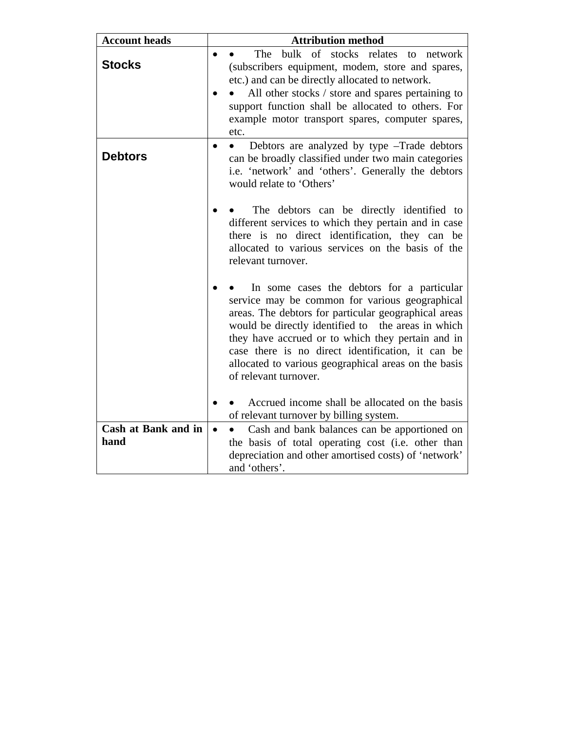| Account heads | Attribution method |
|---|---|
| **Stocks** | • The bulk of stocks relates to network (subscribers equipment, modem, store and spares, etc.) and can be directly allocated to network.<br>• All other stocks / store and spares pertaining to support function shall be allocated to others. For example motor transport spares, computer spares, etc. |
| **Debtors** | • Debtors are analyzed by type –Trade debtors can be broadly classified under two main categories i.e. 'network' and 'others'. Generally the debtors would relate to 'Others'<br><br>• The debtors can be directly identified to different services to which they pertain and in case there is no direct identification, they can be allocated to various services on the basis of the relevant turnover.<br><br>• In some cases the debtors for a particular service may be common for various geographical areas. The debtors for particular geographical areas would be directly identified to the areas in which they have accrued or to which they pertain and in case there is no direct identification, it can be allocated to various geographical areas on the basis of relevant turnover.<br><br>• Accrued income shall be allocated on the basis of relevant turnover by billing system. |
| **Cash at Bank and in hand** | • Cash and bank balances can be apportioned on the basis of total operating cost (i.e. other than depreciation and other amortised costs) of 'network' and 'others'. |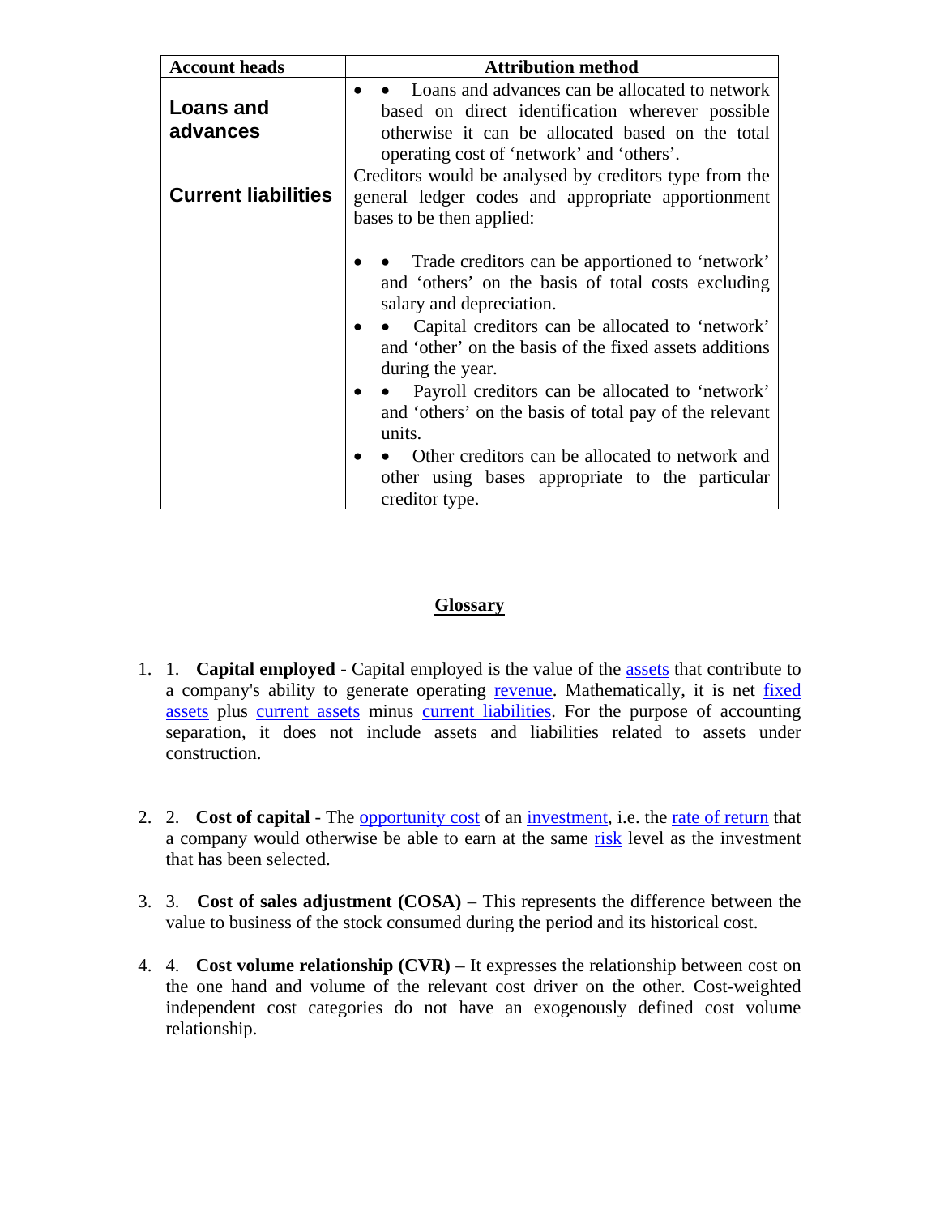| Account heads | Attribution method |
|---|---|
| **Loans and advances** | • Loans and advances can be allocated to network based on direct identification wherever possible otherwise it can be allocated based on the total operating cost of 'network' and 'others'. |
| **Current liabilities** | Creditors would be analysed by creditors type from the general ledger codes and appropriate apportionment bases to be then applied:<br><br>• Trade creditors can be apportioned to 'network' and 'others' on the basis of total costs excluding salary and depreciation.<br>• Capital creditors can be allocated to 'network' and 'other' on the basis of the fixed assets additions during the year.<br>• Payroll creditors can be allocated to 'network' and 'others' on the basis of total pay of the relevant units.<br>• Other creditors can be allocated to network and other using bases appropriate to the particular creditor type. |

## Glossary

1. **Capital employed** - Capital employed is the value of the assets that contribute to a company's ability to generate operating revenue. Mathematically, it is net fixed assets plus current assets minus current liabilities. For the purpose of accounting separation, it does not include assets and liabilities related to assets under construction.

2. **Cost of capital** - The opportunity cost of an investment, i.e. the rate of return that a company would otherwise be able to earn at the same risk level as the investment that has been selected.

3. **Cost of sales adjustment (COSA)** – This represents the difference between the value to business of the stock consumed during the period and its historical cost.

4. **Cost volume relationship (CVR)** – It expresses the relationship between cost on the one hand and volume of the relevant cost driver on the other. Cost-weighted independent cost categories do not have an exogenously defined cost volume relationship.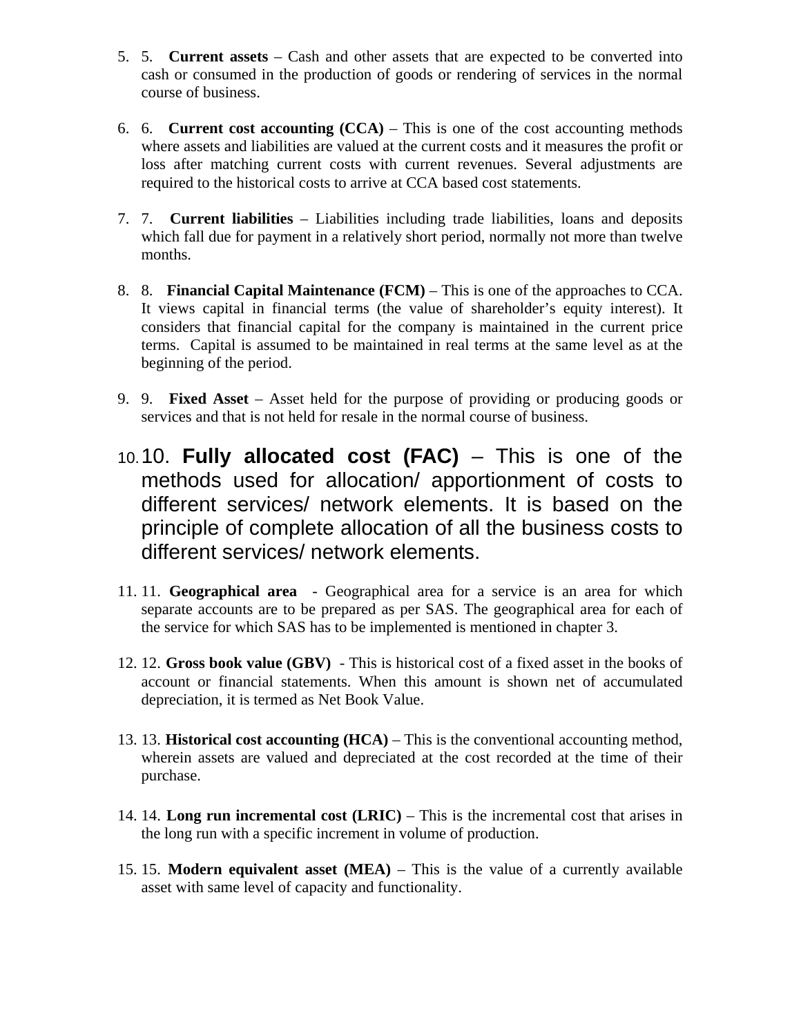5. **Current assets** – Cash and other assets that are expected to be converted into cash or consumed in the production of goods or rendering of services in the normal course of business.

6. **Current cost accounting (CCA)** – This is one of the cost accounting methods where assets and liabilities are valued at the current costs and it measures the profit or loss after matching current costs with current revenues. Several adjustments are required to the historical costs to arrive at CCA based cost statements.

7. **Current liabilities** – Liabilities including trade liabilities, loans and deposits which fall due for payment in a relatively short period, normally not more than twelve months.

8. **Financial Capital Maintenance (FCM)** – This is one of the approaches to CCA. It views capital in financial terms (the value of shareholder's equity interest). It considers that financial capital for the company is maintained in the current price terms. Capital is assumed to be maintained in real terms at the same level as at the beginning of the period.

9. **Fixed Asset** – Asset held for the purpose of providing or producing goods or services and that is not held for resale in the normal course of business.

10. **Fully allocated cost (FAC)** – This is one of the methods used for allocation/ apportionment of costs to different services/ network elements. It is based on the principle of complete allocation of all the business costs to different services/ network elements.

11. **Geographical area** - Geographical area for a service is an area for which separate accounts are to be prepared as per SAS. The geographical area for each of the service for which SAS has to be implemented is mentioned in chapter 3.

12. **Gross book value (GBV)** - This is historical cost of a fixed asset in the books of account or financial statements. When this amount is shown net of accumulated depreciation, it is termed as Net Book Value.

13. **Historical cost accounting (HCA)** – This is the conventional accounting method, wherein assets are valued and depreciated at the cost recorded at the time of their purchase.

14. **Long run incremental cost (LRIC)** – This is the incremental cost that arises in the long run with a specific increment in volume of production.

15. **Modern equivalent asset (MEA)** – This is the value of a currently available asset with same level of capacity and functionality.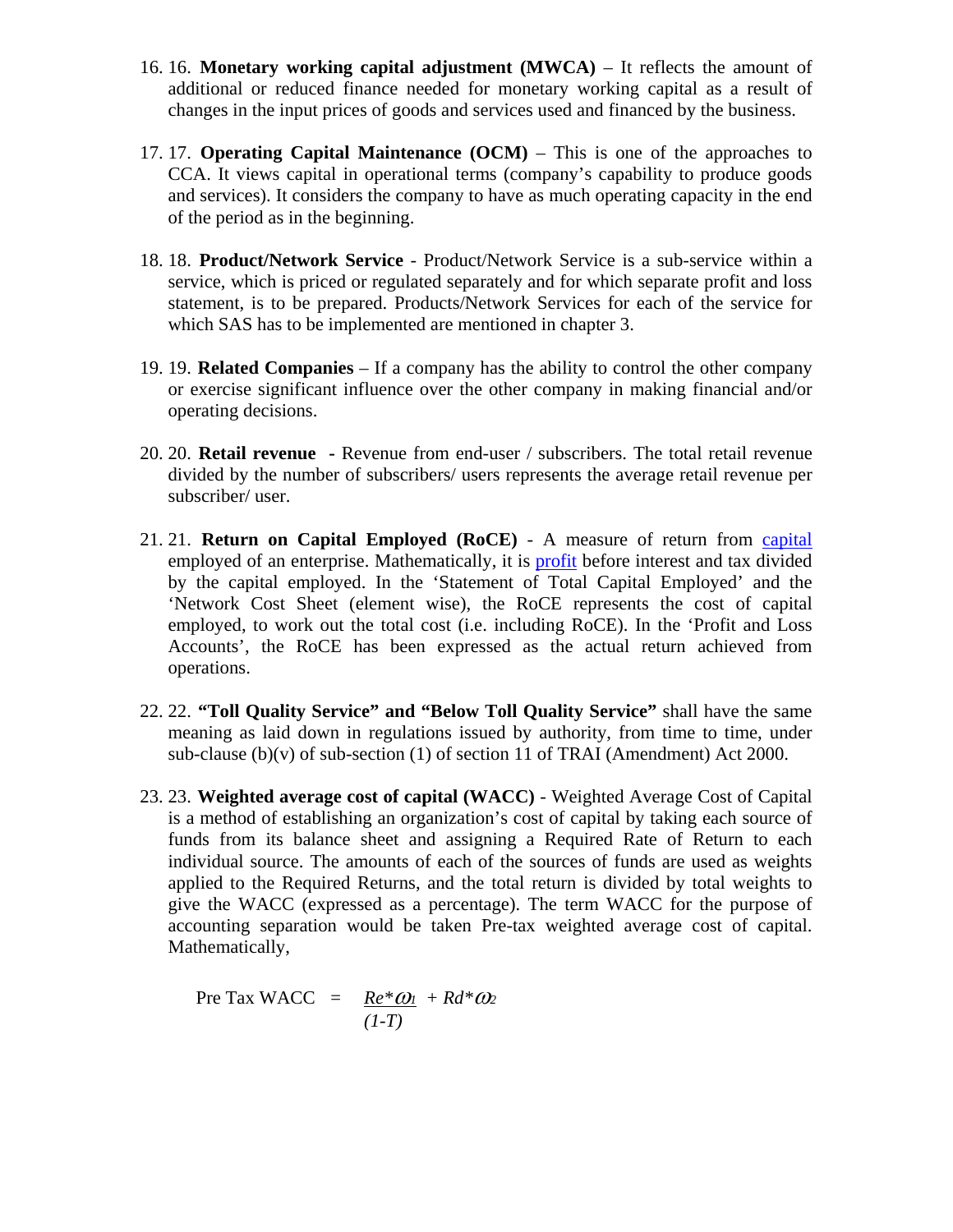16. 16. **Monetary working capital adjustment (MWCA)** – It reflects the amount of additional or reduced finance needed for monetary working capital as a result of changes in the input prices of goods and services used and financed by the business.

17. 17. **Operating Capital Maintenance (OCM)** – This is one of the approaches to CCA. It views capital in operational terms (company's capability to produce goods and services). It considers the company to have as much operating capacity in the end of the period as in the beginning.

18. 18. **Product/Network Service** - Product/Network Service is a sub-service within a service, which is priced or regulated separately and for which separate profit and loss statement, is to be prepared. Products/Network Services for each of the service for which SAS has to be implemented are mentioned in chapter 3.

19. 19. **Related Companies** – If a company has the ability to control the other company or exercise significant influence over the other company in making financial and/or operating decisions.

20. 20. **Retail revenue** - Revenue from end-user / subscribers. The total retail revenue divided by the number of subscribers/ users represents the average retail revenue per subscriber/ user.

21. 21. **Return on Capital Employed (RoCE)** - A measure of return from capital employed of an enterprise. Mathematically, it is profit before interest and tax divided by the capital employed. In the 'Statement of Total Capital Employed' and the 'Network Cost Sheet (element wise), the RoCE represents the cost of capital employed, to work out the total cost (i.e. including RoCE). In the 'Profit and Loss Accounts', the RoCE has been expressed as the actual return achieved from operations.

22. 22. **"Toll Quality Service" and "Below Toll Quality Service"** shall have the same meaning as laid down in regulations issued by authority, from time to time, under sub-clause (b)(v) of sub-section (1) of section 11 of TRAI (Amendment) Act 2000.

23. 23. **Weighted average cost of capital (WACC)** - Weighted Average Cost of Capital is a method of establishing an organization's cost of capital by taking each source of funds from its balance sheet and assigning a Required Rate of Return to each individual source. The amounts of each of the sources of funds are used as weights applied to the Required Returns, and the total return is divided by total weights to give the WACC (expressed as a percentage). The term WACC for the purpose of accounting separation would be taken Pre-tax weighted average cost of capital. Mathematically,

$$\text{Pre Tax WACC} = \frac{Re*\omega_1}{(1-T)} + Rd*\omega_2$$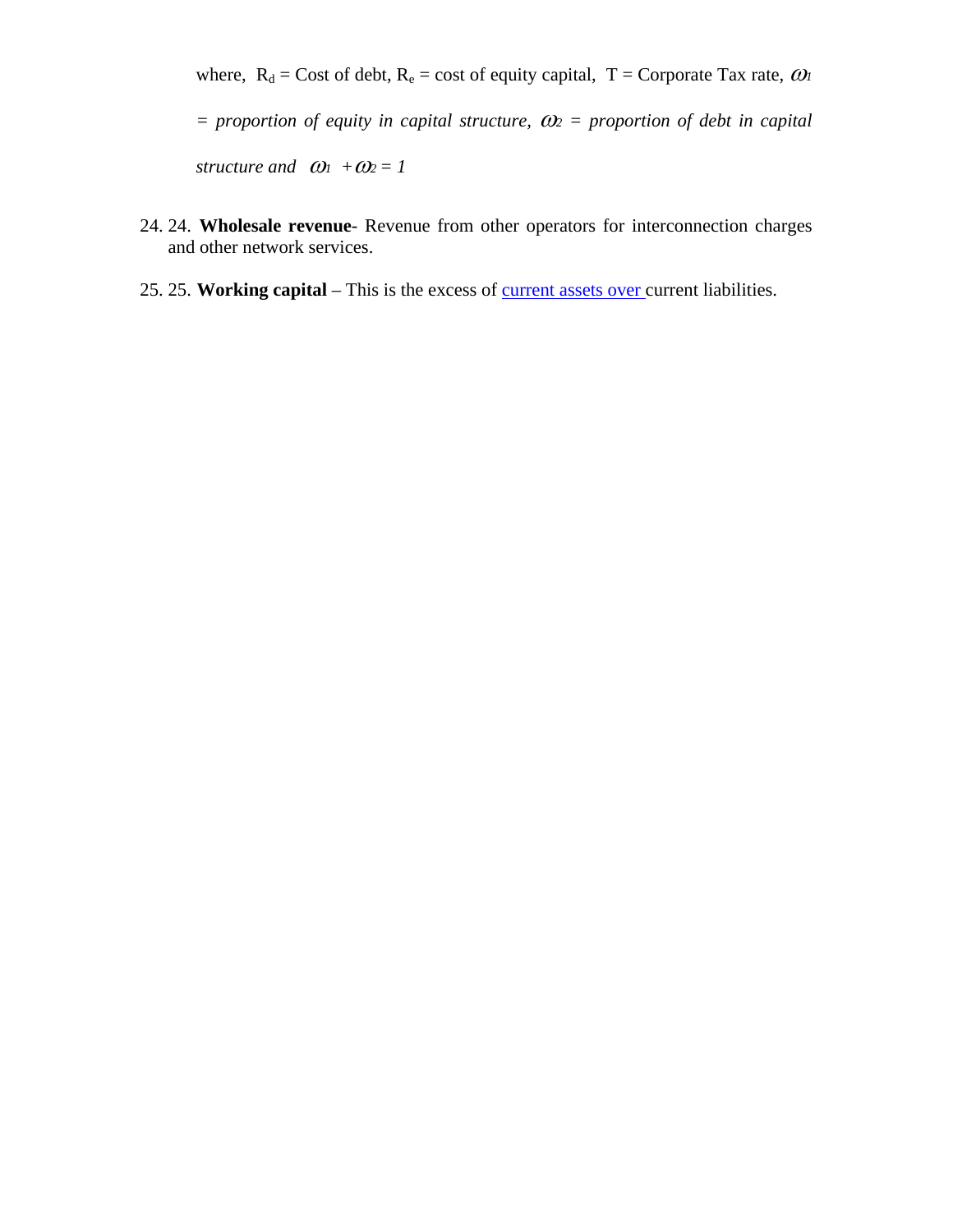where, $R_d$ = Cost of debt, $R_e$ = cost of equity capital, T = Corporate Tax rate, $\omega_1$ *= proportion of equity in capital structure,* $\omega_2$ *= proportion of debt in capital structure and* $\omega_1 + \omega_2 = 1$

24. 24. **Wholesale revenue**- Revenue from other operators for interconnection charges and other network services.

25. 25. **Working capital** – This is the excess of current assets over current liabilities.